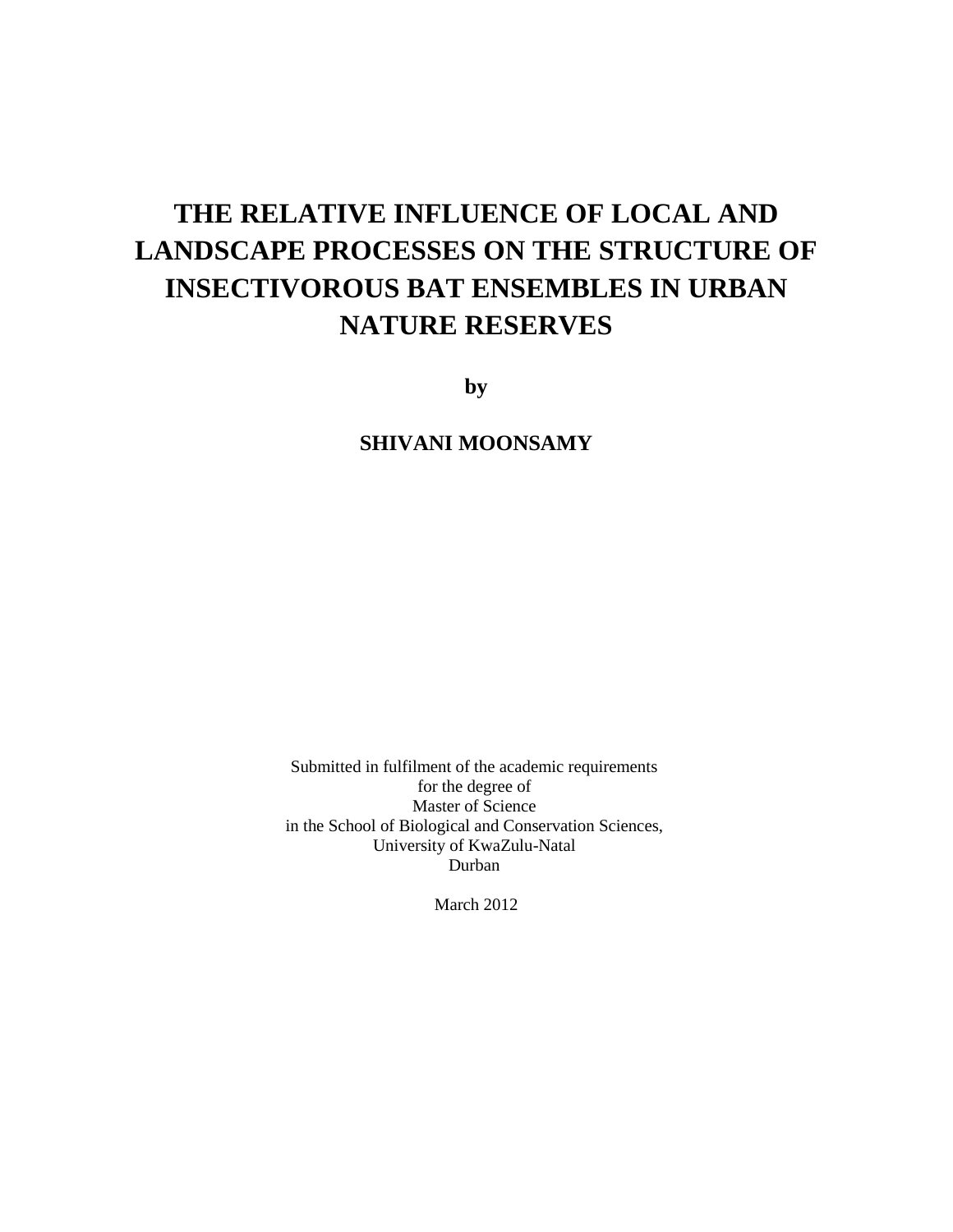# THE RELATIVE INFLUENCE OF LOCAL AND LANDSCAPE PROCESSES ON THE STRUCTURE OF INSECTIVOROUS BAT ENSEMBLES IN URBAN NATURE RESERVES

**by**

**SHIVANI MOONSAMY**

Submitted in fulfilment of the academic requirements
for the degree of
Master of Science
in the School of Biological and Conservation Sciences,
University of KwaZulu-Natal
Durban

March 2012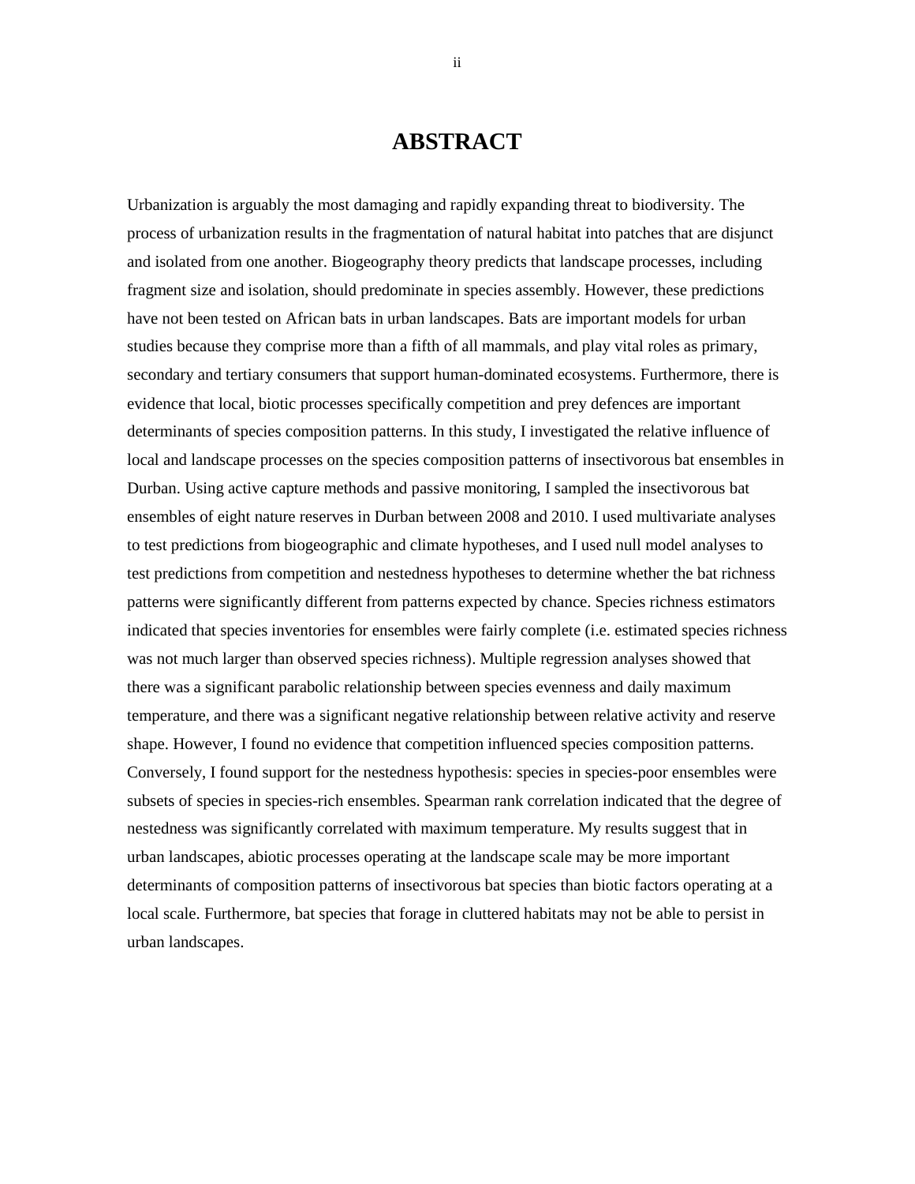# ABSTRACT

Urbanization is arguably the most damaging and rapidly expanding threat to biodiversity. The process of urbanization results in the fragmentation of natural habitat into patches that are disjunct and isolated from one another. Biogeography theory predicts that landscape processes, including fragment size and isolation, should predominate in species assembly. However, these predictions have not been tested on African bats in urban landscapes. Bats are important models for urban studies because they comprise more than a fifth of all mammals, and play vital roles as primary, secondary and tertiary consumers that support human-dominated ecosystems. Furthermore, there is evidence that local, biotic processes specifically competition and prey defences are important determinants of species composition patterns. In this study, I investigated the relative influence of local and landscape processes on the species composition patterns of insectivorous bat ensembles in Durban. Using active capture methods and passive monitoring, I sampled the insectivorous bat ensembles of eight nature reserves in Durban between 2008 and 2010. I used multivariate analyses to test predictions from biogeographic and climate hypotheses, and I used null model analyses to test predictions from competition and nestedness hypotheses to determine whether the bat richness patterns were significantly different from patterns expected by chance. Species richness estimators indicated that species inventories for ensembles were fairly complete (i.e. estimated species richness was not much larger than observed species richness). Multiple regression analyses showed that there was a significant parabolic relationship between species evenness and daily maximum temperature, and there was a significant negative relationship between relative activity and reserve shape. However, I found no evidence that competition influenced species composition patterns. Conversely, I found support for the nestedness hypothesis: species in species-poor ensembles were subsets of species in species-rich ensembles. Spearman rank correlation indicated that the degree of nestedness was significantly correlated with maximum temperature. My results suggest that in urban landscapes, abiotic processes operating at the landscape scale may be more important determinants of composition patterns of insectivorous bat species than biotic factors operating at a local scale. Furthermore, bat species that forage in cluttered habitats may not be able to persist in urban landscapes.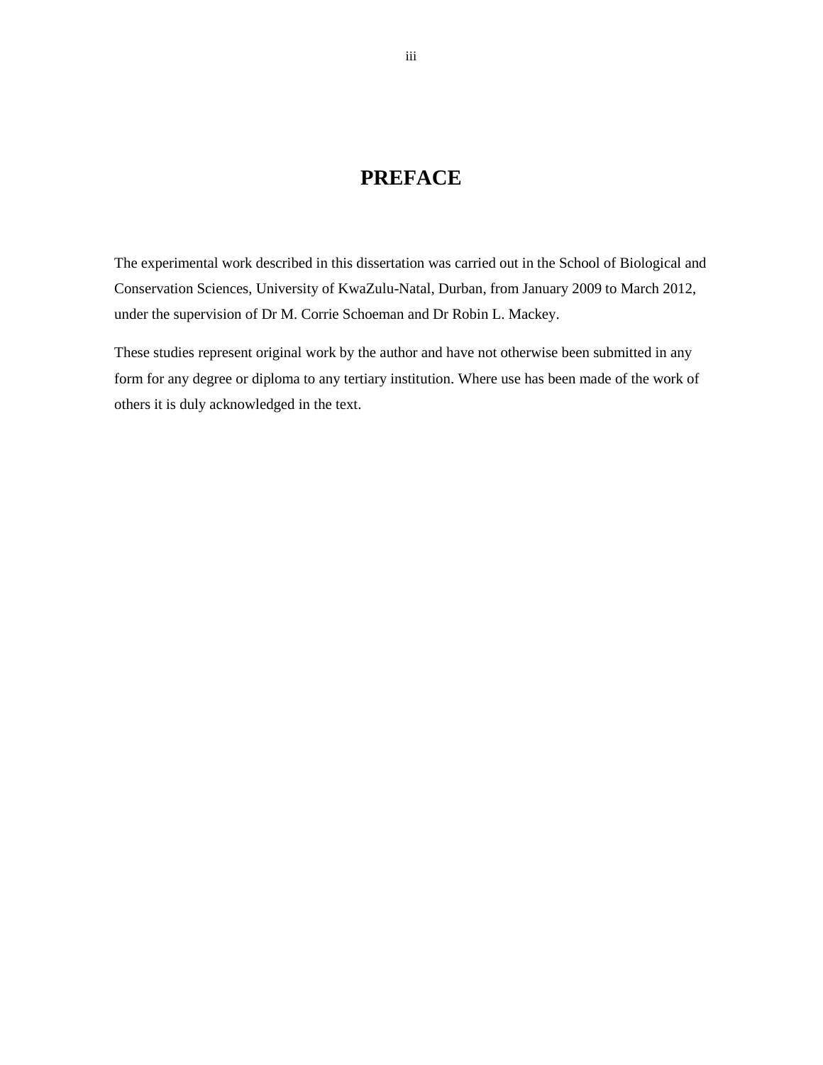# PREFACE

The experimental work described in this dissertation was carried out in the School of Biological and Conservation Sciences, University of KwaZulu-Natal, Durban, from January 2009 to March 2012, under the supervision of Dr M. Corrie Schoeman and Dr Robin L. Mackey.

These studies represent original work by the author and have not otherwise been submitted in any form for any degree or diploma to any tertiary institution. Where use has been made of the work of others it is duly acknowledged in the text.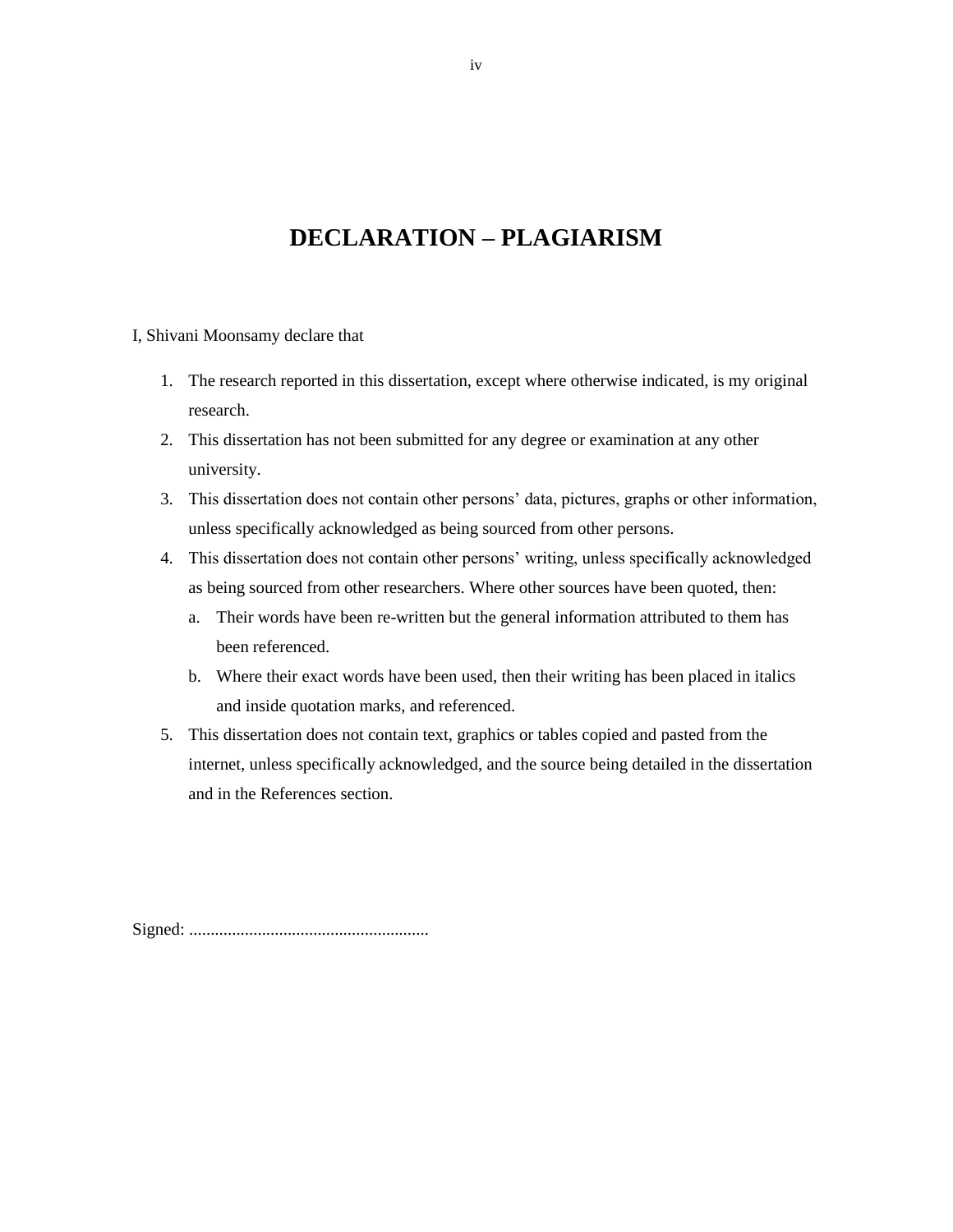# DECLARATION – PLAGIARISM

I, Shivani Moonsamy declare that

1. The research reported in this dissertation, except where otherwise indicated, is my original research.
2. This dissertation has not been submitted for any degree or examination at any other university.
3. This dissertation does not contain other persons' data, pictures, graphs or other information, unless specifically acknowledged as being sourced from other persons.
4. This dissertation does not contain other persons' writing, unless specifically acknowledged as being sourced from other researchers. Where other sources have been quoted, then:
   a. Their words have been re-written but the general information attributed to them has been referenced.
   b. Where their exact words have been used, then their writing has been placed in italics and inside quotation marks, and referenced.
5. This dissertation does not contain text, graphics or tables copied and pasted from the internet, unless specifically acknowledged, and the source being detailed in the dissertation and in the References section.

Signed: .......................................................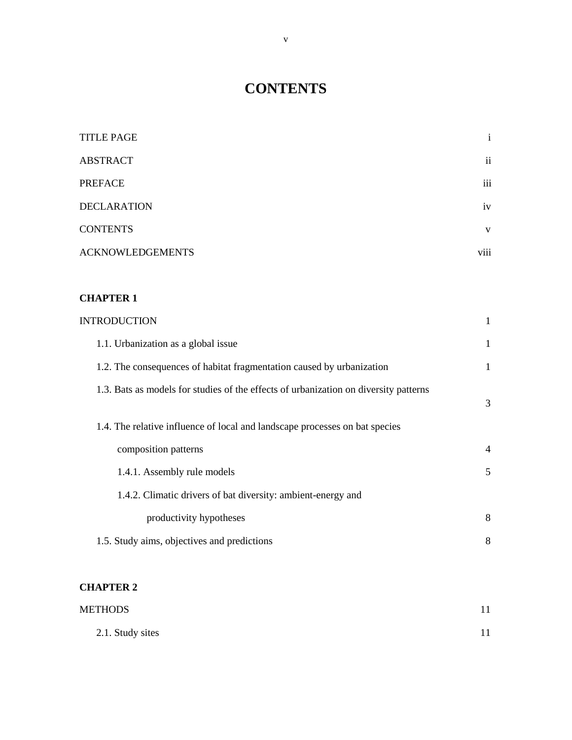# CONTENTS

| | |
|---|---|
| TITLE PAGE | i |
| ABSTRACT | ii |
| PREFACE | iii |
| DECLARATION | iv |
| CONTENTS | v |
| ACKNOWLEDGEMENTS | viii |

**CHAPTER 1**

| | |
|---|---|
| INTRODUCTION | 1 |
| 1.1. Urbanization as a global issue | 1 |
| 1.2. The consequences of habitat fragmentation caused by urbanization | 1 |
| 1.3. Bats as models for studies of the effects of urbanization on diversity patterns | 3 |
| 1.4. The relative influence of local and landscape processes on bat species composition patterns | 4 |
| 1.4.1. Assembly rule models | 5 |
| 1.4.2. Climatic drivers of bat diversity: ambient-energy and productivity hypotheses | 8 |
| 1.5. Study aims, objectives and predictions | 8 |

**CHAPTER 2**

| | |
|---|---|
| METHODS | 11 |
| 2.1. Study sites | 11 |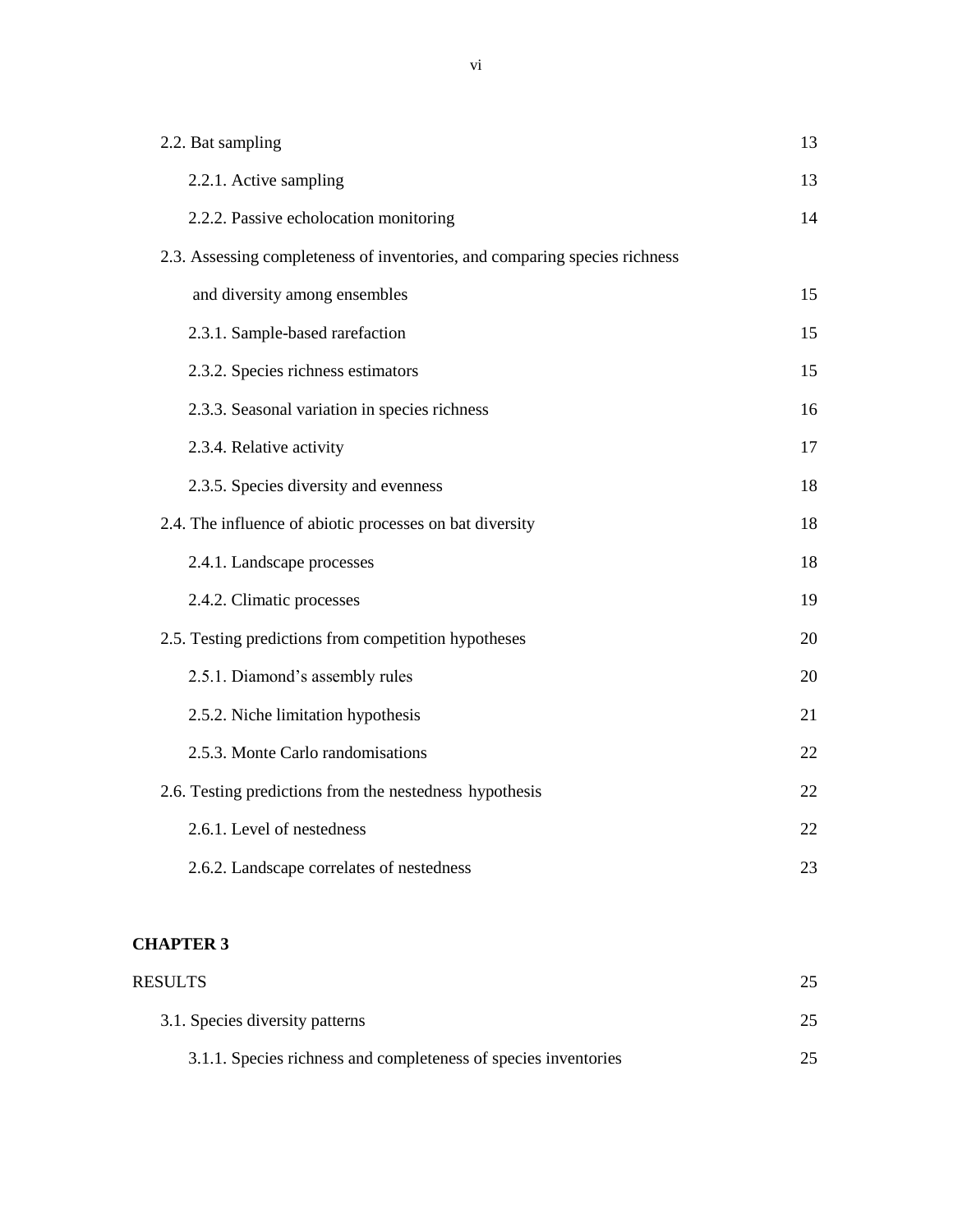2.2. Bat sampling 13

2.2.1. Active sampling 13

2.2.2. Passive echolocation monitoring 14

2.3. Assessing completeness of inventories, and comparing species richness and diversity among ensembles 15

2.3.1. Sample-based rarefaction 15

2.3.2. Species richness estimators 15

2.3.3. Seasonal variation in species richness 16

2.3.4. Relative activity 17

2.3.5. Species diversity and evenness 18

2.4. The influence of abiotic processes on bat diversity 18

2.4.1. Landscape processes 18

2.4.2. Climatic processes 19

2.5. Testing predictions from competition hypotheses 20

2.5.1. Diamond's assembly rules 20

2.5.2. Niche limitation hypothesis 21

2.5.3. Monte Carlo randomisations 22

2.6. Testing predictions from the nestedness hypothesis 22

2.6.1. Level of nestedness 22

2.6.2. Landscape correlates of nestedness 23

**CHAPTER 3**

RESULTS 25

3.1. Species diversity patterns 25

3.1.1. Species richness and completeness of species inventories 25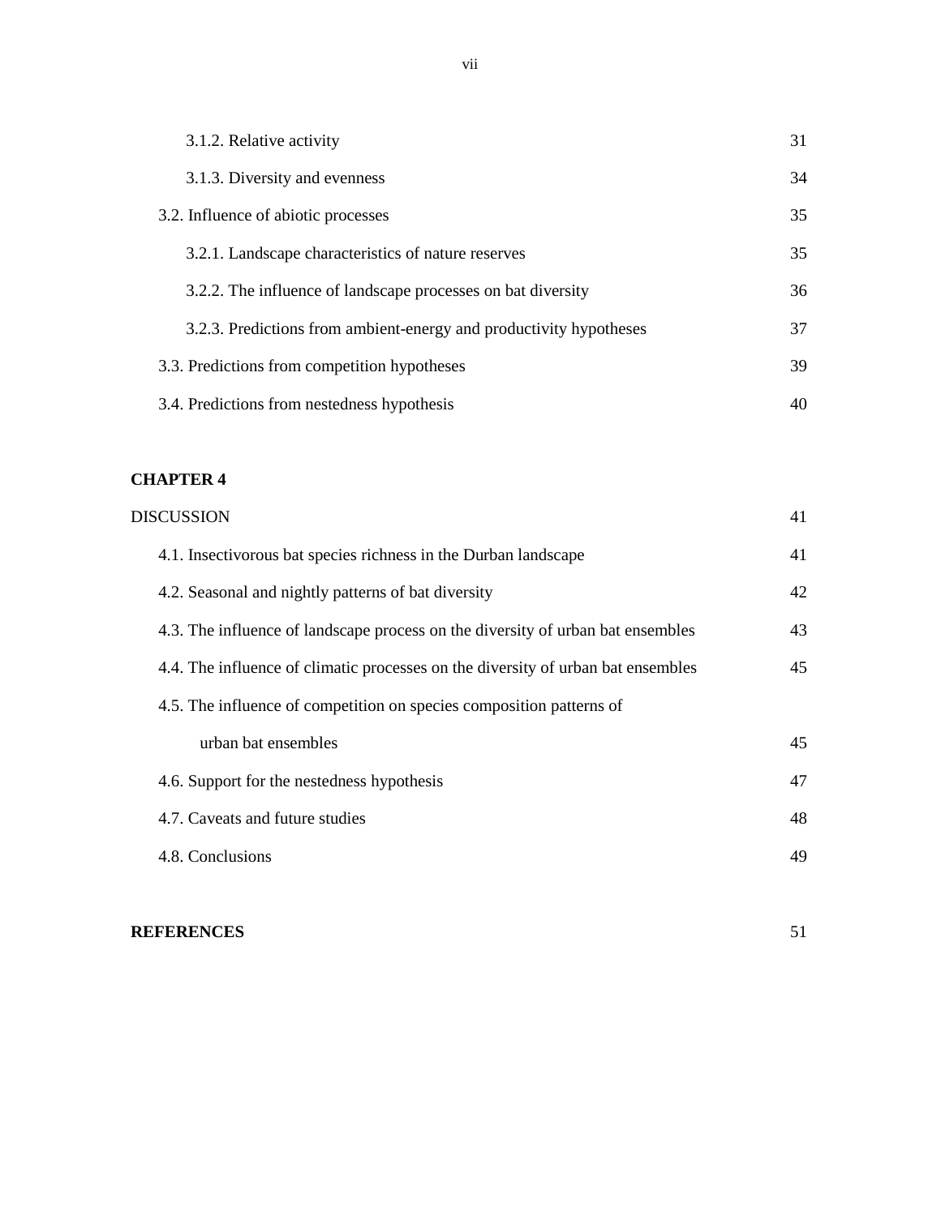3.1.2. Relative activity 31

3.1.3. Diversity and evenness 34

3.2. Influence of abiotic processes 35

3.2.1. Landscape characteristics of nature reserves 35

3.2.2. The influence of landscape processes on bat diversity 36

3.2.3. Predictions from ambient-energy and productivity hypotheses 37

3.3. Predictions from competition hypotheses 39

3.4. Predictions from nestedness hypothesis 40

**CHAPTER 4**

DISCUSSION 41

4.1. Insectivorous bat species richness in the Durban landscape 41

4.2. Seasonal and nightly patterns of bat diversity 42

4.3. The influence of landscape process on the diversity of urban bat ensembles 43

4.4. The influence of climatic processes on the diversity of urban bat ensembles 45

4.5. The influence of competition on species composition patterns of urban bat ensembles 45

4.6. Support for the nestedness hypothesis 47

4.7. Caveats and future studies 48

4.8. Conclusions 49

**REFERENCES** 51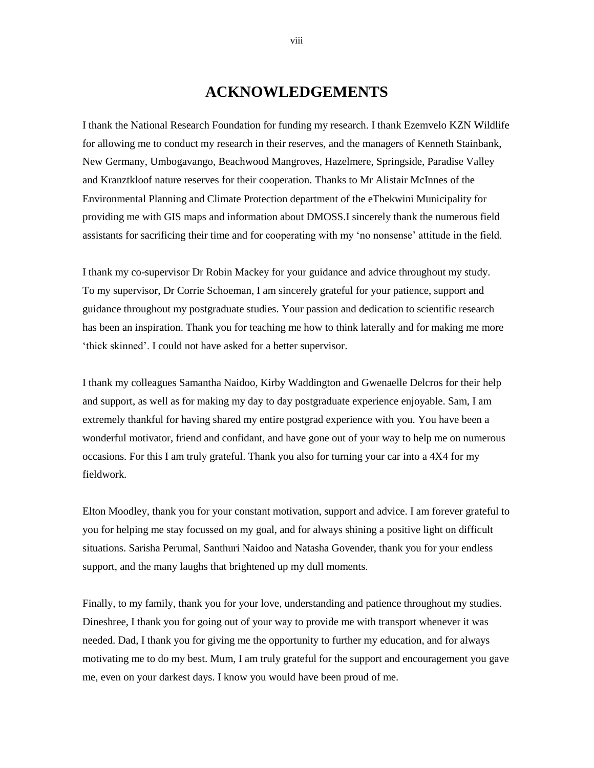# ACKNOWLEDGEMENTS

I thank the National Research Foundation for funding my research. I thank Ezemvelo KZN Wildlife for allowing me to conduct my research in their reserves, and the managers of Kenneth Stainbank, New Germany, Umbogavango, Beachwood Mangroves, Hazelmere, Springside, Paradise Valley and Kranztkloof nature reserves for their cooperation. Thanks to Mr Alistair McInnes of the Environmental Planning and Climate Protection department of the eThekwini Municipality for providing me with GIS maps and information about DMOSS.I sincerely thank the numerous field assistants for sacrificing their time and for cooperating with my 'no nonsense' attitude in the field.

I thank my co-supervisor Dr Robin Mackey for your guidance and advice throughout my study. To my supervisor, Dr Corrie Schoeman, I am sincerely grateful for your patience, support and guidance throughout my postgraduate studies. Your passion and dedication to scientific research has been an inspiration. Thank you for teaching me how to think laterally and for making me more 'thick skinned'. I could not have asked for a better supervisor.

I thank my colleagues Samantha Naidoo, Kirby Waddington and Gwenaelle Delcros for their help and support, as well as for making my day to day postgraduate experience enjoyable. Sam, I am extremely thankful for having shared my entire postgrad experience with you. You have been a wonderful motivator, friend and confidant, and have gone out of your way to help me on numerous occasions. For this I am truly grateful. Thank you also for turning your car into a 4X4 for my fieldwork.

Elton Moodley, thank you for your constant motivation, support and advice. I am forever grateful to you for helping me stay focussed on my goal, and for always shining a positive light on difficult situations. Sarisha Perumal, Santhuri Naidoo and Natasha Govender, thank you for your endless support, and the many laughs that brightened up my dull moments.

Finally, to my family, thank you for your love, understanding and patience throughout my studies. Dineshree, I thank you for going out of your way to provide me with transport whenever it was needed. Dad, I thank you for giving me the opportunity to further my education, and for always motivating me to do my best. Mum, I am truly grateful for the support and encouragement you gave me, even on your darkest days. I know you would have been proud of me.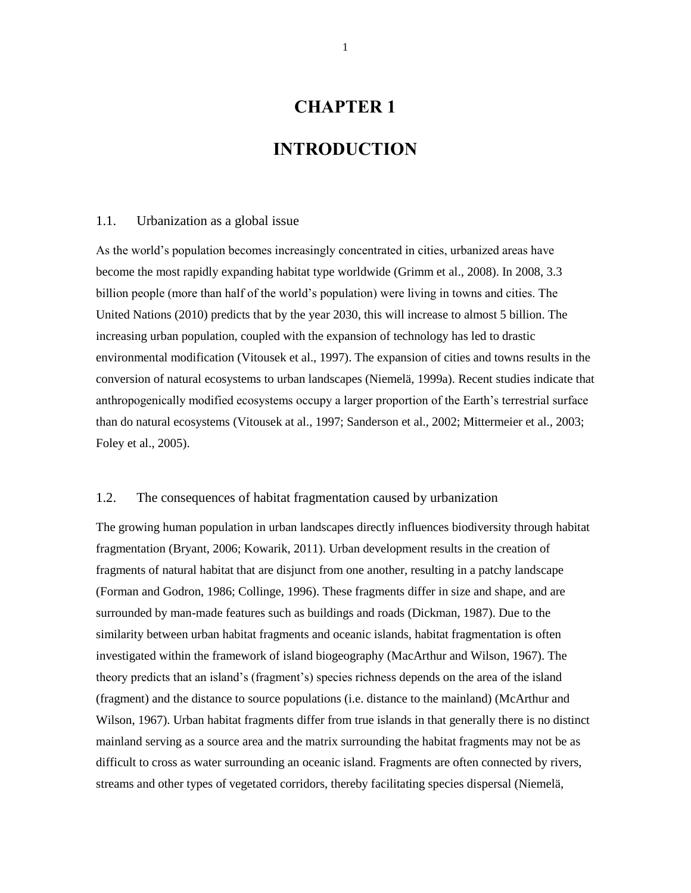# CHAPTER 1

# INTRODUCTION

## 1.1. Urbanization as a global issue

As the world's population becomes increasingly concentrated in cities, urbanized areas have become the most rapidly expanding habitat type worldwide (Grimm et al., 2008). In 2008, 3.3 billion people (more than half of the world's population) were living in towns and cities. The United Nations (2010) predicts that by the year 2030, this will increase to almost 5 billion. The increasing urban population, coupled with the expansion of technology has led to drastic environmental modification (Vitousek et al., 1997). The expansion of cities and towns results in the conversion of natural ecosystems to urban landscapes (Niemelä, 1999a). Recent studies indicate that anthropogenically modified ecosystems occupy a larger proportion of the Earth's terrestrial surface than do natural ecosystems (Vitousek at al., 1997; Sanderson et al., 2002; Mittermeier et al., 2003; Foley et al., 2005).

## 1.2. The consequences of habitat fragmentation caused by urbanization

The growing human population in urban landscapes directly influences biodiversity through habitat fragmentation (Bryant, 2006; Kowarik, 2011). Urban development results in the creation of fragments of natural habitat that are disjunct from one another, resulting in a patchy landscape (Forman and Godron, 1986; Collinge, 1996). These fragments differ in size and shape, and are surrounded by man-made features such as buildings and roads (Dickman, 1987). Due to the similarity between urban habitat fragments and oceanic islands, habitat fragmentation is often investigated within the framework of island biogeography (MacArthur and Wilson, 1967). The theory predicts that an island's (fragment's) species richness depends on the area of the island (fragment) and the distance to source populations (i.e. distance to the mainland) (McArthur and Wilson, 1967). Urban habitat fragments differ from true islands in that generally there is no distinct mainland serving as a source area and the matrix surrounding the habitat fragments may not be as difficult to cross as water surrounding an oceanic island. Fragments are often connected by rivers, streams and other types of vegetated corridors, thereby facilitating species dispersal (Niemelä,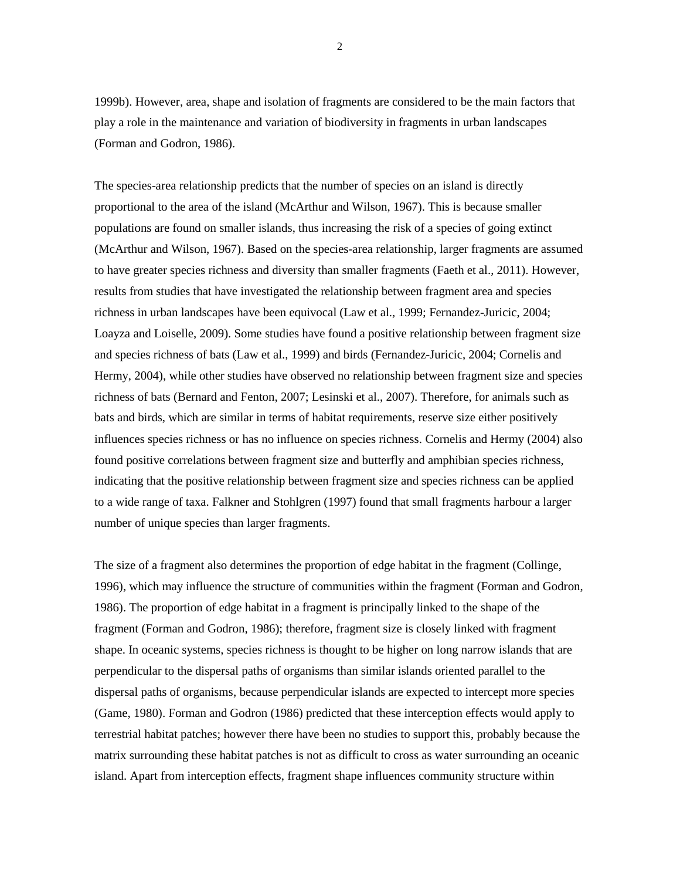1999b). However, area, shape and isolation of fragments are considered to be the main factors that play a role in the maintenance and variation of biodiversity in fragments in urban landscapes (Forman and Godron, 1986).

The species-area relationship predicts that the number of species on an island is directly proportional to the area of the island (McArthur and Wilson, 1967). This is because smaller populations are found on smaller islands, thus increasing the risk of a species of going extinct (McArthur and Wilson, 1967). Based on the species-area relationship, larger fragments are assumed to have greater species richness and diversity than smaller fragments (Faeth et al., 2011). However, results from studies that have investigated the relationship between fragment area and species richness in urban landscapes have been equivocal (Law et al., 1999; Fernandez-Juricic, 2004; Loayza and Loiselle, 2009). Some studies have found a positive relationship between fragment size and species richness of bats (Law et al., 1999) and birds (Fernandez-Juricic, 2004; Cornelis and Hermy, 2004), while other studies have observed no relationship between fragment size and species richness of bats (Bernard and Fenton, 2007; Lesinski et al., 2007). Therefore, for animals such as bats and birds, which are similar in terms of habitat requirements, reserve size either positively influences species richness or has no influence on species richness. Cornelis and Hermy (2004) also found positive correlations between fragment size and butterfly and amphibian species richness, indicating that the positive relationship between fragment size and species richness can be applied to a wide range of taxa. Falkner and Stohlgren (1997) found that small fragments harbour a larger number of unique species than larger fragments.

The size of a fragment also determines the proportion of edge habitat in the fragment (Collinge, 1996), which may influence the structure of communities within the fragment (Forman and Godron, 1986). The proportion of edge habitat in a fragment is principally linked to the shape of the fragment (Forman and Godron, 1986); therefore, fragment size is closely linked with fragment shape. In oceanic systems, species richness is thought to be higher on long narrow islands that are perpendicular to the dispersal paths of organisms than similar islands oriented parallel to the dispersal paths of organisms, because perpendicular islands are expected to intercept more species (Game, 1980). Forman and Godron (1986) predicted that these interception effects would apply to terrestrial habitat patches; however there have been no studies to support this, probably because the matrix surrounding these habitat patches is not as difficult to cross as water surrounding an oceanic island. Apart from interception effects, fragment shape influences community structure within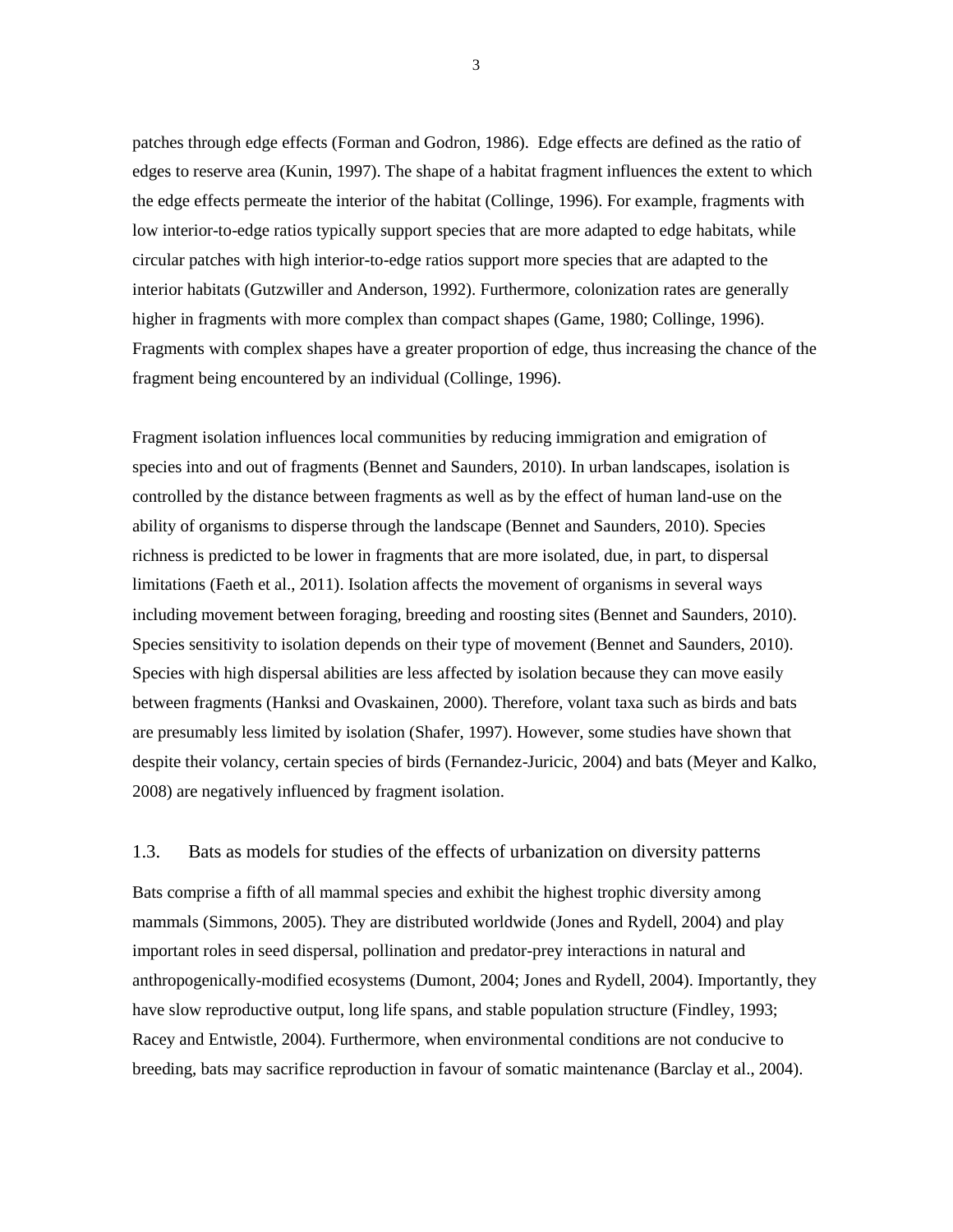patches through edge effects (Forman and Godron, 1986). Edge effects are defined as the ratio of edges to reserve area (Kunin, 1997). The shape of a habitat fragment influences the extent to which the edge effects permeate the interior of the habitat (Collinge, 1996). For example, fragments with low interior-to-edge ratios typically support species that are more adapted to edge habitats, while circular patches with high interior-to-edge ratios support more species that are adapted to the interior habitats (Gutzwiller and Anderson, 1992). Furthermore, colonization rates are generally higher in fragments with more complex than compact shapes (Game, 1980; Collinge, 1996). Fragments with complex shapes have a greater proportion of edge, thus increasing the chance of the fragment being encountered by an individual (Collinge, 1996).

Fragment isolation influences local communities by reducing immigration and emigration of species into and out of fragments (Bennet and Saunders, 2010). In urban landscapes, isolation is controlled by the distance between fragments as well as by the effect of human land-use on the ability of organisms to disperse through the landscape (Bennet and Saunders, 2010). Species richness is predicted to be lower in fragments that are more isolated, due, in part, to dispersal limitations (Faeth et al., 2011). Isolation affects the movement of organisms in several ways including movement between foraging, breeding and roosting sites (Bennet and Saunders, 2010). Species sensitivity to isolation depends on their type of movement (Bennet and Saunders, 2010). Species with high dispersal abilities are less affected by isolation because they can move easily between fragments (Hanksi and Ovaskainen, 2000). Therefore, volant taxa such as birds and bats are presumably less limited by isolation (Shafer, 1997). However, some studies have shown that despite their volancy, certain species of birds (Fernandez-Juricic, 2004) and bats (Meyer and Kalko, 2008) are negatively influenced by fragment isolation.

### 1.3. Bats as models for studies of the effects of urbanization on diversity patterns

Bats comprise a fifth of all mammal species and exhibit the highest trophic diversity among mammals (Simmons, 2005). They are distributed worldwide (Jones and Rydell, 2004) and play important roles in seed dispersal, pollination and predator-prey interactions in natural and anthropogenically-modified ecosystems (Dumont, 2004; Jones and Rydell, 2004). Importantly, they have slow reproductive output, long life spans, and stable population structure (Findley, 1993; Racey and Entwistle, 2004). Furthermore, when environmental conditions are not conducive to breeding, bats may sacrifice reproduction in favour of somatic maintenance (Barclay et al., 2004).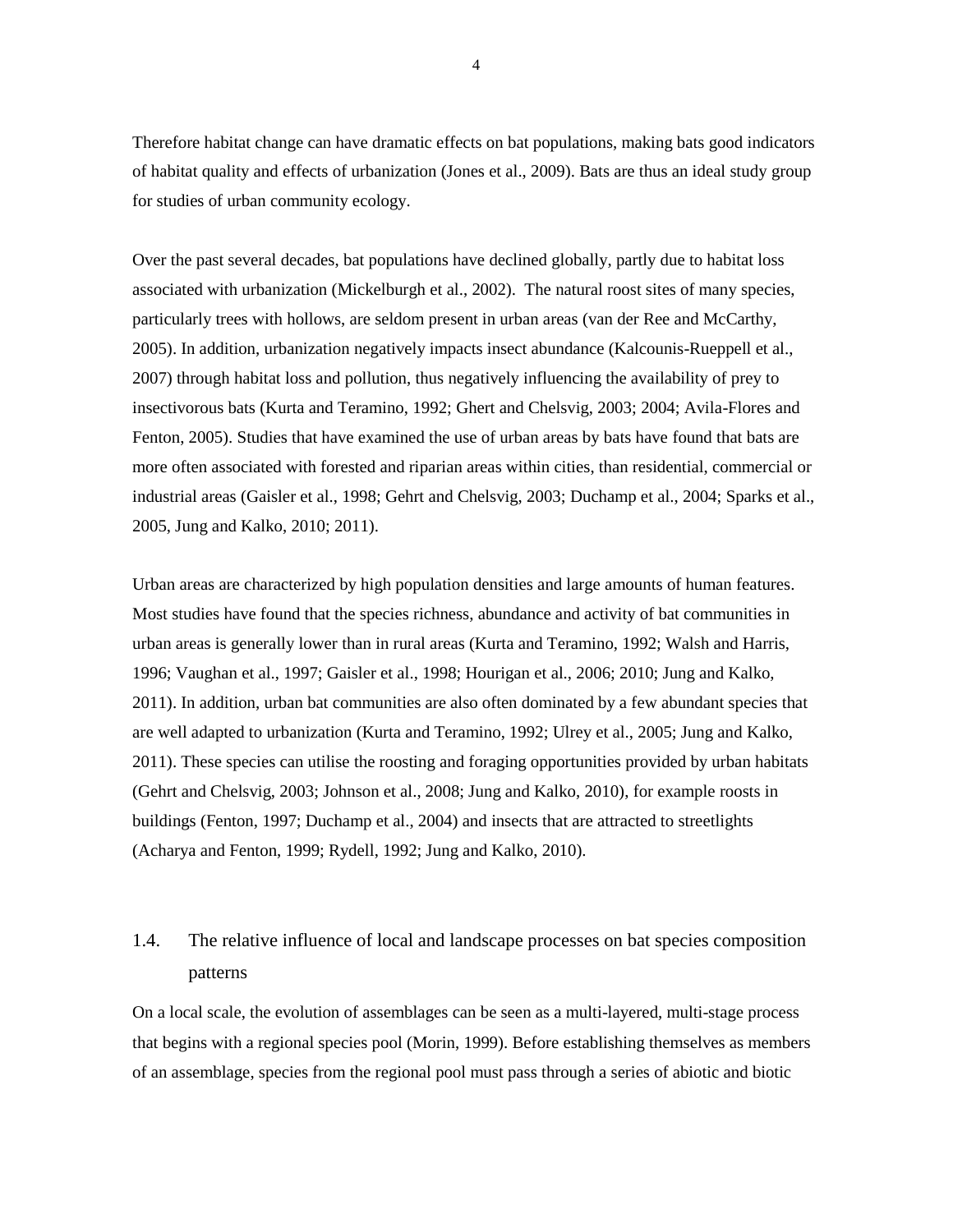Therefore habitat change can have dramatic effects on bat populations, making bats good indicators of habitat quality and effects of urbanization (Jones et al., 2009). Bats are thus an ideal study group for studies of urban community ecology.

Over the past several decades, bat populations have declined globally, partly due to habitat loss associated with urbanization (Mickelburgh et al., 2002). The natural roost sites of many species, particularly trees with hollows, are seldom present in urban areas (van der Ree and McCarthy, 2005). In addition, urbanization negatively impacts insect abundance (Kalcounis-Rueppell et al., 2007) through habitat loss and pollution, thus negatively influencing the availability of prey to insectivorous bats (Kurta and Teramino, 1992; Ghert and Chelsvig, 2003; 2004; Avila-Flores and Fenton, 2005). Studies that have examined the use of urban areas by bats have found that bats are more often associated with forested and riparian areas within cities, than residential, commercial or industrial areas (Gaisler et al., 1998; Gehrt and Chelsvig, 2003; Duchamp et al., 2004; Sparks et al., 2005, Jung and Kalko, 2010; 2011).

Urban areas are characterized by high population densities and large amounts of human features. Most studies have found that the species richness, abundance and activity of bat communities in urban areas is generally lower than in rural areas (Kurta and Teramino, 1992; Walsh and Harris, 1996; Vaughan et al., 1997; Gaisler et al., 1998; Hourigan et al., 2006; 2010; Jung and Kalko, 2011). In addition, urban bat communities are also often dominated by a few abundant species that are well adapted to urbanization (Kurta and Teramino, 1992; Ulrey et al., 2005; Jung and Kalko, 2011). These species can utilise the roosting and foraging opportunities provided by urban habitats (Gehrt and Chelsvig, 2003; Johnson et al., 2008; Jung and Kalko, 2010), for example roosts in buildings (Fenton, 1997; Duchamp et al., 2004) and insects that are attracted to streetlights (Acharya and Fenton, 1999; Rydell, 1992; Jung and Kalko, 2010).

## 1.4. The relative influence of local and landscape processes on bat species composition patterns

On a local scale, the evolution of assemblages can be seen as a multi-layered, multi-stage process that begins with a regional species pool (Morin, 1999). Before establishing themselves as members of an assemblage, species from the regional pool must pass through a series of abiotic and biotic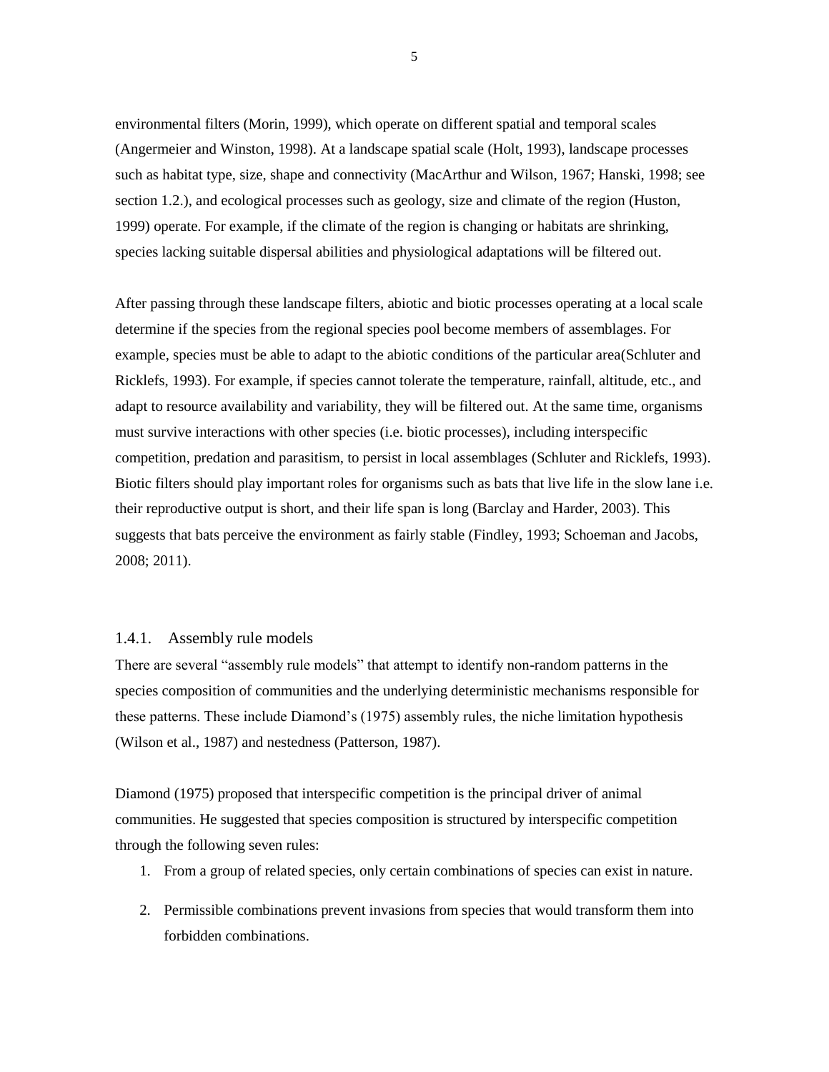environmental filters (Morin, 1999), which operate on different spatial and temporal scales (Angermeier and Winston, 1998). At a landscape spatial scale (Holt, 1993), landscape processes such as habitat type, size, shape and connectivity (MacArthur and Wilson, 1967; Hanski, 1998; see section 1.2.), and ecological processes such as geology, size and climate of the region (Huston, 1999) operate. For example, if the climate of the region is changing or habitats are shrinking, species lacking suitable dispersal abilities and physiological adaptations will be filtered out.

After passing through these landscape filters, abiotic and biotic processes operating at a local scale determine if the species from the regional species pool become members of assemblages. For example, species must be able to adapt to the abiotic conditions of the particular area(Schluter and Ricklefs, 1993). For example, if species cannot tolerate the temperature, rainfall, altitude, etc., and adapt to resource availability and variability, they will be filtered out. At the same time, organisms must survive interactions with other species (i.e. biotic processes), including interspecific competition, predation and parasitism, to persist in local assemblages (Schluter and Ricklefs, 1993). Biotic filters should play important roles for organisms such as bats that live life in the slow lane i.e. their reproductive output is short, and their life span is long (Barclay and Harder, 2003). This suggests that bats perceive the environment as fairly stable (Findley, 1993; Schoeman and Jacobs, 2008; 2011).

### 1.4.1. Assembly rule models

There are several "assembly rule models" that attempt to identify non-random patterns in the species composition of communities and the underlying deterministic mechanisms responsible for these patterns. These include Diamond's (1975) assembly rules, the niche limitation hypothesis (Wilson et al., 1987) and nestedness (Patterson, 1987).

Diamond (1975) proposed that interspecific competition is the principal driver of animal communities. He suggested that species composition is structured by interspecific competition through the following seven rules:

1. From a group of related species, only certain combinations of species can exist in nature.
2. Permissible combinations prevent invasions from species that would transform them into forbidden combinations.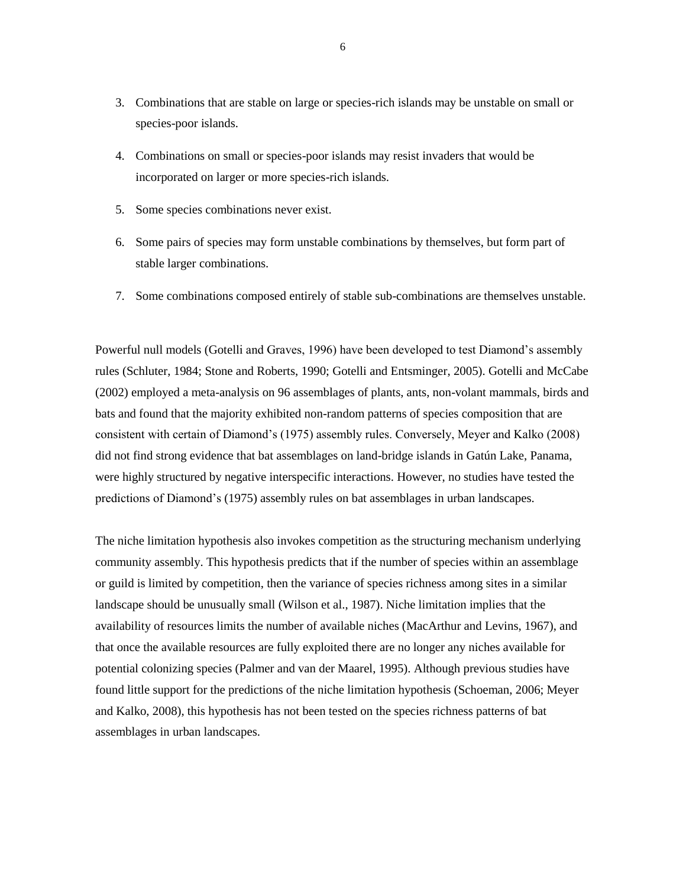3. Combinations that are stable on large or species-rich islands may be unstable on small or species-poor islands.

4. Combinations on small or species-poor islands may resist invaders that would be incorporated on larger or more species-rich islands.

5. Some species combinations never exist.

6. Some pairs of species may form unstable combinations by themselves, but form part of stable larger combinations.

7. Some combinations composed entirely of stable sub-combinations are themselves unstable.

Powerful null models (Gotelli and Graves, 1996) have been developed to test Diamond's assembly rules (Schluter, 1984; Stone and Roberts, 1990; Gotelli and Entsminger, 2005). Gotelli and McCabe (2002) employed a meta-analysis on 96 assemblages of plants, ants, non-volant mammals, birds and bats and found that the majority exhibited non-random patterns of species composition that are consistent with certain of Diamond's (1975) assembly rules. Conversely, Meyer and Kalko (2008) did not find strong evidence that bat assemblages on land-bridge islands in Gatún Lake, Panama, were highly structured by negative interspecific interactions. However, no studies have tested the predictions of Diamond's (1975) assembly rules on bat assemblages in urban landscapes.

The niche limitation hypothesis also invokes competition as the structuring mechanism underlying community assembly. This hypothesis predicts that if the number of species within an assemblage or guild is limited by competition, then the variance of species richness among sites in a similar landscape should be unusually small (Wilson et al., 1987). Niche limitation implies that the availability of resources limits the number of available niches (MacArthur and Levins, 1967), and that once the available resources are fully exploited there are no longer any niches available for potential colonizing species (Palmer and van der Maarel, 1995). Although previous studies have found little support for the predictions of the niche limitation hypothesis (Schoeman, 2006; Meyer and Kalko, 2008), this hypothesis has not been tested on the species richness patterns of bat assemblages in urban landscapes.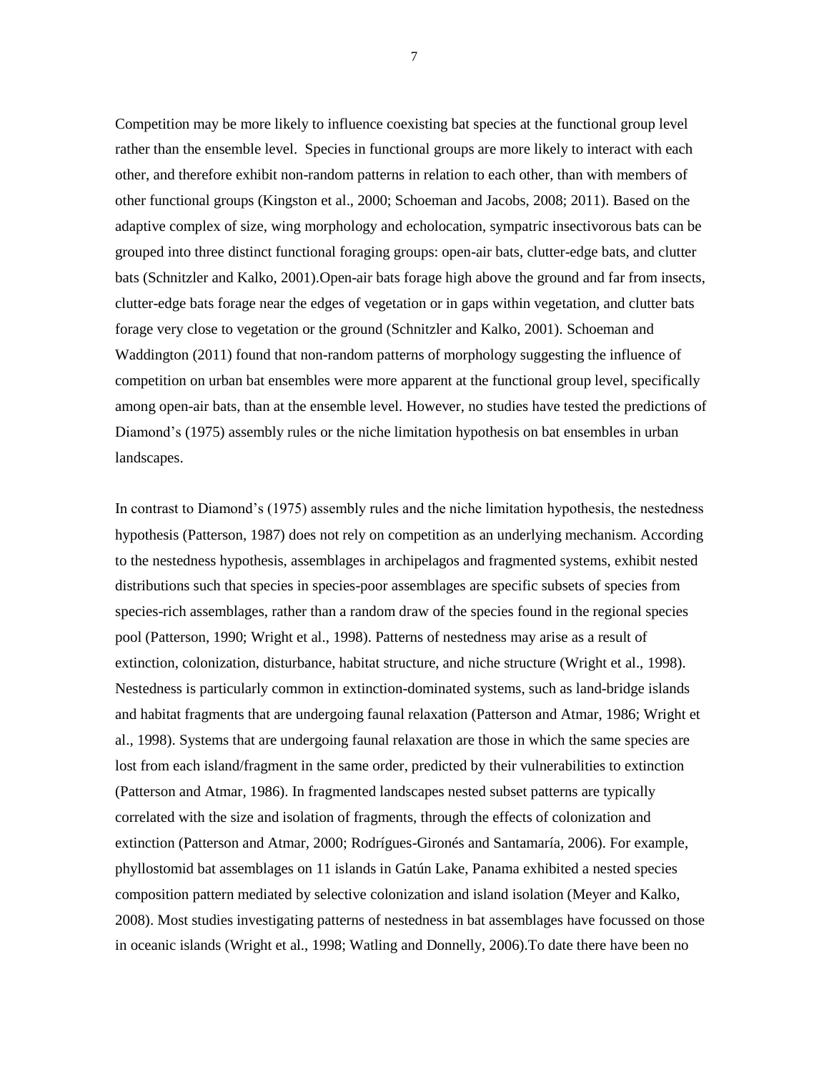Competition may be more likely to influence coexisting bat species at the functional group level rather than the ensemble level. Species in functional groups are more likely to interact with each other, and therefore exhibit non-random patterns in relation to each other, than with members of other functional groups (Kingston et al., 2000; Schoeman and Jacobs, 2008; 2011). Based on the adaptive complex of size, wing morphology and echolocation, sympatric insectivorous bats can be grouped into three distinct functional foraging groups: open-air bats, clutter-edge bats, and clutter bats (Schnitzler and Kalko, 2001).Open-air bats forage high above the ground and far from insects, clutter-edge bats forage near the edges of vegetation or in gaps within vegetation, and clutter bats forage very close to vegetation or the ground (Schnitzler and Kalko, 2001). Schoeman and Waddington (2011) found that non-random patterns of morphology suggesting the influence of competition on urban bat ensembles were more apparent at the functional group level, specifically among open-air bats, than at the ensemble level. However, no studies have tested the predictions of Diamond's (1975) assembly rules or the niche limitation hypothesis on bat ensembles in urban landscapes.

In contrast to Diamond's (1975) assembly rules and the niche limitation hypothesis, the nestedness hypothesis (Patterson, 1987) does not rely on competition as an underlying mechanism. According to the nestedness hypothesis, assemblages in archipelagos and fragmented systems, exhibit nested distributions such that species in species-poor assemblages are specific subsets of species from species-rich assemblages, rather than a random draw of the species found in the regional species pool (Patterson, 1990; Wright et al., 1998). Patterns of nestedness may arise as a result of extinction, colonization, disturbance, habitat structure, and niche structure (Wright et al., 1998). Nestedness is particularly common in extinction-dominated systems, such as land-bridge islands and habitat fragments that are undergoing faunal relaxation (Patterson and Atmar, 1986; Wright et al., 1998). Systems that are undergoing faunal relaxation are those in which the same species are lost from each island/fragment in the same order, predicted by their vulnerabilities to extinction (Patterson and Atmar, 1986). In fragmented landscapes nested subset patterns are typically correlated with the size and isolation of fragments, through the effects of colonization and extinction (Patterson and Atmar, 2000; Rodrígues-Gironés and Santamaría, 2006). For example, phyllostomid bat assemblages on 11 islands in Gatún Lake, Panama exhibited a nested species composition pattern mediated by selective colonization and island isolation (Meyer and Kalko, 2008). Most studies investigating patterns of nestedness in bat assemblages have focussed on those in oceanic islands (Wright et al., 1998; Watling and Donnelly, 2006).To date there have been no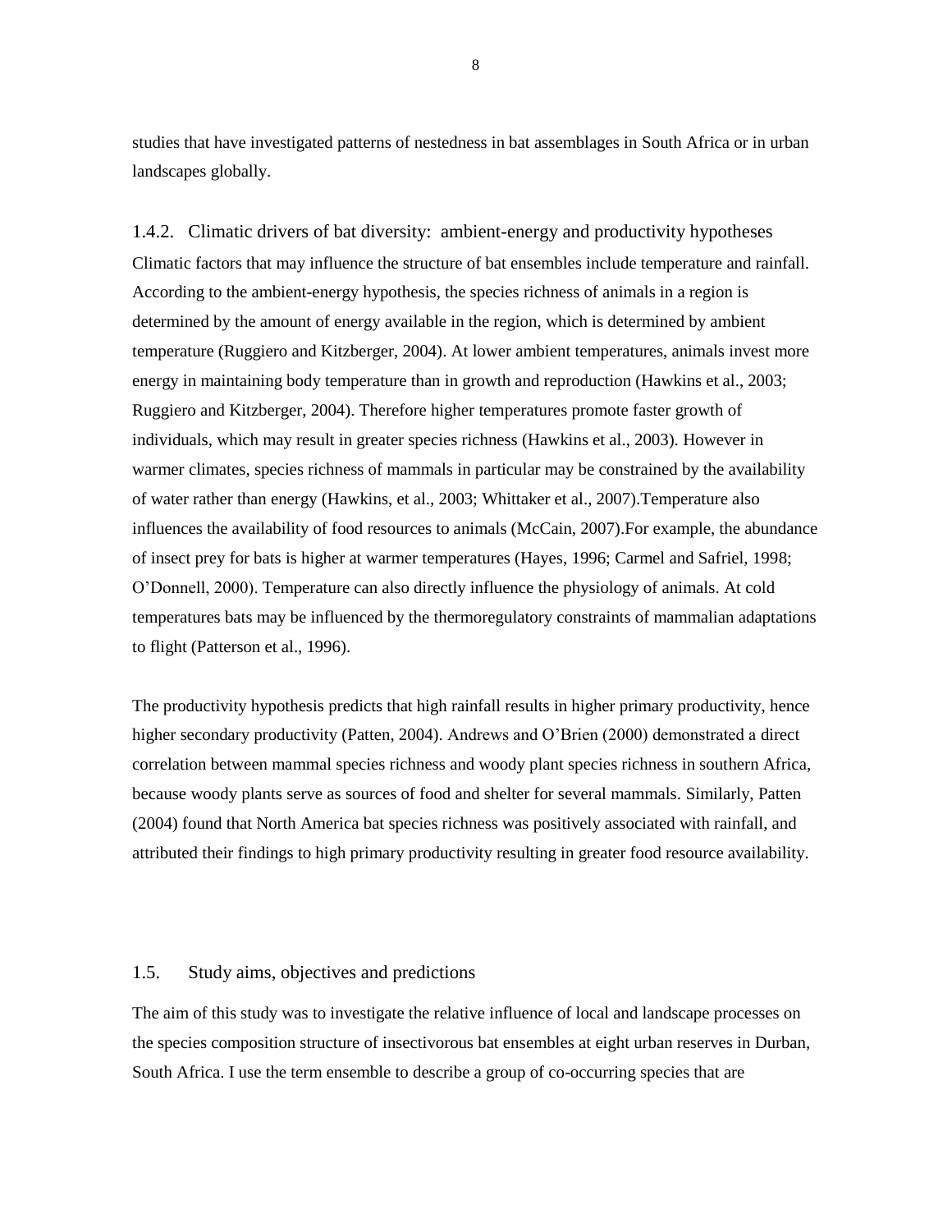studies that have investigated patterns of nestedness in bat assemblages in South Africa or in urban landscapes globally.

### 1.4.2. Climatic drivers of bat diversity: ambient-energy and productivity hypotheses

Climatic factors that may influence the structure of bat ensembles include temperature and rainfall. According to the ambient-energy hypothesis, the species richness of animals in a region is determined by the amount of energy available in the region, which is determined by ambient temperature (Ruggiero and Kitzberger, 2004). At lower ambient temperatures, animals invest more energy in maintaining body temperature than in growth and reproduction (Hawkins et al., 2003; Ruggiero and Kitzberger, 2004). Therefore higher temperatures promote faster growth of individuals, which may result in greater species richness (Hawkins et al., 2003). However in warmer climates, species richness of mammals in particular may be constrained by the availability of water rather than energy (Hawkins, et al., 2003; Whittaker et al., 2007).Temperature also influences the availability of food resources to animals (McCain, 2007).For example, the abundance of insect prey for bats is higher at warmer temperatures (Hayes, 1996; Carmel and Safriel, 1998; O'Donnell, 2000). Temperature can also directly influence the physiology of animals. At cold temperatures bats may be influenced by the thermoregulatory constraints of mammalian adaptations to flight (Patterson et al., 1996).

The productivity hypothesis predicts that high rainfall results in higher primary productivity, hence higher secondary productivity (Patten, 2004). Andrews and O'Brien (2000) demonstrated a direct correlation between mammal species richness and woody plant species richness in southern Africa, because woody plants serve as sources of food and shelter for several mammals. Similarly, Patten (2004) found that North America bat species richness was positively associated with rainfall, and attributed their findings to high primary productivity resulting in greater food resource availability.

## 1.5. Study aims, objectives and predictions

The aim of this study was to investigate the relative influence of local and landscape processes on the species composition structure of insectivorous bat ensembles at eight urban reserves in Durban, South Africa. I use the term ensemble to describe a group of co-occurring species that are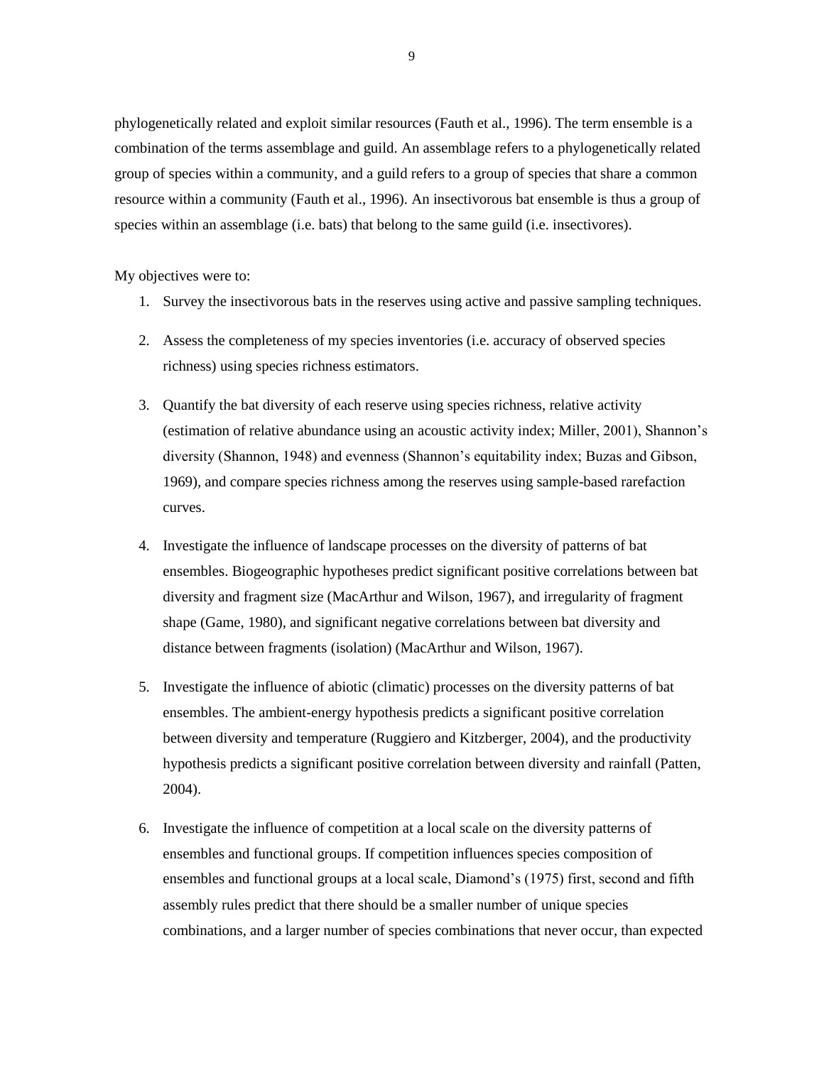phylogenetically related and exploit similar resources (Fauth et al., 1996). The term ensemble is a combination of the terms assemblage and guild. An assemblage refers to a phylogenetically related group of species within a community, and a guild refers to a group of species that share a common resource within a community (Fauth et al., 1996). An insectivorous bat ensemble is thus a group of species within an assemblage (i.e. bats) that belong to the same guild (i.e. insectivores).

My objectives were to:

1. Survey the insectivorous bats in the reserves using active and passive sampling techniques.
2. Assess the completeness of my species inventories (i.e. accuracy of observed species richness) using species richness estimators.
3. Quantify the bat diversity of each reserve using species richness, relative activity (estimation of relative abundance using an acoustic activity index; Miller, 2001), Shannon's diversity (Shannon, 1948) and evenness (Shannon's equitability index; Buzas and Gibson, 1969), and compare species richness among the reserves using sample-based rarefaction curves.
4. Investigate the influence of landscape processes on the diversity of patterns of bat ensembles. Biogeographic hypotheses predict significant positive correlations between bat diversity and fragment size (MacArthur and Wilson, 1967), and irregularity of fragment shape (Game, 1980), and significant negative correlations between bat diversity and distance between fragments (isolation) (MacArthur and Wilson, 1967).
5. Investigate the influence of abiotic (climatic) processes on the diversity patterns of bat ensembles. The ambient-energy hypothesis predicts a significant positive correlation between diversity and temperature (Ruggiero and Kitzberger, 2004), and the productivity hypothesis predicts a significant positive correlation between diversity and rainfall (Patten, 2004).
6. Investigate the influence of competition at a local scale on the diversity patterns of ensembles and functional groups. If competition influences species composition of ensembles and functional groups at a local scale, Diamond's (1975) first, second and fifth assembly rules predict that there should be a smaller number of unique species combinations, and a larger number of species combinations that never occur, than expected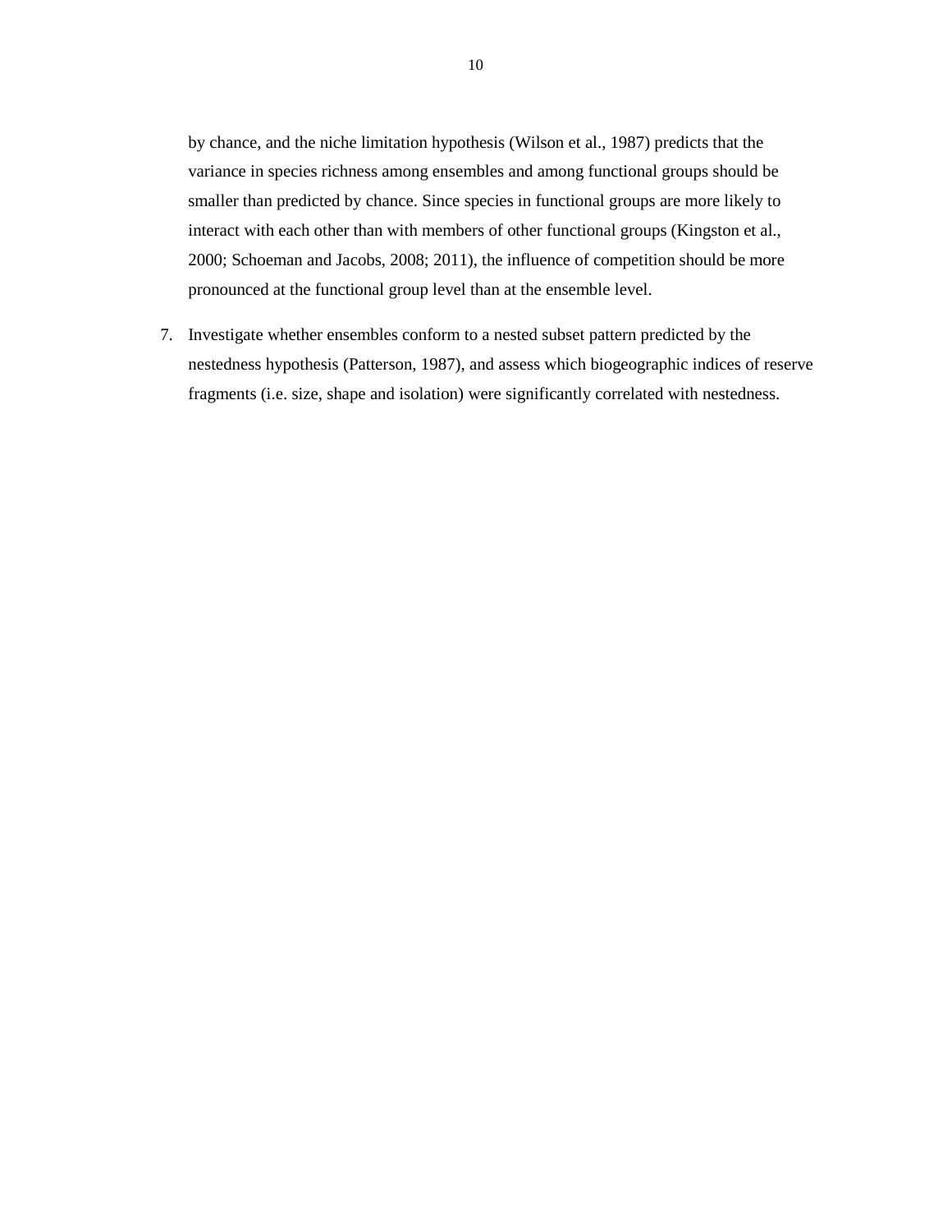by chance, and the niche limitation hypothesis (Wilson et al., 1987) predicts that the variance in species richness among ensembles and among functional groups should be smaller than predicted by chance. Since species in functional groups are more likely to interact with each other than with members of other functional groups (Kingston et al., 2000; Schoeman and Jacobs, 2008; 2011), the influence of competition should be more pronounced at the functional group level than at the ensemble level.

7. Investigate whether ensembles conform to a nested subset pattern predicted by the nestedness hypothesis (Patterson, 1987), and assess which biogeographic indices of reserve fragments (i.e. size, shape and isolation) were significantly correlated with nestedness.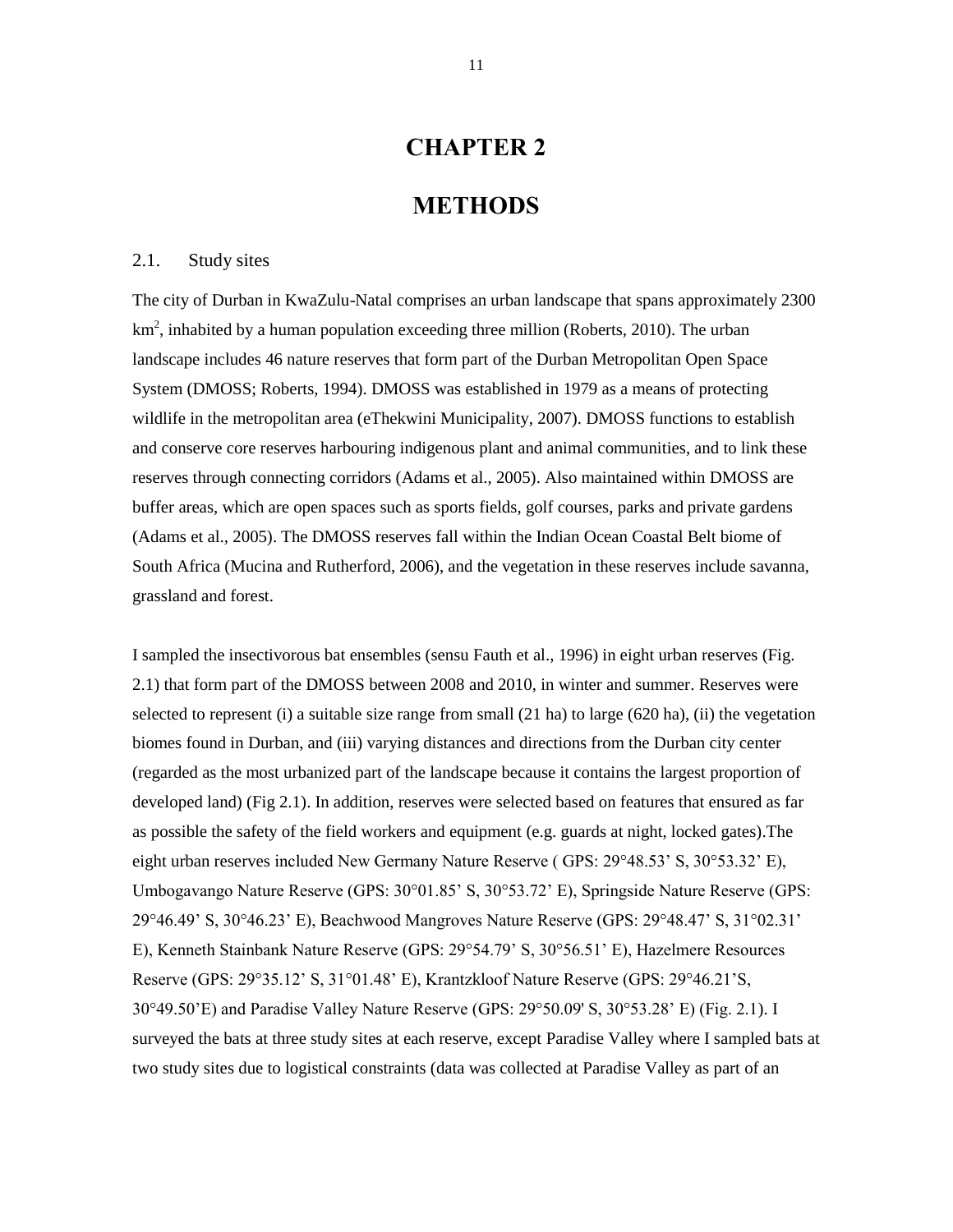# CHAPTER 2

# METHODS

## 2.1. Study sites

The city of Durban in KwaZulu-Natal comprises an urban landscape that spans approximately 2300 $km^2$, inhabited by a human population exceeding three million (Roberts, 2010). The urban landscape includes 46 nature reserves that form part of the Durban Metropolitan Open Space System (DMOSS; Roberts, 1994). DMOSS was established in 1979 as a means of protecting wildlife in the metropolitan area (eThekwini Municipality, 2007). DMOSS functions to establish and conserve core reserves harbouring indigenous plant and animal communities, and to link these reserves through connecting corridors (Adams et al., 2005). Also maintained within DMOSS are buffer areas, which are open spaces such as sports fields, golf courses, parks and private gardens (Adams et al., 2005). The DMOSS reserves fall within the Indian Ocean Coastal Belt biome of South Africa (Mucina and Rutherford, 2006), and the vegetation in these reserves include savanna, grassland and forest.

I sampled the insectivorous bat ensembles (sensu Fauth et al., 1996) in eight urban reserves (Fig. 2.1) that form part of the DMOSS between 2008 and 2010, in winter and summer. Reserves were selected to represent (i) a suitable size range from small (21 ha) to large (620 ha), (ii) the vegetation biomes found in Durban, and (iii) varying distances and directions from the Durban city center (regarded as the most urbanized part of the landscape because it contains the largest proportion of developed land) (Fig 2.1). In addition, reserves were selected based on features that ensured as far as possible the safety of the field workers and equipment (e.g. guards at night, locked gates).The eight urban reserves included New Germany Nature Reserve ( GPS: 29°48.53’ S, 30°53.32’ E), Umbogavango Nature Reserve (GPS: 30°01.85’ S, 30°53.72’ E), Springside Nature Reserve (GPS: 29°46.49’ S, 30°46.23’ E), Beachwood Mangroves Nature Reserve (GPS: 29°48.47’ S, 31°02.31’ E), Kenneth Stainbank Nature Reserve (GPS: 29°54.79’ S, 30°56.51’ E), Hazelmere Resources Reserve (GPS: 29°35.12’ S, 31°01.48’ E), Krantzkloof Nature Reserve (GPS: 29°46.21’S, 30°49.50’E) and Paradise Valley Nature Reserve (GPS: 29°50.09' S, 30°53.28’ E) (Fig. 2.1). I surveyed the bats at three study sites at each reserve, except Paradise Valley where I sampled bats at two study sites due to logistical constraints (data was collected at Paradise Valley as part of an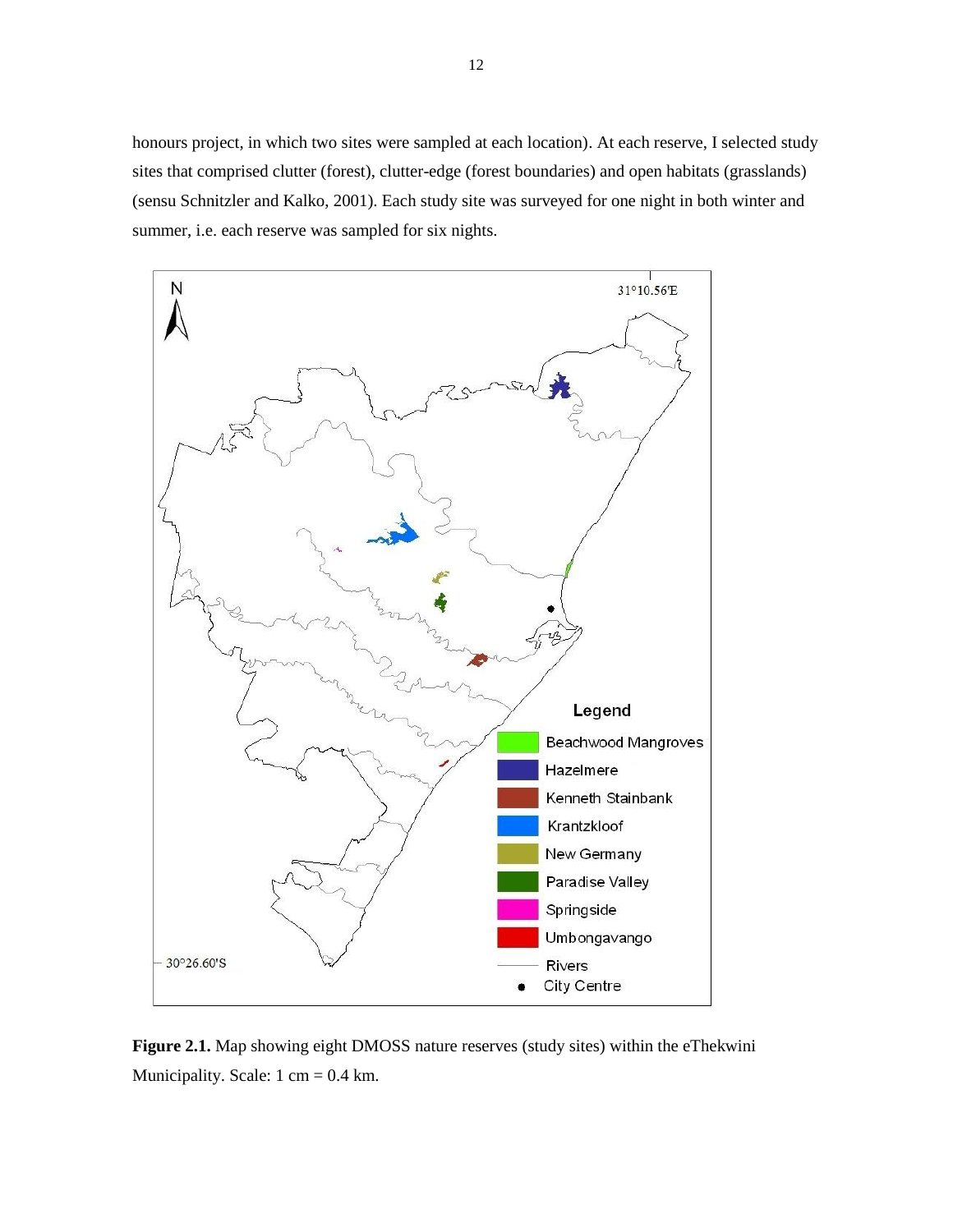honours project, in which two sites were sampled at each location). At each reserve, I selected study sites that comprised clutter (forest), clutter-edge (forest boundaries) and open habitats (grasslands) (sensu Schnitzler and Kalko, 2001). Each study site was surveyed for one night in both winter and summer, i.e. each reserve was sampled for six nights.

**Figure 2.1.** Map showing eight DMOSS nature reserves (study sites) within the eThekwini Municipality. Scale: 1 cm = 0.4 km.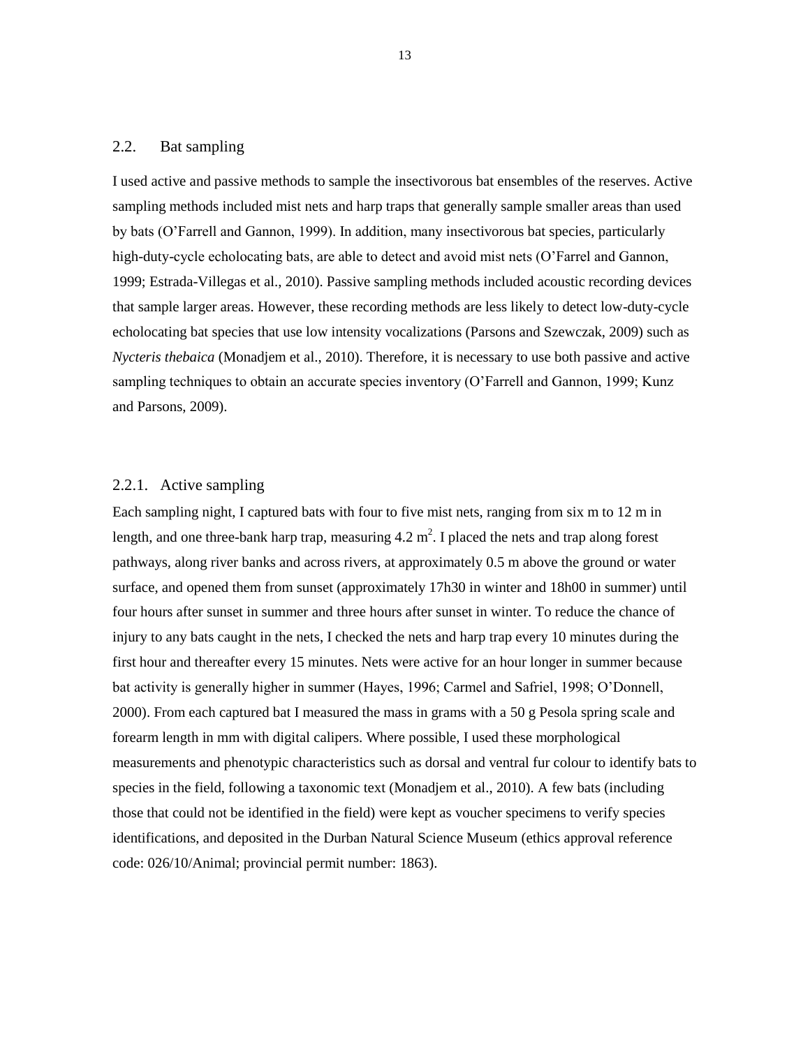## 2.2. Bat sampling

I used active and passive methods to sample the insectivorous bat ensembles of the reserves. Active sampling methods included mist nets and harp traps that generally sample smaller areas than used by bats (O'Farrell and Gannon, 1999). In addition, many insectivorous bat species, particularly high-duty-cycle echolocating bats, are able to detect and avoid mist nets (O'Farrel and Gannon, 1999; Estrada-Villegas et al., 2010). Passive sampling methods included acoustic recording devices that sample larger areas. However, these recording methods are less likely to detect low-duty-cycle echolocating bat species that use low intensity vocalizations (Parsons and Szewczak, 2009) such as *Nycteris thebaica* (Monadjem et al., 2010). Therefore, it is necessary to use both passive and active sampling techniques to obtain an accurate species inventory (O'Farrell and Gannon, 1999; Kunz and Parsons, 2009).

### 2.2.1. Active sampling

Each sampling night, I captured bats with four to five mist nets, ranging from six m to 12 m in length, and one three-bank harp trap, measuring 4.2 $m^2$. I placed the nets and trap along forest pathways, along river banks and across rivers, at approximately 0.5 m above the ground or water surface, and opened them from sunset (approximately 17h30 in winter and 18h00 in summer) until four hours after sunset in summer and three hours after sunset in winter. To reduce the chance of injury to any bats caught in the nets, I checked the nets and harp trap every 10 minutes during the first hour and thereafter every 15 minutes. Nets were active for an hour longer in summer because bat activity is generally higher in summer (Hayes, 1996; Carmel and Safriel, 1998; O'Donnell, 2000). From each captured bat I measured the mass in grams with a 50 g Pesola spring scale and forearm length in mm with digital calipers. Where possible, I used these morphological measurements and phenotypic characteristics such as dorsal and ventral fur colour to identify bats to species in the field, following a taxonomic text (Monadjem et al., 2010). A few bats (including those that could not be identified in the field) were kept as voucher specimens to verify species identifications, and deposited in the Durban Natural Science Museum (ethics approval reference code: 026/10/Animal; provincial permit number: 1863).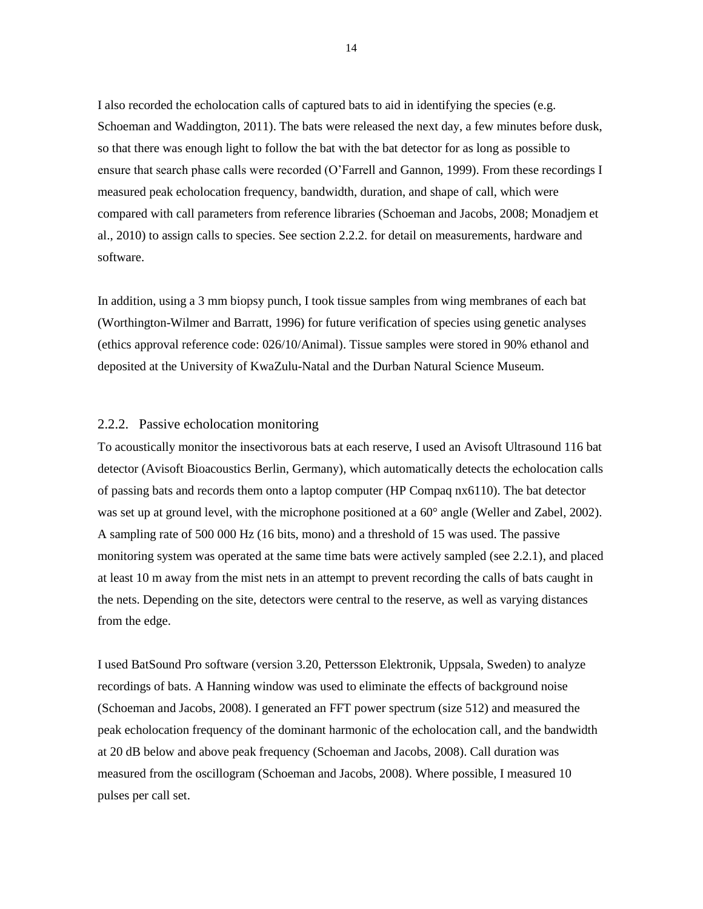I also recorded the echolocation calls of captured bats to aid in identifying the species (e.g. Schoeman and Waddington, 2011). The bats were released the next day, a few minutes before dusk, so that there was enough light to follow the bat with the bat detector for as long as possible to ensure that search phase calls were recorded (O'Farrell and Gannon, 1999). From these recordings I measured peak echolocation frequency, bandwidth, duration, and shape of call, which were compared with call parameters from reference libraries (Schoeman and Jacobs, 2008; Monadjem et al., 2010) to assign calls to species. See section 2.2.2. for detail on measurements, hardware and software.

In addition, using a 3 mm biopsy punch, I took tissue samples from wing membranes of each bat (Worthington-Wilmer and Barratt, 1996) for future verification of species using genetic analyses (ethics approval reference code: 026/10/Animal). Tissue samples were stored in 90% ethanol and deposited at the University of KwaZulu-Natal and the Durban Natural Science Museum.

### 2.2.2. Passive echolocation monitoring

To acoustically monitor the insectivorous bats at each reserve, I used an Avisoft Ultrasound 116 bat detector (Avisoft Bioacoustics Berlin, Germany), which automatically detects the echolocation calls of passing bats and records them onto a laptop computer (HP Compaq nx6110). The bat detector was set up at ground level, with the microphone positioned at a 60° angle (Weller and Zabel, 2002). A sampling rate of 500 000 Hz (16 bits, mono) and a threshold of 15 was used. The passive monitoring system was operated at the same time bats were actively sampled (see 2.2.1), and placed at least 10 m away from the mist nets in an attempt to prevent recording the calls of bats caught in the nets. Depending on the site, detectors were central to the reserve, as well as varying distances from the edge.

I used BatSound Pro software (version 3.20, Pettersson Elektronik, Uppsala, Sweden) to analyze recordings of bats. A Hanning window was used to eliminate the effects of background noise (Schoeman and Jacobs, 2008). I generated an FFT power spectrum (size 512) and measured the peak echolocation frequency of the dominant harmonic of the echolocation call, and the bandwidth at 20 dB below and above peak frequency (Schoeman and Jacobs, 2008). Call duration was measured from the oscillogram (Schoeman and Jacobs, 2008). Where possible, I measured 10 pulses per call set.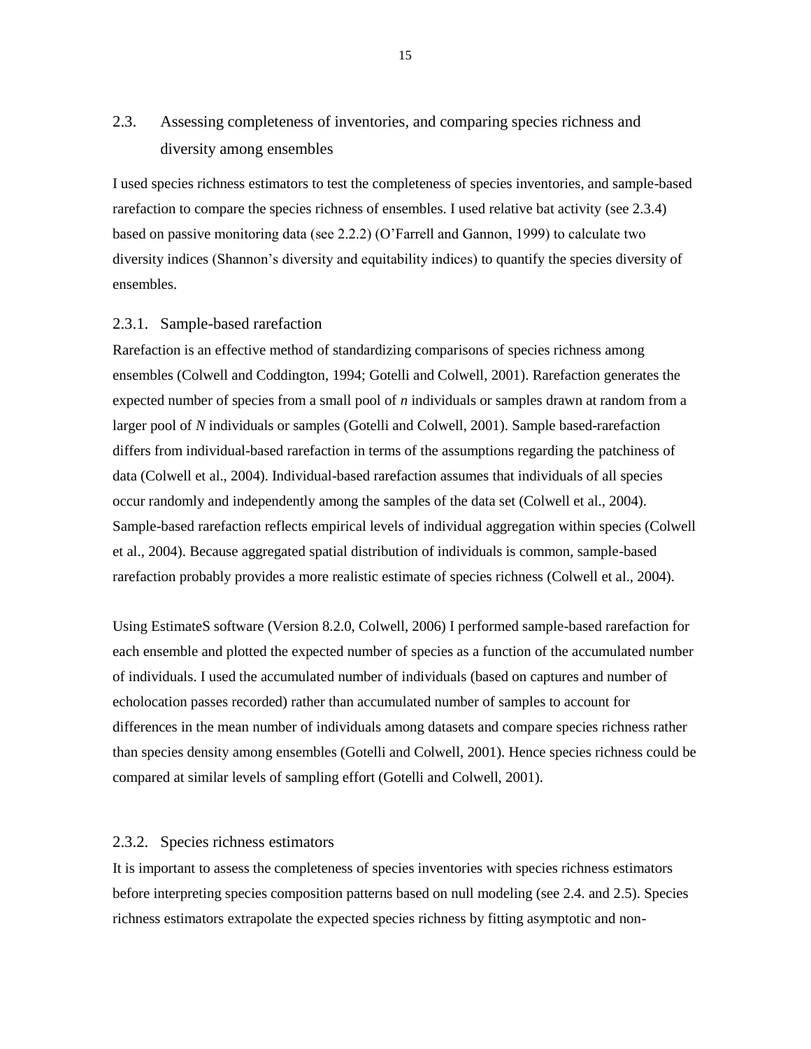## 2.3. Assessing completeness of inventories, and comparing species richness and diversity among ensembles

I used species richness estimators to test the completeness of species inventories, and sample-based rarefaction to compare the species richness of ensembles. I used relative bat activity (see 2.3.4) based on passive monitoring data (see 2.2.2) (O'Farrell and Gannon, 1999) to calculate two diversity indices (Shannon's diversity and equitability indices) to quantify the species diversity of ensembles.

### 2.3.1. Sample-based rarefaction

Rarefaction is an effective method of standardizing comparisons of species richness among ensembles (Colwell and Coddington, 1994; Gotelli and Colwell, 2001). Rarefaction generates the expected number of species from a small pool of $n$ individuals or samples drawn at random from a larger pool of $N$ individuals or samples (Gotelli and Colwell, 2001). Sample based-rarefaction differs from individual-based rarefaction in terms of the assumptions regarding the patchiness of data (Colwell et al., 2004). Individual-based rarefaction assumes that individuals of all species occur randomly and independently among the samples of the data set (Colwell et al., 2004). Sample-based rarefaction reflects empirical levels of individual aggregation within species (Colwell et al., 2004). Because aggregated spatial distribution of individuals is common, sample-based rarefaction probably provides a more realistic estimate of species richness (Colwell et al., 2004).

Using EstimateS software (Version 8.2.0, Colwell, 2006) I performed sample-based rarefaction for each ensemble and plotted the expected number of species as a function of the accumulated number of individuals. I used the accumulated number of individuals (based on captures and number of echolocation passes recorded) rather than accumulated number of samples to account for differences in the mean number of individuals among datasets and compare species richness rather than species density among ensembles (Gotelli and Colwell, 2001). Hence species richness could be compared at similar levels of sampling effort (Gotelli and Colwell, 2001).

### 2.3.2. Species richness estimators

It is important to assess the completeness of species inventories with species richness estimators before interpreting species composition patterns based on null modeling (see 2.4. and 2.5). Species richness estimators extrapolate the expected species richness by fitting asymptotic and non-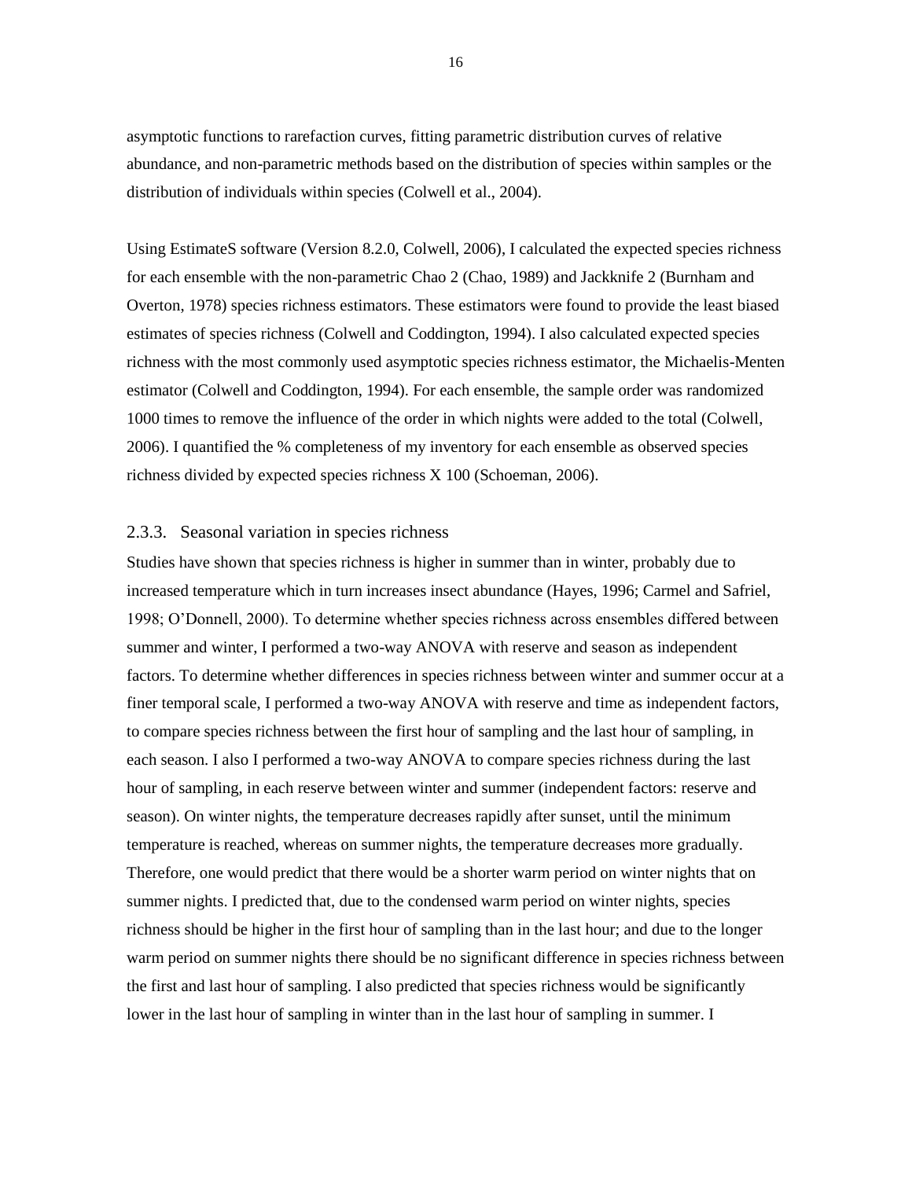asymptotic functions to rarefaction curves, fitting parametric distribution curves of relative abundance, and non-parametric methods based on the distribution of species within samples or the distribution of individuals within species (Colwell et al., 2004).

Using EstimateS software (Version 8.2.0, Colwell, 2006), I calculated the expected species richness for each ensemble with the non-parametric Chao 2 (Chao, 1989) and Jackknife 2 (Burnham and Overton, 1978) species richness estimators. These estimators were found to provide the least biased estimates of species richness (Colwell and Coddington, 1994). I also calculated expected species richness with the most commonly used asymptotic species richness estimator, the Michaelis-Menten estimator (Colwell and Coddington, 1994). For each ensemble, the sample order was randomized 1000 times to remove the influence of the order in which nights were added to the total (Colwell, 2006). I quantified the % completeness of my inventory for each ensemble as observed species richness divided by expected species richness X 100 (Schoeman, 2006).

### 2.3.3. Seasonal variation in species richness

Studies have shown that species richness is higher in summer than in winter, probably due to increased temperature which in turn increases insect abundance (Hayes, 1996; Carmel and Safriel, 1998; O'Donnell, 2000). To determine whether species richness across ensembles differed between summer and winter, I performed a two-way ANOVA with reserve and season as independent factors. To determine whether differences in species richness between winter and summer occur at a finer temporal scale, I performed a two-way ANOVA with reserve and time as independent factors, to compare species richness between the first hour of sampling and the last hour of sampling, in each season. I also I performed a two-way ANOVA to compare species richness during the last hour of sampling, in each reserve between winter and summer (independent factors: reserve and season). On winter nights, the temperature decreases rapidly after sunset, until the minimum temperature is reached, whereas on summer nights, the temperature decreases more gradually. Therefore, one would predict that there would be a shorter warm period on winter nights that on summer nights. I predicted that, due to the condensed warm period on winter nights, species richness should be higher in the first hour of sampling than in the last hour; and due to the longer warm period on summer nights there should be no significant difference in species richness between the first and last hour of sampling. I also predicted that species richness would be significantly lower in the last hour of sampling in winter than in the last hour of sampling in summer. I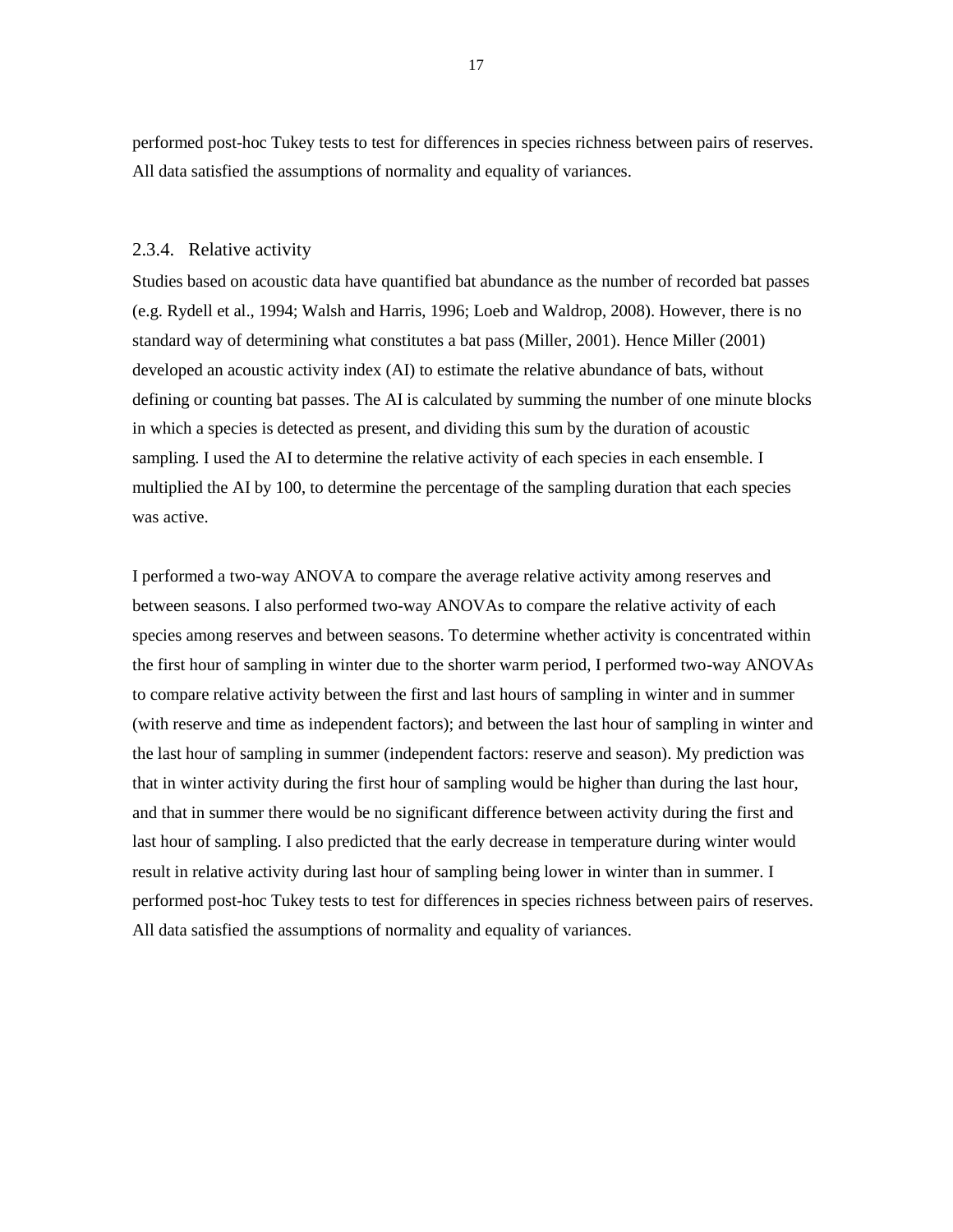performed post-hoc Tukey tests to test for differences in species richness between pairs of reserves. All data satisfied the assumptions of normality and equality of variances.

### 2.3.4. Relative activity

Studies based on acoustic data have quantified bat abundance as the number of recorded bat passes (e.g. Rydell et al., 1994; Walsh and Harris, 1996; Loeb and Waldrop, 2008). However, there is no standard way of determining what constitutes a bat pass (Miller, 2001). Hence Miller (2001) developed an acoustic activity index (AI) to estimate the relative abundance of bats, without defining or counting bat passes. The AI is calculated by summing the number of one minute blocks in which a species is detected as present, and dividing this sum by the duration of acoustic sampling. I used the AI to determine the relative activity of each species in each ensemble. I multiplied the AI by 100, to determine the percentage of the sampling duration that each species was active.

I performed a two-way ANOVA to compare the average relative activity among reserves and between seasons. I also performed two-way ANOVAs to compare the relative activity of each species among reserves and between seasons. To determine whether activity is concentrated within the first hour of sampling in winter due to the shorter warm period, I performed two-way ANOVAs to compare relative activity between the first and last hours of sampling in winter and in summer (with reserve and time as independent factors); and between the last hour of sampling in winter and the last hour of sampling in summer (independent factors: reserve and season). My prediction was that in winter activity during the first hour of sampling would be higher than during the last hour, and that in summer there would be no significant difference between activity during the first and last hour of sampling. I also predicted that the early decrease in temperature during winter would result in relative activity during last hour of sampling being lower in winter than in summer. I performed post-hoc Tukey tests to test for differences in species richness between pairs of reserves. All data satisfied the assumptions of normality and equality of variances.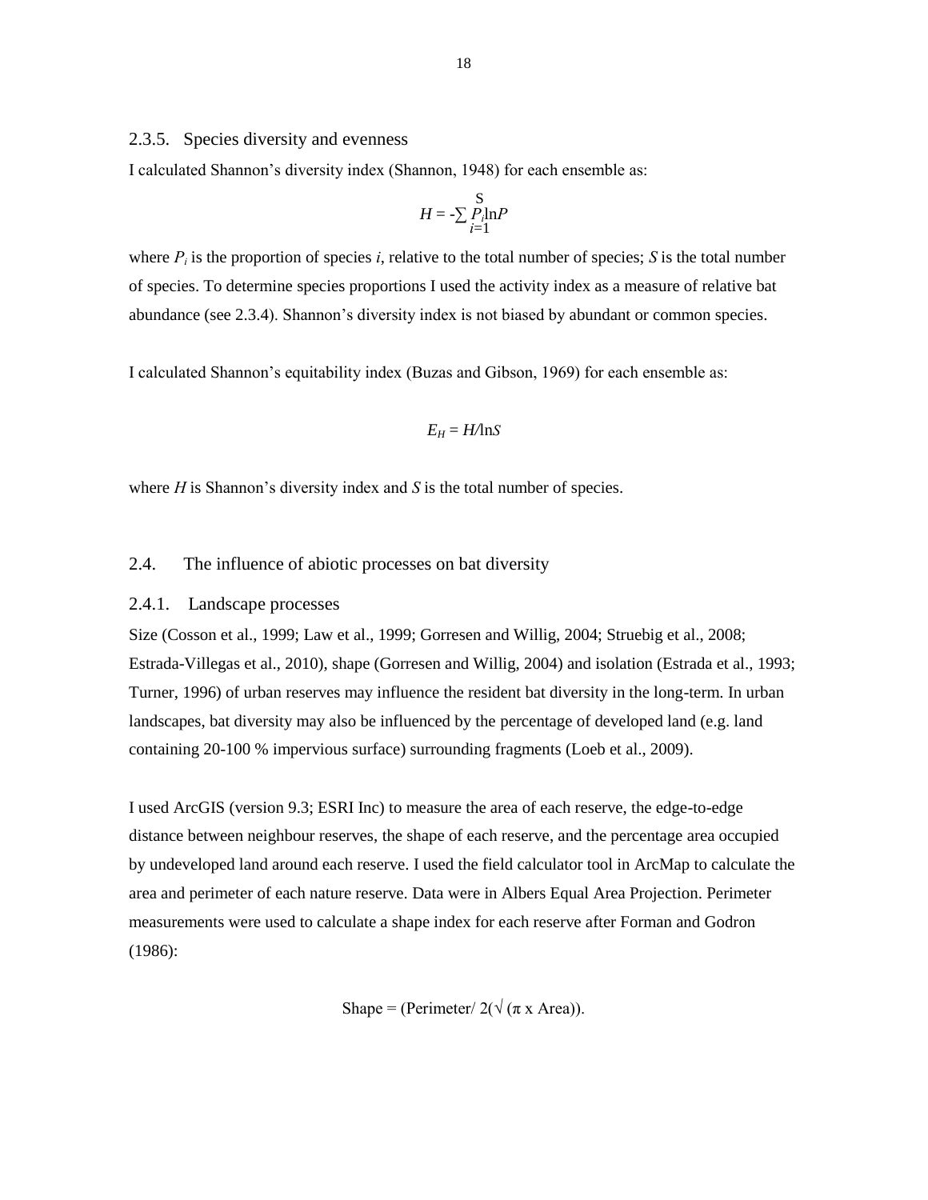### 2.3.5. Species diversity and evenness

I calculated Shannon's diversity index (Shannon, 1948) for each ensemble as:

$$H = -\sum_{i=1}^{S} P_i \ln P$$

where $P_i$ is the proportion of species $i$, relative to the total number of species; $S$ is the total number of species. To determine species proportions I used the activity index as a measure of relative bat abundance (see 2.3.4). Shannon's diversity index is not biased by abundant or common species.

I calculated Shannon's equitability index (Buzas and Gibson, 1969) for each ensemble as:

$$E_H = H/\ln S$$

where $H$ is Shannon's diversity index and $S$ is the total number of species.

## 2.4. The influence of abiotic processes on bat diversity

### 2.4.1. Landscape processes

Size (Cosson et al., 1999; Law et al., 1999; Gorresen and Willig, 2004; Struebig et al., 2008; Estrada-Villegas et al., 2010), shape (Gorresen and Willig, 2004) and isolation (Estrada et al., 1993; Turner, 1996) of urban reserves may influence the resident bat diversity in the long-term. In urban landscapes, bat diversity may also be influenced by the percentage of developed land (e.g. land containing 20-100 % impervious surface) surrounding fragments (Loeb et al., 2009).

I used ArcGIS (version 9.3; ESRI Inc) to measure the area of each reserve, the edge-to-edge distance between neighbour reserves, the shape of each reserve, and the percentage area occupied by undeveloped land around each reserve. I used the field calculator tool in ArcMap to calculate the area and perimeter of each nature reserve. Data were in Albers Equal Area Projection. Perimeter measurements were used to calculate a shape index for each reserve after Forman and Godron (1986):

$$\text{Shape} = (\text{Perimeter}/\ 2(\sqrt{(\pi \times \text{Area})}).$$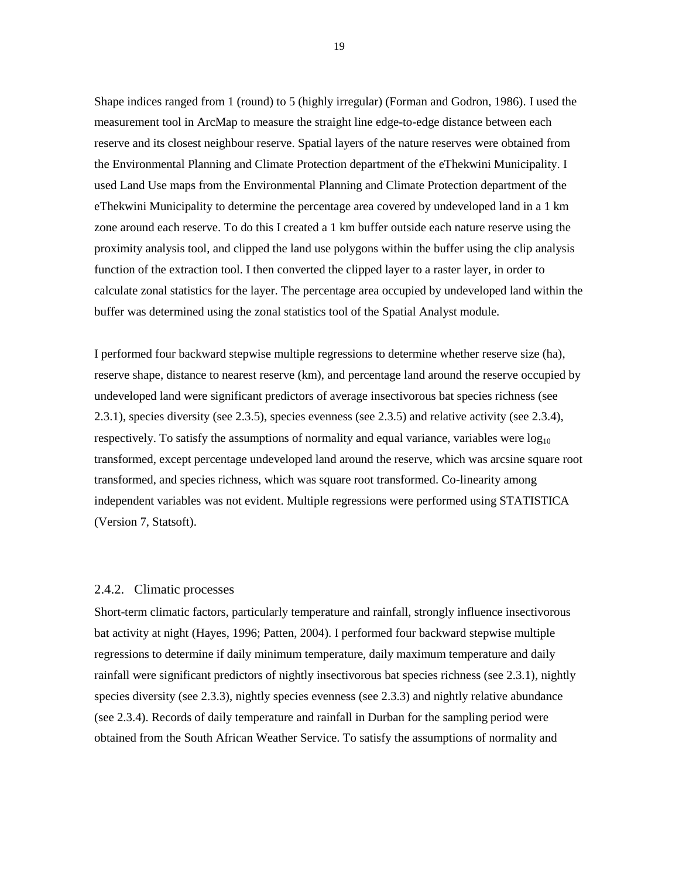Shape indices ranged from 1 (round) to 5 (highly irregular) (Forman and Godron, 1986). I used the measurement tool in ArcMap to measure the straight line edge-to-edge distance between each reserve and its closest neighbour reserve. Spatial layers of the nature reserves were obtained from the Environmental Planning and Climate Protection department of the eThekwini Municipality. I used Land Use maps from the Environmental Planning and Climate Protection department of the eThekwini Municipality to determine the percentage area covered by undeveloped land in a 1 km zone around each reserve. To do this I created a 1 km buffer outside each nature reserve using the proximity analysis tool, and clipped the land use polygons within the buffer using the clip analysis function of the extraction tool. I then converted the clipped layer to a raster layer, in order to calculate zonal statistics for the layer. The percentage area occupied by undeveloped land within the buffer was determined using the zonal statistics tool of the Spatial Analyst module.

I performed four backward stepwise multiple regressions to determine whether reserve size (ha), reserve shape, distance to nearest reserve (km), and percentage land around the reserve occupied by undeveloped land were significant predictors of average insectivorous bat species richness (see 2.3.1), species diversity (see 2.3.5), species evenness (see 2.3.5) and relative activity (see 2.3.4), respectively. To satisfy the assumptions of normality and equal variance, variables were $\log_{10}$ transformed, except percentage undeveloped land around the reserve, which was arcsine square root transformed, and species richness, which was square root transformed. Co-linearity among independent variables was not evident. Multiple regressions were performed using STATISTICA (Version 7, Statsoft).

### 2.4.2. Climatic processes

Short-term climatic factors, particularly temperature and rainfall, strongly influence insectivorous bat activity at night (Hayes, 1996; Patten, 2004). I performed four backward stepwise multiple regressions to determine if daily minimum temperature, daily maximum temperature and daily rainfall were significant predictors of nightly insectivorous bat species richness (see 2.3.1), nightly species diversity (see 2.3.3), nightly species evenness (see 2.3.3) and nightly relative abundance (see 2.3.4). Records of daily temperature and rainfall in Durban for the sampling period were obtained from the South African Weather Service. To satisfy the assumptions of normality and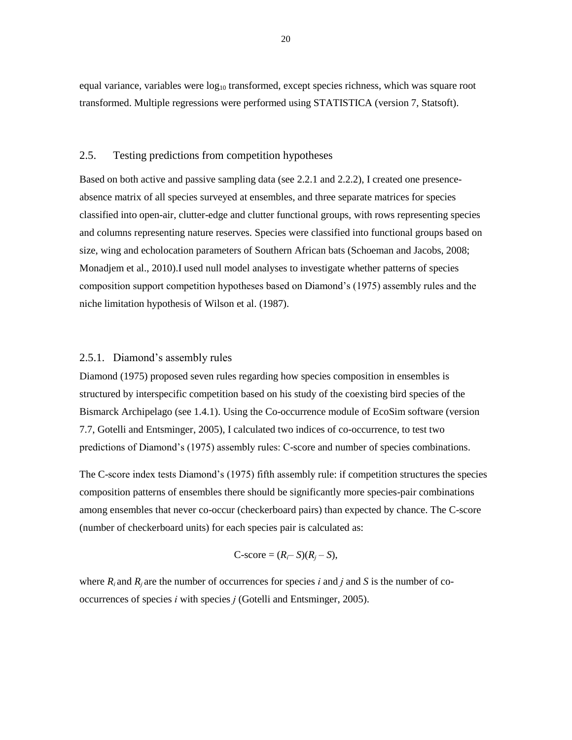equal variance, variables were $\log_{10}$ transformed, except species richness, which was square root transformed. Multiple regressions were performed using STATISTICA (version 7, Statsoft).

## 2.5. Testing predictions from competition hypotheses

Based on both active and passive sampling data (see 2.2.1 and 2.2.2), I created one presence-absence matrix of all species surveyed at ensembles, and three separate matrices for species classified into open-air, clutter-edge and clutter functional groups, with rows representing species and columns representing nature reserves. Species were classified into functional groups based on size, wing and echolocation parameters of Southern African bats (Schoeman and Jacobs, 2008; Monadjem et al., 2010).I used null model analyses to investigate whether patterns of species composition support competition hypotheses based on Diamond's (1975) assembly rules and the niche limitation hypothesis of Wilson et al. (1987).

### 2.5.1. Diamond's assembly rules

Diamond (1975) proposed seven rules regarding how species composition in ensembles is structured by interspecific competition based on his study of the coexisting bird species of the Bismarck Archipelago (see 1.4.1). Using the Co-occurrence module of EcoSim software (version 7.7, Gotelli and Entsminger, 2005), I calculated two indices of co-occurrence, to test two predictions of Diamond's (1975) assembly rules: C-score and number of species combinations.

The C-score index tests Diamond's (1975) fifth assembly rule: if competition structures the species composition patterns of ensembles there should be significantly more species-pair combinations among ensembles that never co-occur (checkerboard pairs) than expected by chance. The C-score (number of checkerboard units) for each species pair is calculated as:

$$\text{C-score} = (R_i - S)(R_j - S),$$

where $R_i$ and $R_j$ are the number of occurrences for species $i$ and $j$ and $S$ is the number of co-occurrences of species $i$ with species $j$ (Gotelli and Entsminger, 2005).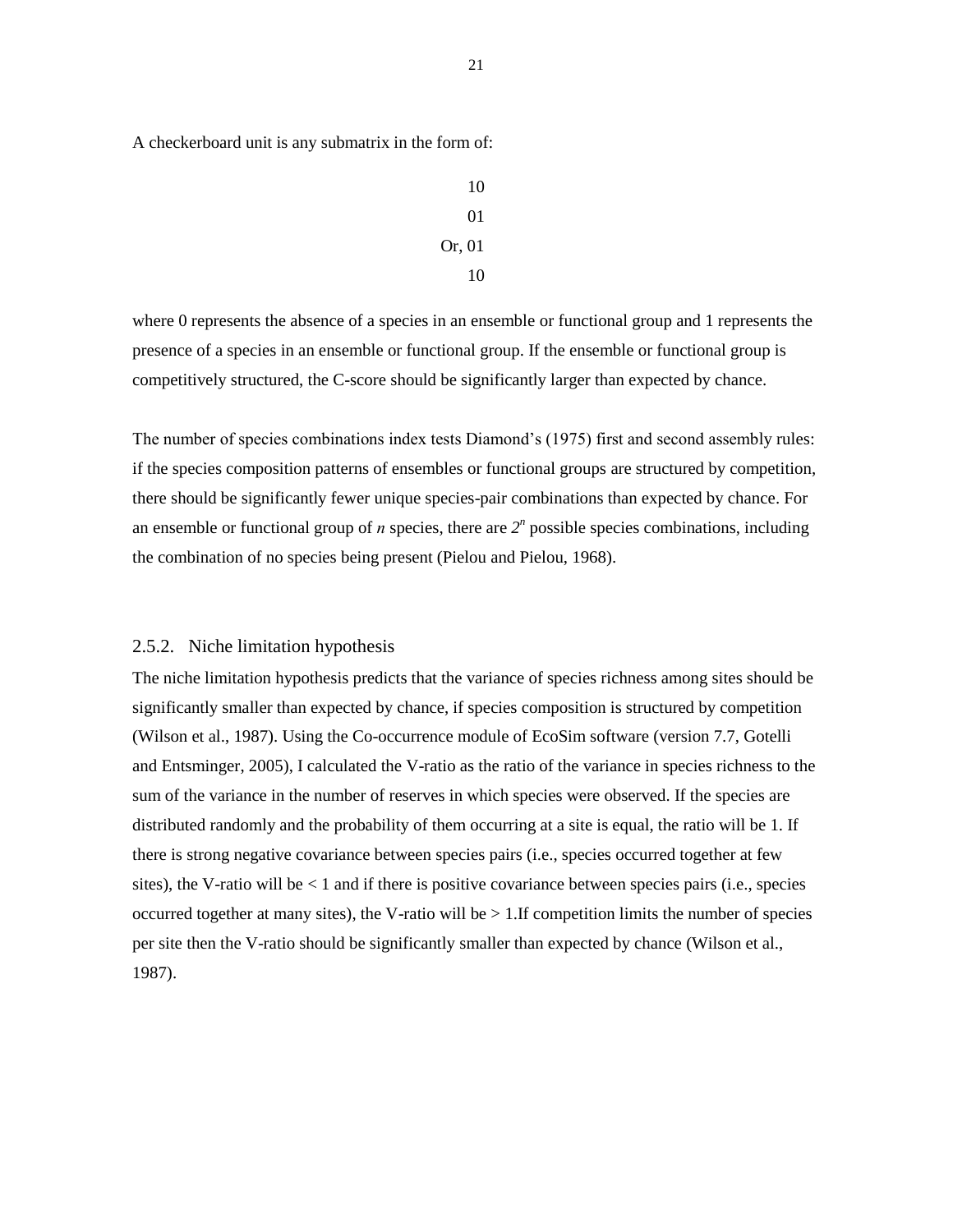A checkerboard unit is any submatrix in the form of:

10
01
Or, 01
10

where 0 represents the absence of a species in an ensemble or functional group and 1 represents the presence of a species in an ensemble or functional group. If the ensemble or functional group is competitively structured, the C-score should be significantly larger than expected by chance.

The number of species combinations index tests Diamond's (1975) first and second assembly rules: if the species composition patterns of ensembles or functional groups are structured by competition, there should be significantly fewer unique species-pair combinations than expected by chance. For an ensemble or functional group of $n$ species, there are $2^n$ possible species combinations, including the combination of no species being present (Pielou and Pielou, 1968).

### 2.5.2. Niche limitation hypothesis

The niche limitation hypothesis predicts that the variance of species richness among sites should be significantly smaller than expected by chance, if species composition is structured by competition (Wilson et al., 1987). Using the Co-occurrence module of EcoSim software (version 7.7, Gotelli and Entsminger, 2005), I calculated the V-ratio as the ratio of the variance in species richness to the sum of the variance in the number of reserves in which species were observed. If the species are distributed randomly and the probability of them occurring at a site is equal, the ratio will be 1. If there is strong negative covariance between species pairs (i.e., species occurred together at few sites), the V-ratio will be < 1 and if there is positive covariance between species pairs (i.e., species occurred together at many sites), the V-ratio will be > 1.If competition limits the number of species per site then the V-ratio should be significantly smaller than expected by chance (Wilson et al., 1987).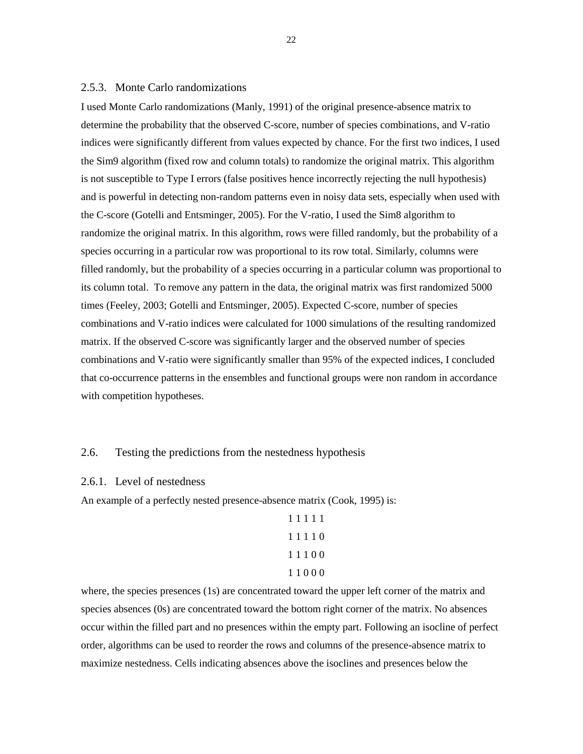### 2.5.3. Monte Carlo randomizations

I used Monte Carlo randomizations (Manly, 1991) of the original presence-absence matrix to determine the probability that the observed C-score, number of species combinations, and V-ratio indices were significantly different from values expected by chance. For the first two indices, I used the Sim9 algorithm (fixed row and column totals) to randomize the original matrix. This algorithm is not susceptible to Type I errors (false positives hence incorrectly rejecting the null hypothesis) and is powerful in detecting non-random patterns even in noisy data sets, especially when used with the C-score (Gotelli and Entsminger, 2005). For the V-ratio, I used the Sim8 algorithm to randomize the original matrix. In this algorithm, rows were filled randomly, but the probability of a species occurring in a particular row was proportional to its row total. Similarly, columns were filled randomly, but the probability of a species occurring in a particular column was proportional to its column total. To remove any pattern in the data, the original matrix was first randomized 5000 times (Feeley, 2003; Gotelli and Entsminger, 2005). Expected C-score, number of species combinations and V-ratio indices were calculated for 1000 simulations of the resulting randomized matrix. If the observed C-score was significantly larger and the observed number of species combinations and V-ratio were significantly smaller than 95% of the expected indices, I concluded that co-occurrence patterns in the ensembles and functional groups were non random in accordance with competition hypotheses.

## 2.6. Testing the predictions from the nestedness hypothesis

### 2.6.1. Level of nestedness

An example of a perfectly nested presence-absence matrix (Cook, 1995) is:

```
1 1 1 1 1
1 1 1 1 0
1 1 1 0 0
1 1 0 0 0
```

where, the species presences (1s) are concentrated toward the upper left corner of the matrix and species absences (0s) are concentrated toward the bottom right corner of the matrix. No absences occur within the filled part and no presences within the empty part. Following an isocline of perfect order, algorithms can be used to reorder the rows and columns of the presence-absence matrix to maximize nestedness. Cells indicating absences above the isoclines and presences below the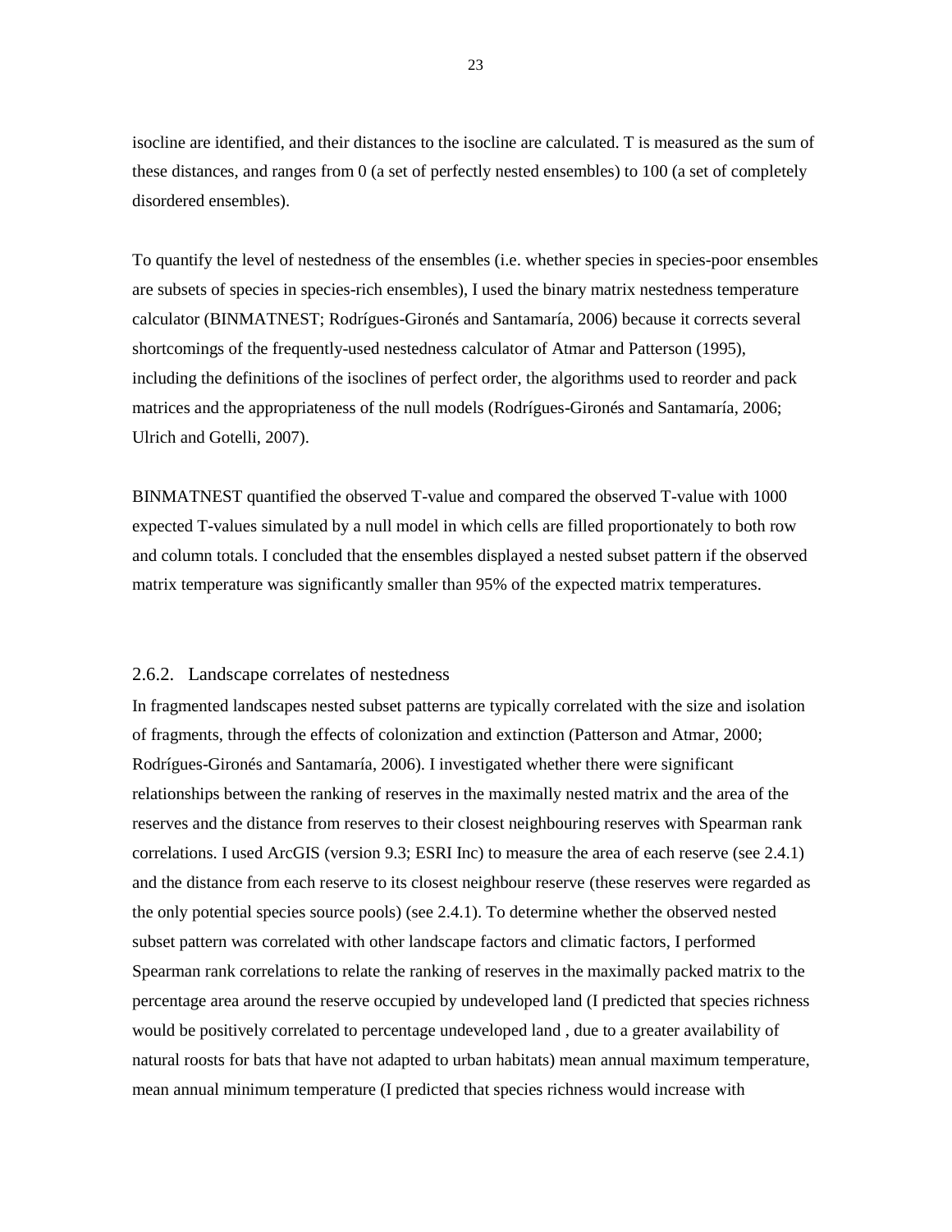isocline are identified, and their distances to the isocline are calculated. T is measured as the sum of these distances, and ranges from 0 (a set of perfectly nested ensembles) to 100 (a set of completely disordered ensembles).

To quantify the level of nestedness of the ensembles (i.e. whether species in species-poor ensembles are subsets of species in species-rich ensembles), I used the binary matrix nestedness temperature calculator (BINMATNEST; Rodrígues-Gironés and Santamaría, 2006) because it corrects several shortcomings of the frequently-used nestedness calculator of Atmar and Patterson (1995), including the definitions of the isoclines of perfect order, the algorithms used to reorder and pack matrices and the appropriateness of the null models (Rodrígues-Gironés and Santamaría, 2006; Ulrich and Gotelli, 2007).

BINMATNEST quantified the observed T-value and compared the observed T-value with 1000 expected T-values simulated by a null model in which cells are filled proportionately to both row and column totals. I concluded that the ensembles displayed a nested subset pattern if the observed matrix temperature was significantly smaller than 95% of the expected matrix temperatures.

### 2.6.2. Landscape correlates of nestedness

In fragmented landscapes nested subset patterns are typically correlated with the size and isolation of fragments, through the effects of colonization and extinction (Patterson and Atmar, 2000; Rodrígues-Gironés and Santamaría, 2006). I investigated whether there were significant relationships between the ranking of reserves in the maximally nested matrix and the area of the reserves and the distance from reserves to their closest neighbouring reserves with Spearman rank correlations. I used ArcGIS (version 9.3; ESRI Inc) to measure the area of each reserve (see 2.4.1) and the distance from each reserve to its closest neighbour reserve (these reserves were regarded as the only potential species source pools) (see 2.4.1). To determine whether the observed nested subset pattern was correlated with other landscape factors and climatic factors, I performed Spearman rank correlations to relate the ranking of reserves in the maximally packed matrix to the percentage area around the reserve occupied by undeveloped land (I predicted that species richness would be positively correlated to percentage undeveloped land , due to a greater availability of natural roosts for bats that have not adapted to urban habitats) mean annual maximum temperature, mean annual minimum temperature (I predicted that species richness would increase with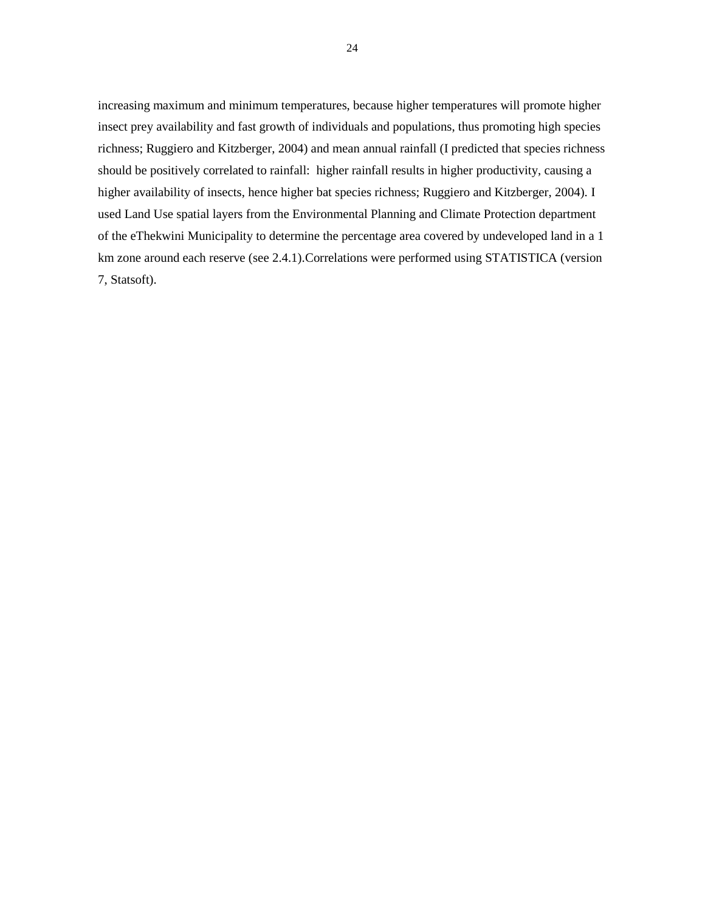increasing maximum and minimum temperatures, because higher temperatures will promote higher insect prey availability and fast growth of individuals and populations, thus promoting high species richness; Ruggiero and Kitzberger, 2004) and mean annual rainfall (I predicted that species richness should be positively correlated to rainfall: higher rainfall results in higher productivity, causing a higher availability of insects, hence higher bat species richness; Ruggiero and Kitzberger, 2004). I used Land Use spatial layers from the Environmental Planning and Climate Protection department of the eThekwini Municipality to determine the percentage area covered by undeveloped land in a 1 km zone around each reserve (see 2.4.1).Correlations were performed using STATISTICA (version 7, Statsoft).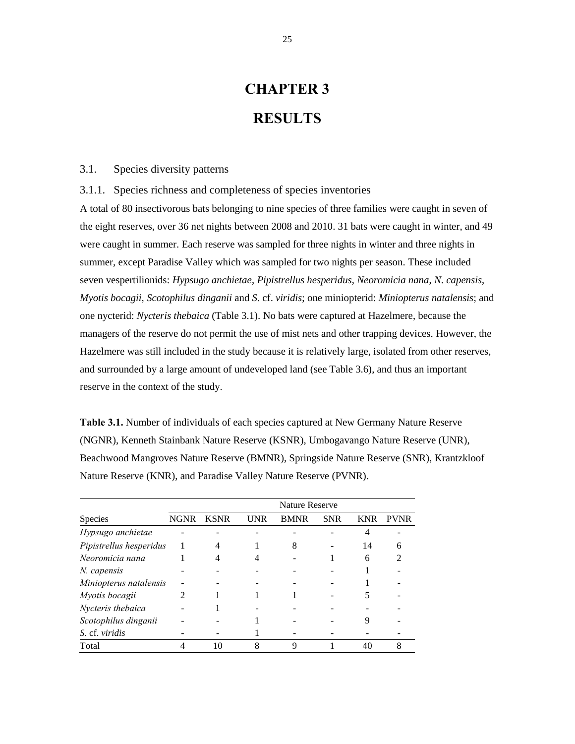# CHAPTER 3

# RESULTS

## 3.1. Species diversity patterns

### 3.1.1. Species richness and completeness of species inventories

A total of 80 insectivorous bats belonging to nine species of three families were caught in seven of the eight reserves, over 36 net nights between 2008 and 2010. 31 bats were caught in winter, and 49 were caught in summer. Each reserve was sampled for three nights in winter and three nights in summer, except Paradise Valley which was sampled for two nights per season. These included seven vespertilionids: *Hypsugo anchietae*, *Pipistrellus hesperidus*, *Neoromicia nana*, *N. capensis*, *Myotis bocagii*, *Scotophilus dinganii* and *S.* cf. *viridis*; one miniopterid: *Miniopterus natalensis*; and one nycterid: *Nycteris thebaica* (Table 3.1). No bats were captured at Hazelmere, because the managers of the reserve do not permit the use of mist nets and other trapping devices. However, the Hazelmere was still included in the study because it is relatively large, isolated from other reserves, and surrounded by a large amount of undeveloped land (see Table 3.6), and thus an important reserve in the context of the study.

**Table 3.1.** Number of individuals of each species captured at New Germany Nature Reserve (NGNR), Kenneth Stainbank Nature Reserve (KSNR), Umbogavango Nature Reserve (UNR), Beachwood Mangroves Nature Reserve (BMNR), Springside Nature Reserve (SNR), Krantzkloof Nature Reserve (KNR), and Paradise Valley Nature Reserve (PVNR).

| | Nature Reserve | | | | | | |
|---|---|---|---|---|---|---|---|
| Species | NGNR | KSNR | UNR | BMNR | SNR | KNR | PVNR |
| *Hypsugo anchietae* | - | - | - | - | - | 4 | - |
| *Pipistrellus hesperidus* | 1 | 4 | 1 | 8 | - | 14 | 6 |
| *Neoromicia nana* | 1 | 4 | 4 | - | 1 | 6 | 2 |
| *N. capensis* | - | - | - | - | - | 1 | - |
| *Miniopterus natalensis* | - | - | - | - | - | 1 | - |
| *Myotis bocagii* | 2 | 1 | 1 | 1 | - | 5 | - |
| *Nycteris thebaica* | - | 1 | - | - | - | - | - |
| *Scotophilus dinganii* | - | - | 1 | - | - | 9 | - |
| *S.* cf. *viridis* | - | - | 1 | - | - | - | - |
| Total | 4 | 10 | 8 | 9 | 1 | 40 | 8 |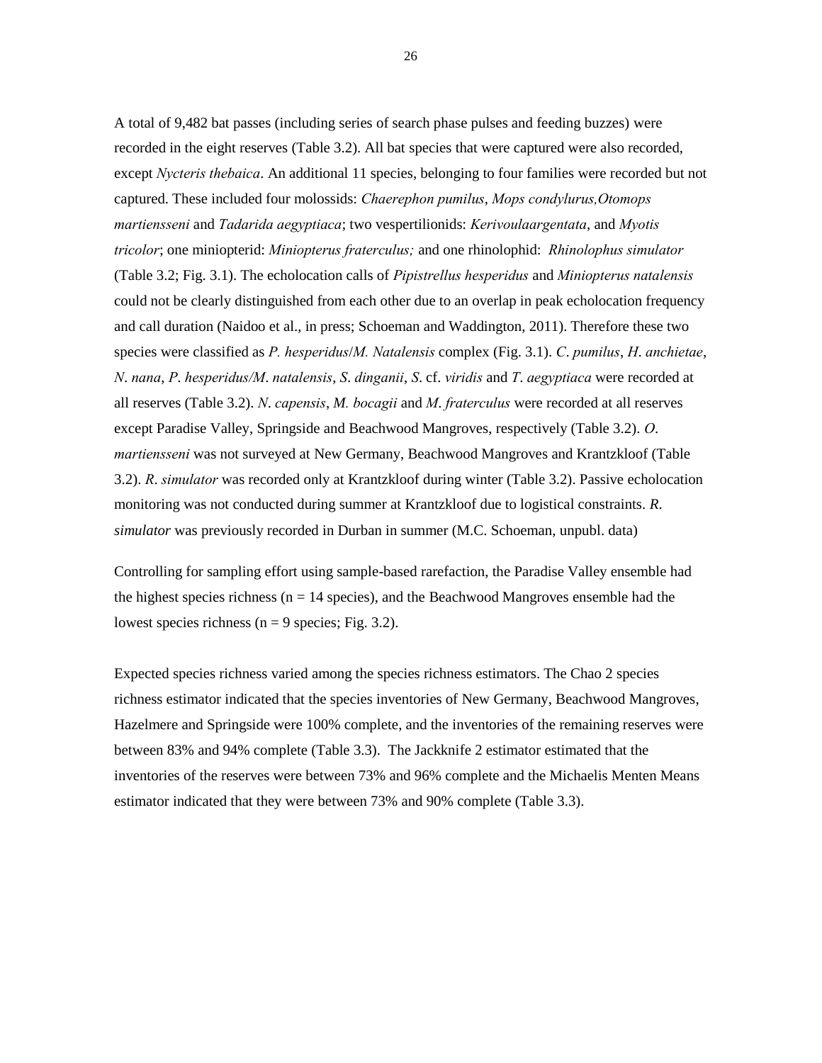A total of 9,482 bat passes (including series of search phase pulses and feeding buzzes) were recorded in the eight reserves (Table 3.2). All bat species that were captured were also recorded, except *Nycteris thebaica*. An additional 11 species, belonging to four families were recorded but not captured. These included four molossids: *Chaerephon pumilus*, *Mops condylurus,Otomops martiensseni* and *Tadarida aegyptiaca*; two vespertilionids: *Kerivoulaargentata*, and *Myotis tricolor*; one miniopterid: *Miniopterus fraterculus;* and one rhinolophid: *Rhinolophus simulator* (Table 3.2; Fig. 3.1). The echolocation calls of *Pipistrellus hesperidus* and *Miniopterus natalensis* could not be clearly distinguished from each other due to an overlap in peak echolocation frequency and call duration (Naidoo et al., in press; Schoeman and Waddington, 2011). Therefore these two species were classified as *P. hesperidus*/*M. Natalensis* complex (Fig. 3.1). *C*. *pumilus*, *H*. *anchietae*, *N*. *nana*, *P*. *hesperidus/M*. *natalensis*, *S*. *dinganii*, *S*. cf. *viridis* and *T*. *aegyptiaca* were recorded at all reserves (Table 3.2). *N*. *capensis*, *M. bocagii* and *M*. *fraterculus* were recorded at all reserves except Paradise Valley, Springside and Beachwood Mangroves, respectively (Table 3.2). *O*. *martiensseni* was not surveyed at New Germany, Beachwood Mangroves and Krantzkloof (Table 3.2). *R*. *simulator* was recorded only at Krantzkloof during winter (Table 3.2). Passive echolocation monitoring was not conducted during summer at Krantzkloof due to logistical constraints. *R*. *simulator* was previously recorded in Durban in summer (M.C. Schoeman, unpubl. data)

Controlling for sampling effort using sample-based rarefaction, the Paradise Valley ensemble had the highest species richness (n = 14 species), and the Beachwood Mangroves ensemble had the lowest species richness (n = 9 species; Fig. 3.2).

Expected species richness varied among the species richness estimators. The Chao 2 species richness estimator indicated that the species inventories of New Germany, Beachwood Mangroves, Hazelmere and Springside were 100% complete, and the inventories of the remaining reserves were between 83% and 94% complete (Table 3.3). The Jackknife 2 estimator estimated that the inventories of the reserves were between 73% and 96% complete and the Michaelis Menten Means estimator indicated that they were between 73% and 90% complete (Table 3.3).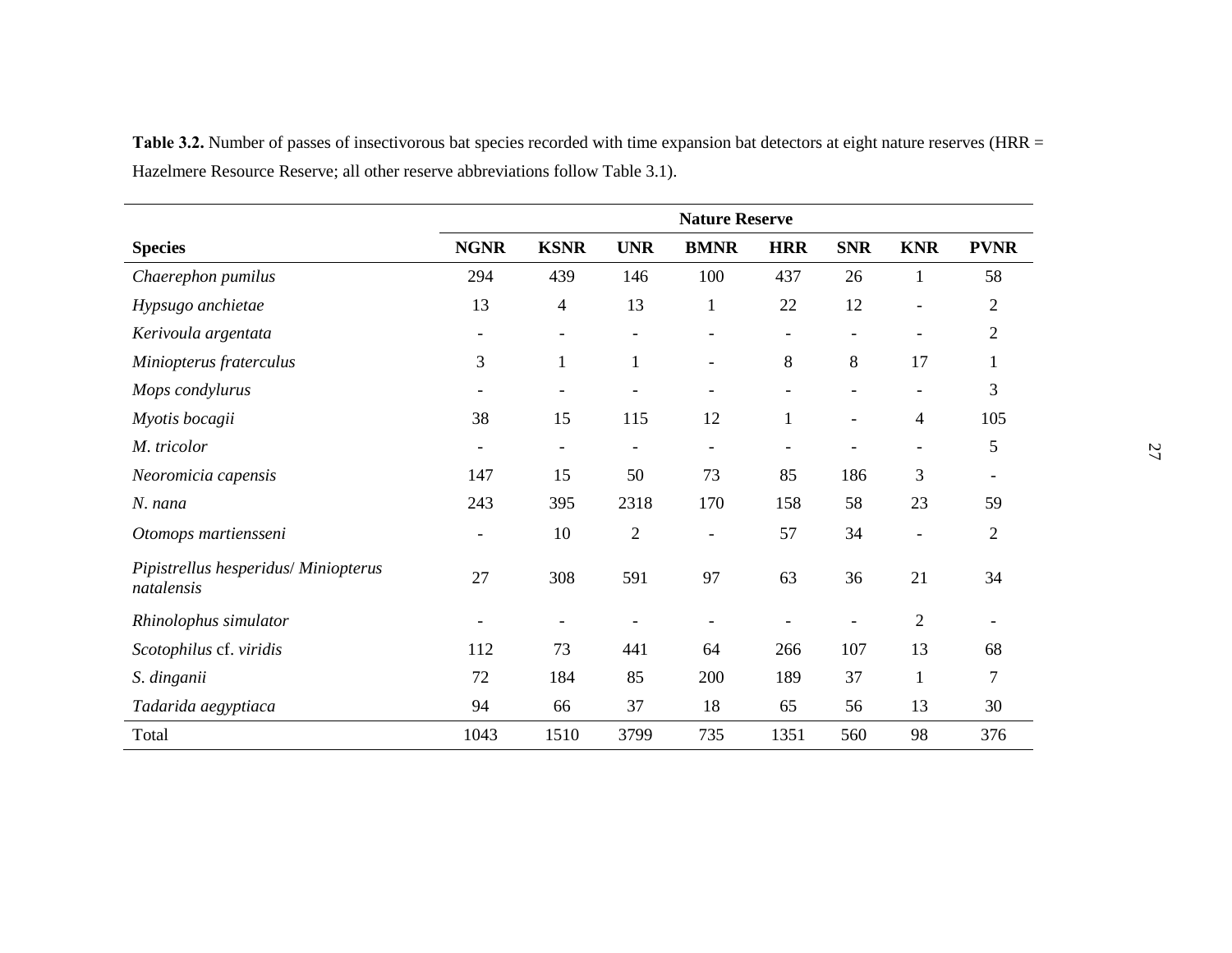**Table 3.2.** Number of passes of insectivorous bat species recorded with time expansion bat detectors at eight nature reserves (HRR = Hazelmere Resource Reserve; all other reserve abbreviations follow Table 3.1).

| | Nature Reserve | | | | | | | |
|---|---|---|---|---|---|---|---|---|
| **Species** | **NGNR** | **KSNR** | **UNR** | **BMNR** | **HRR** | **SNR** | **KNR** | **PVNR** |
| *Chaerephon pumilus* | 294 | 439 | 146 | 100 | 437 | 26 | 1 | 58 |
| *Hypsugo anchietae* | 13 | 4 | 13 | 1 | 22 | 12 | - | 2 |
| *Kerivoula argentata* | - | - | - | - | - | - | - | 2 |
| *Miniopterus fraterculus* | 3 | 1 | 1 | - | 8 | 8 | 17 | 1 |
| *Mops condylurus* | - | - | - | - | - | - | - | 3 |
| *Myotis bocagii* | 38 | 15 | 115 | 12 | 1 | - | 4 | 105 |
| *M. tricolor* | - | - | - | - | - | - | - | 5 |
| *Neoromicia capensis* | 147 | 15 | 50 | 73 | 85 | 186 | 3 | - |
| *N. nana* | 243 | 395 | 2318 | 170 | 158 | 58 | 23 | 59 |
| *Otomops martiensseni* | - | 10 | 2 | - | 57 | 34 | - | 2 |
| *Pipistrellus hesperidus*/ *Miniopterus natalensis* | 27 | 308 | 591 | 97 | 63 | 36 | 21 | 34 |
| *Rhinolophus simulator* | - | - | - | - | - | - | 2 | - |
| *Scotophilus* cf. *viridis* | 112 | 73 | 441 | 64 | 266 | 107 | 13 | 68 |
| *S. dinganii* | 72 | 184 | 85 | 200 | 189 | 37 | 1 | 7 |
| *Tadarida aegyptiaca* | 94 | 66 | 37 | 18 | 65 | 56 | 13 | 30 |
| Total | 1043 | 1510 | 3799 | 735 | 1351 | 560 | 98 | 376 |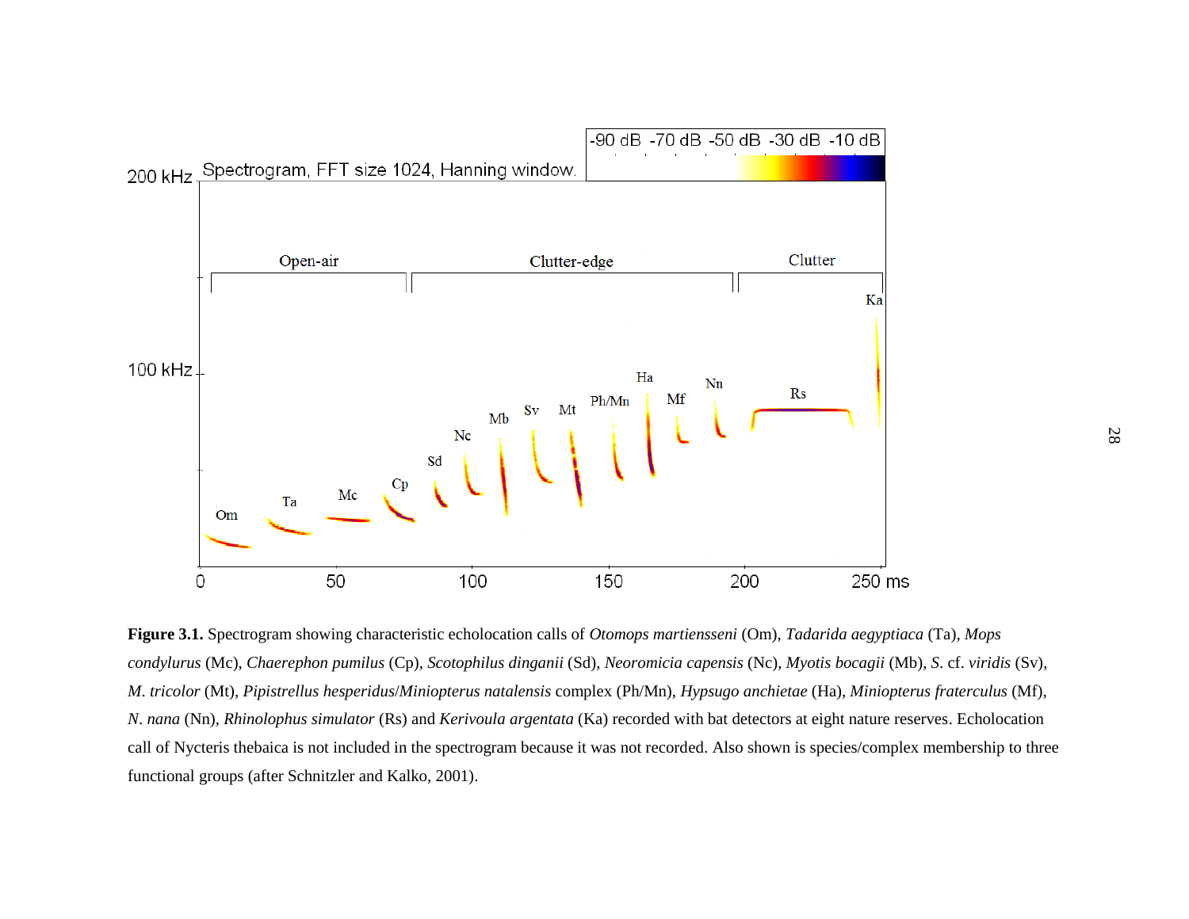**Figure 3.1.** Spectrogram showing characteristic echolocation calls of *Otomops martiensseni* (Om), *Tadarida aegyptiaca* (Ta), *Mops condylurus* (Mc), *Chaerephon pumilus* (Cp), *Scotophilus dinganii* (Sd), *Neoromicia capensis* (Nc), *Myotis bocagii* (Mb), *S.* cf. *viridis* (Sv), *M. tricolor* (Mt), *Pipistrellus hesperidus*/*Miniopterus natalensis* complex (Ph/Mn), *Hypsugo anchietae* (Ha), *Miniopterus fraterculus* (Mf), *N. nana* (Nn), *Rhinolophus simulator* (Rs) and *Kerivoula argentata* (Ka) recorded with bat detectors at eight nature reserves. Echolocation call of Nycteris thebaica is not included in the spectrogram because it was not recorded. Also shown is species/complex membership to three functional groups (after Schnitzler and Kalko, 2001).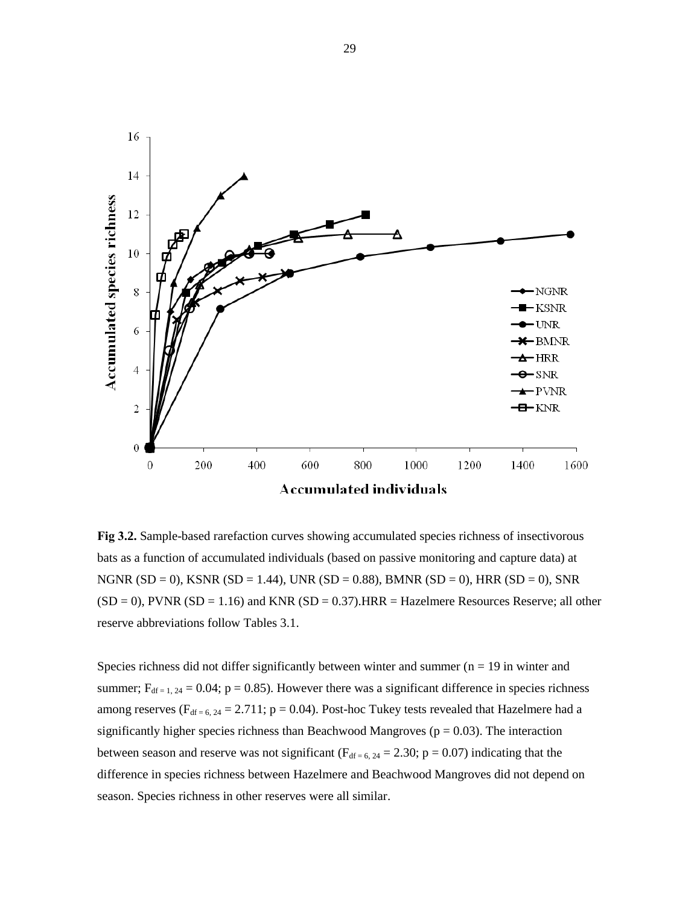**Fig 3.2.** Sample-based rarefaction curves showing accumulated species richness of insectivorous bats as a function of accumulated individuals (based on passive monitoring and capture data) at NGNR (SD = 0), KSNR (SD = 1.44), UNR (SD = 0.88), BMNR (SD = 0), HRR (SD = 0), SNR (SD = 0), PVNR (SD = 1.16) and KNR (SD = 0.37).HRR = Hazelmere Resources Reserve; all other reserve abbreviations follow Tables 3.1.

Species richness did not differ significantly between winter and summer (n = 19 in winter and summer; $F_{df = 1, 24} = 0.04$; p = 0.85). However there was a significant difference in species richness among reserves ($F_{df = 6, 24} = 2.711$; p = 0.04). Post-hoc Tukey tests revealed that Hazelmere had a significantly higher species richness than Beachwood Mangroves (p = 0.03). The interaction between season and reserve was not significant ($F_{df = 6, 24} = 2.30$; p = 0.07) indicating that the difference in species richness between Hazelmere and Beachwood Mangroves did not depend on season. Species richness in other reserves were all similar.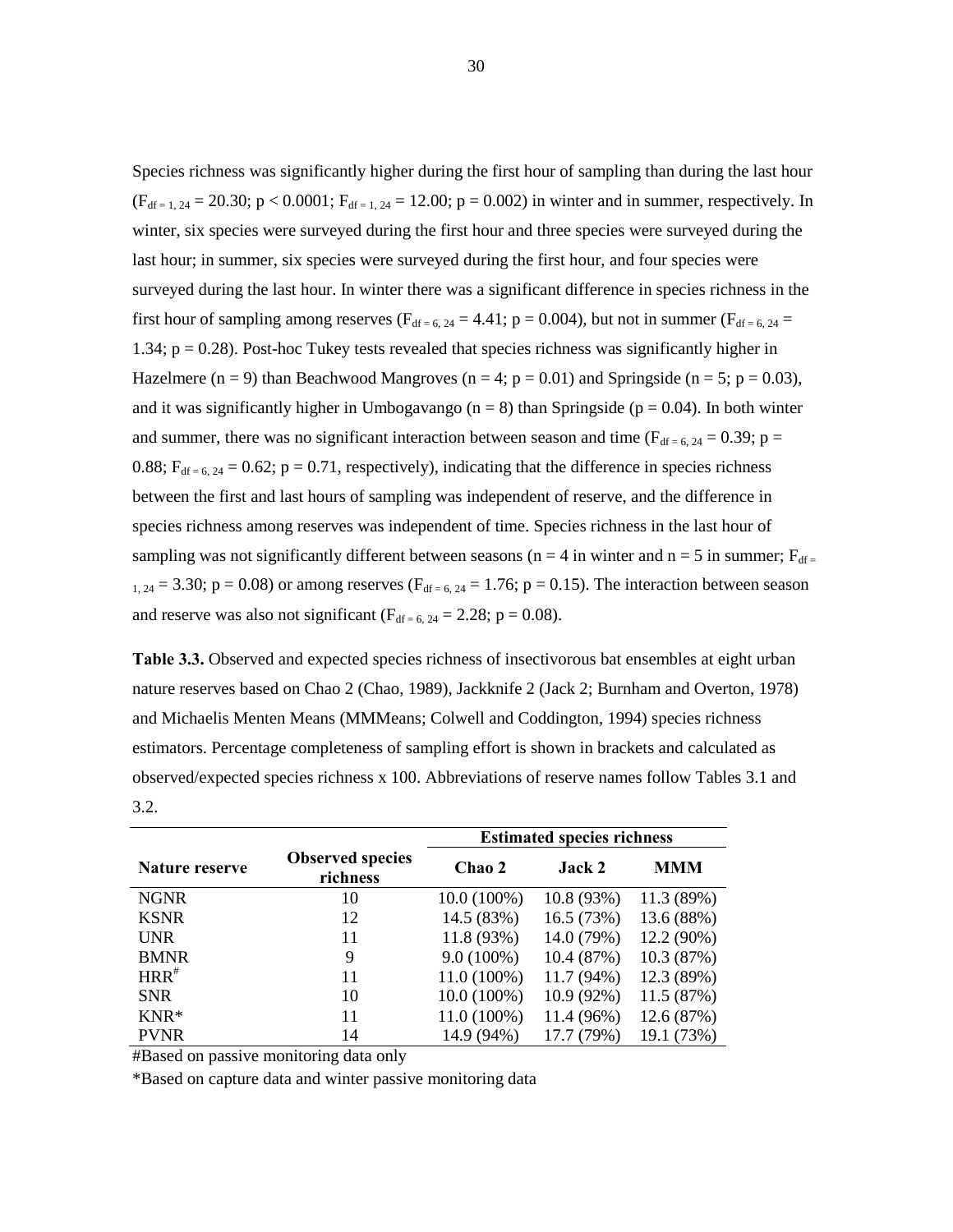Species richness was significantly higher during the first hour of sampling than during the last hour ($F_{df = 1, 24} = 20.30$; $p < 0.0001$; $F_{df = 1, 24} = 12.00$; $p = 0.002$) in winter and in summer, respectively. In winter, six species were surveyed during the first hour and three species were surveyed during the last hour; in summer, six species were surveyed during the first hour, and four species were surveyed during the last hour. In winter there was a significant difference in species richness in the first hour of sampling among reserves ($F_{df = 6, 24} = 4.41$; $p = 0.004$), but not in summer ($F_{df = 6, 24} = 1.34$; $p = 0.28$). Post-hoc Tukey tests revealed that species richness was significantly higher in Hazelmere ($n = 9$) than Beachwood Mangroves ($n = 4$; $p = 0.01$) and Springside ($n = 5$; $p = 0.03$), and it was significantly higher in Umbogavango ($n = 8$) than Springside ($p = 0.04$). In both winter and summer, there was no significant interaction between season and time ($F_{df = 6, 24} = 0.39$; $p = 0.88$; $F_{df = 6, 24} = 0.62$; $p = 0.71$, respectively), indicating that the difference in species richness between the first and last hours of sampling was independent of reserve, and the difference in species richness among reserves was independent of time. Species richness in the last hour of sampling was not significantly different between seasons ($n = 4$ in winter and $n = 5$ in summer; $F_{df = 1, 24} = 3.30$; $p = 0.08$) or among reserves ($F_{df = 6, 24} = 1.76$; $p = 0.15$). The interaction between season and reserve was also not significant ($F_{df = 6, 24} = 2.28$; $p = 0.08$).

**Table 3.3.** Observed and expected species richness of insectivorous bat ensembles at eight urban nature reserves based on Chao 2 (Chao, 1989), Jackknife 2 (Jack 2; Burnham and Overton, 1978) and Michaelis Menten Means (MMMeans; Colwell and Coddington, 1994) species richness estimators. Percentage completeness of sampling effort is shown in brackets and calculated as observed/expected species richness x 100. Abbreviations of reserve names follow Tables 3.1 and 3.2.

| Nature reserve | Observed species richness | Estimated species richness | | |
|---|---|---|---|---|
| | | **Chao 2** | **Jack 2** | **MMM** |
| NGNR | 10 | 10.0 (100%) | 10.8 (93%) | 11.3 (89%) |
| KSNR | 12 | 14.5 (83%) | 16.5 (73%) | 13.6 (88%) |
| UNR | 11 | 11.8 (93%) | 14.0 (79%) | 12.2 (90%) |
| BMNR | 9 | 9.0 (100%) | 10.4 (87%) | 10.3 (87%) |
| HRR# | 11 | 11.0 (100%) | 11.7 (94%) | 12.3 (89%) |
| SNR | 10 | 10.0 (100%) | 10.9 (92%) | 11.5 (87%) |
| KNR* | 11 | 11.0 (100%) | 11.4 (96%) | 12.6 (87%) |
| PVNR | 14 | 14.9 (94%) | 17.7 (79%) | 19.1 (73%) |

#Based on passive monitoring data only

*Based on capture data and winter passive monitoring data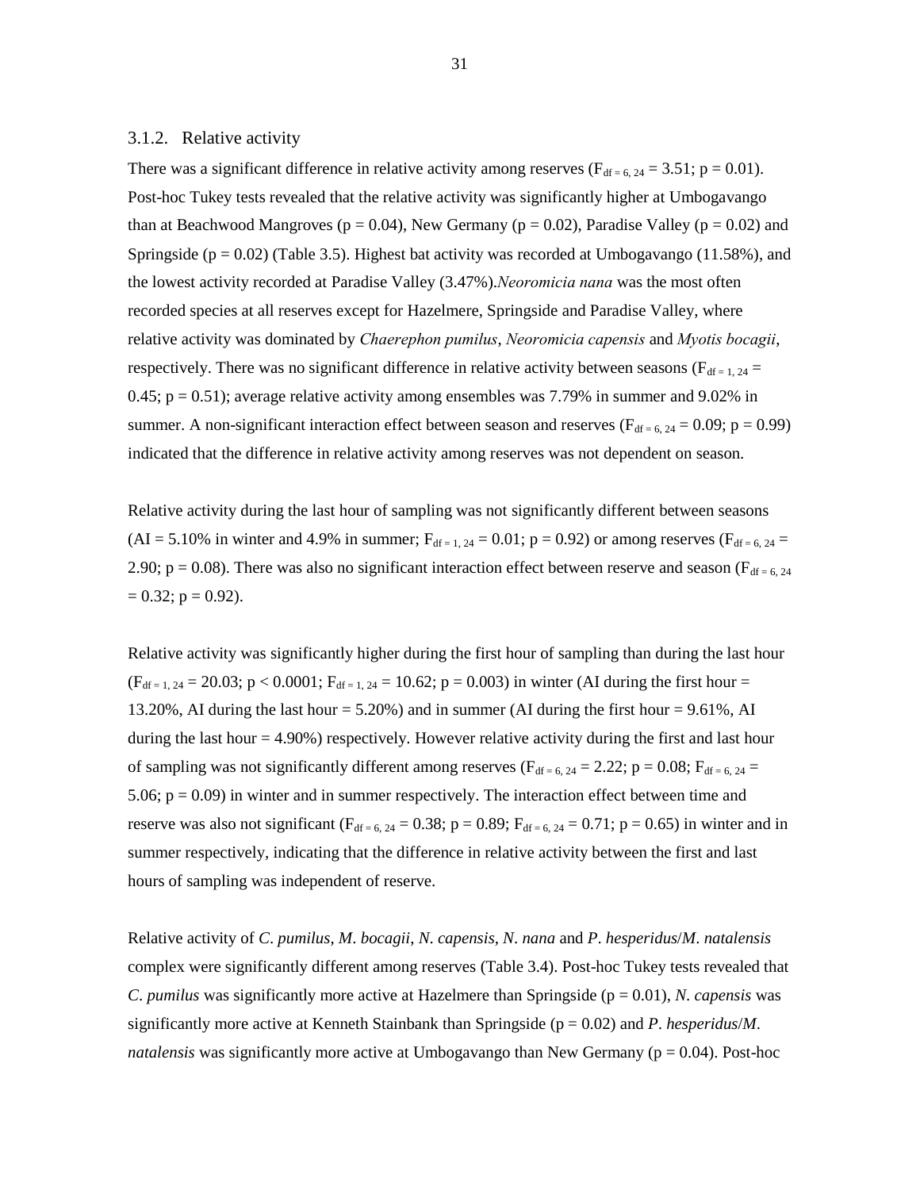### 3.1.2. Relative activity

There was a significant difference in relative activity among reserves ($F_{df = 6, 24} = 3.51$; $p = 0.01$). Post-hoc Tukey tests revealed that the relative activity was significantly higher at Umbogavango than at Beachwood Mangroves ($p = 0.04$), New Germany ($p = 0.02$), Paradise Valley ($p = 0.02$) and Springside ($p = 0.02$) (Table 3.5). Highest bat activity was recorded at Umbogavango (11.58%), and the lowest activity recorded at Paradise Valley (3.47%).*Neoromicia nana* was the most often recorded species at all reserves except for Hazelmere, Springside and Paradise Valley, where relative activity was dominated by *Chaerephon pumilus*, *Neoromicia capensis* and *Myotis bocagii*, respectively. There was no significant difference in relative activity between seasons ($F_{df = 1, 24} = 0.45$; $p = 0.51$); average relative activity among ensembles was 7.79% in summer and 9.02% in summer. A non-significant interaction effect between season and reserves ($F_{df = 6, 24} = 0.09$; $p = 0.99$) indicated that the difference in relative activity among reserves was not dependent on season.

Relative activity during the last hour of sampling was not significantly different between seasons (AI = 5.10% in winter and 4.9% in summer; $F_{df = 1, 24} = 0.01$; $p = 0.92$) or among reserves ($F_{df = 6, 24} = 2.90$; $p = 0.08$). There was also no significant interaction effect between reserve and season ($F_{df = 6, 24} = 0.32$; $p = 0.92$).

Relative activity was significantly higher during the first hour of sampling than during the last hour ($F_{df = 1, 24} = 20.03$; $p < 0.0001$; $F_{df = 1, 24} = 10.62$; $p = 0.003$) in winter (AI during the first hour = 13.20%, AI during the last hour = 5.20%) and in summer (AI during the first hour = 9.61%, AI during the last hour = 4.90%) respectively. However relative activity during the first and last hour of sampling was not significantly different among reserves ($F_{df = 6, 24} = 2.22$; $p = 0.08$; $F_{df = 6, 24} = 5.06$; $p = 0.09$) in winter and in summer respectively. The interaction effect between time and reserve was also not significant ($F_{df = 6, 24} = 0.38$; $p = 0.89$; $F_{df = 6, 24} = 0.71$; $p = 0.65$) in winter and in summer respectively, indicating that the difference in relative activity between the first and last hours of sampling was independent of reserve.

Relative activity of *C. pumilus*, *M. bocagii*, *N. capensis*, *N. nana* and *P. hesperidus*/*M. natalensis* complex were significantly different among reserves (Table 3.4). Post-hoc Tukey tests revealed that *C. pumilus* was significantly more active at Hazelmere than Springside ($p = 0.01$), *N. capensis* was significantly more active at Kenneth Stainbank than Springside ($p = 0.02$) and *P. hesperidus*/*M. natalensis* was significantly more active at Umbogavango than New Germany ($p = 0.04$). Post-hoc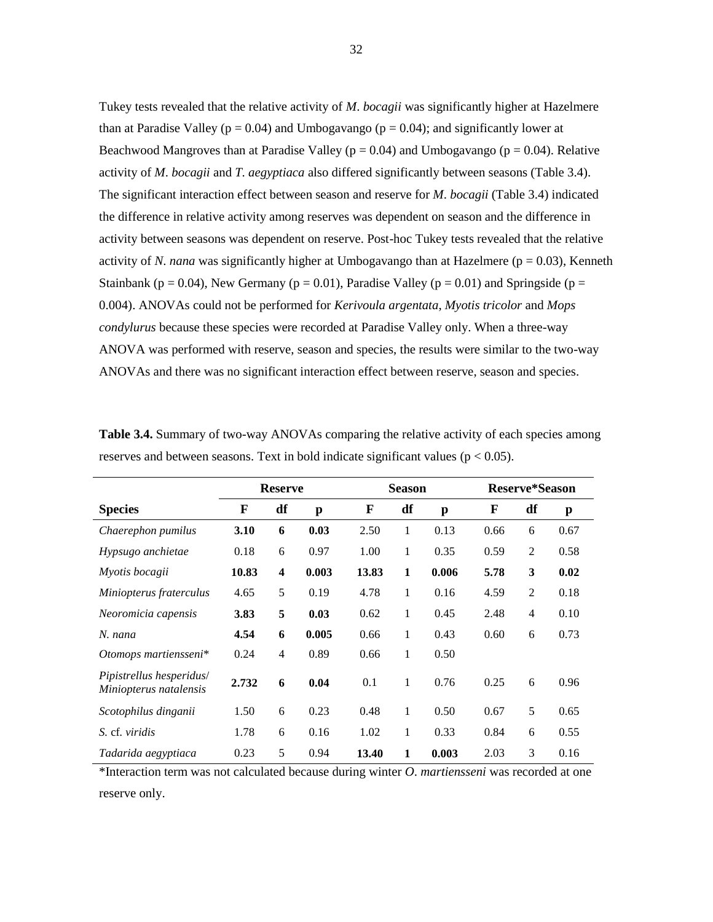Tukey tests revealed that the relative activity of *M. bocagii* was significantly higher at Hazelmere than at Paradise Valley ($p = 0.04$) and Umbogavango ($p = 0.04$); and significantly lower at Beachwood Mangroves than at Paradise Valley ($p = 0.04$) and Umbogavango ($p = 0.04$). Relative activity of *M. bocagii* and *T. aegyptiaca* also differed significantly between seasons (Table 3.4). The significant interaction effect between season and reserve for *M. bocagii* (Table 3.4) indicated the difference in relative activity among reserves was dependent on season and the difference in activity between seasons was dependent on reserve. Post-hoc Tukey tests revealed that the relative activity of *N. nana* was significantly higher at Umbogavango than at Hazelmere ($p = 0.03$), Kenneth Stainbank ($p = 0.04$), New Germany ($p = 0.01$), Paradise Valley ($p = 0.01$) and Springside ($p = 0.004$). ANOVAs could not be performed for *Kerivoula argentata*, *Myotis tricolor* and *Mops condylurus* because these species were recorded at Paradise Valley only. When a three-way ANOVA was performed with reserve, season and species, the results were similar to the two-way ANOVAs and there was no significant interaction effect between reserve, season and species.

**Table 3.4.** Summary of two-way ANOVAs comparing the relative activity of each species among reserves and between seasons. Text in bold indicate significant values ($p < 0.05$).

| | Reserve | | | Season | | | Reserve*Season | | |
|---|---|---|---|---|---|---|---|---|---|
| **Species** | **F** | **df** | **p** | **F** | **df** | **p** | **F** | **df** | **p** |
| *Chaerephon pumilus* | **3.10** | **6** | **0.03** | 2.50 | 1 | 0.13 | 0.66 | 6 | 0.67 |
| *Hypsugo anchietae* | 0.18 | 6 | 0.97 | 1.00 | 1 | 0.35 | 0.59 | 2 | 0.58 |
| *Myotis bocagii* | **10.83** | **4** | **0.003** | **13.83** | **1** | **0.006** | **5.78** | **3** | **0.02** |
| *Miniopterus fraterculus* | 4.65 | 5 | 0.19 | 4.78 | 1 | 0.16 | 4.59 | 2 | 0.18 |
| *Neoromicia capensis* | **3.83** | **5** | **0.03** | 0.62 | 1 | 0.45 | 2.48 | 4 | 0.10 |
| *N. nana* | **4.54** | **6** | **0.005** | 0.66 | 1 | 0.43 | 0.60 | 6 | 0.73 |
| *Otomops martiensseni** | 0.24 | 4 | 0.89 | 0.66 | 1 | 0.50 | | | |
| *Pipistrellus hesperidus*/ *Miniopterus natalensis* | **2.732** | **6** | **0.04** | 0.1 | 1 | 0.76 | 0.25 | 6 | 0.96 |
| *Scotophilus dinganii* | 1.50 | 6 | 0.23 | 0.48 | 1 | 0.50 | 0.67 | 5 | 0.65 |
| *S.* cf. *viridis* | 1.78 | 6 | 0.16 | 1.02 | 1 | 0.33 | 0.84 | 6 | 0.55 |
| *Tadarida aegyptiaca* | 0.23 | 5 | 0.94 | **13.40** | **1** | **0.003** | 2.03 | 3 | 0.16 |

*Interaction term was not calculated because during winter *O. martiensseni* was recorded at one reserve only.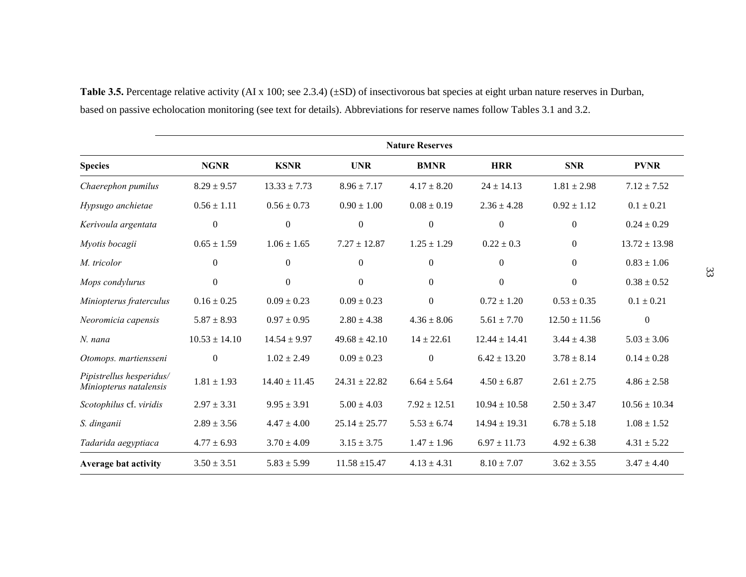**Table 3.5.** Percentage relative activity (AI x 100; see 2.3.4) (±SD) of insectivorous bat species at eight urban nature reserves in Durban, based on passive echolocation monitoring (see text for details). Abbreviations for reserve names follow Tables 3.1 and 3.2.

| | Nature Reserves | | | | | | |
|---|---|---|---|---|---|---|---|
| **Species** | **NGNR** | **KSNR** | **UNR** | **BMNR** | **HRR** | **SNR** | **PVNR** |
| *Chaerephon pumilus* | 8.29 ± 9.57 | 13.33 ± 7.73 | 8.96 ± 7.17 | 4.17 ± 8.20 | 24 ± 14.13 | 1.81 ± 2.98 | 7.12 ± 7.52 |
| *Hypsugo anchietae* | 0.56 ± 1.11 | 0.56 ± 0.73 | 0.90 ± 1.00 | 0.08 ± 0.19 | 2.36 ± 4.28 | 0.92 ± 1.12 | 0.1 ± 0.21 |
| *Kerivoula argentata* | 0 | 0 | 0 | 0 | 0 | 0 | 0.24 ± 0.29 |
| *Myotis bocagii* | 0.65 ± 1.59 | 1.06 ± 1.65 | 7.27 ± 12.87 | 1.25 ± 1.29 | 0.22 ± 0.3 | 0 | 13.72 ± 13.98 |
| *M. tricolor* | 0 | 0 | 0 | 0 | 0 | 0 | 0.83 ± 1.06 |
| *Mops condylurus* | 0 | 0 | 0 | 0 | 0 | 0 | 0.38 ± 0.52 |
| *Miniopterus fraterculus* | 0.16 ± 0.25 | 0.09 ± 0.23 | 0.09 ± 0.23 | 0 | 0.72 ± 1.20 | 0.53 ± 0.35 | 0.1 ± 0.21 |
| *Neoromicia capensis* | 5.87 ± 8.93 | 0.97 ± 0.95 | 2.80 ± 4.38 | 4.36 ± 8.06 | 5.61 ± 7.70 | 12.50 ± 11.56 | 0 |
| *N. nana* | 10.53 ± 14.10 | 14.54 ± 9.97 | 49.68 ± 42.10 | 14 ± 22.61 | 12.44 ± 14.41 | 3.44 ± 4.38 | 5.03 ± 3.06 |
| *Otomops. martiensseni* | 0 | 1.02 ± 2.49 | 0.09 ± 0.23 | 0 | 6.42 ± 13.20 | 3.78 ± 8.14 | 0.14 ± 0.28 |
| *Pipistrellus hesperidus/ Miniopterus natalensis* | 1.81 ± 1.93 | 14.40 ± 11.45 | 24.31 ± 22.82 | 6.64 ± 5.64 | 4.50 ± 6.87 | 2.61 ± 2.75 | 4.86 ± 2.58 |
| *Scotophilus* cf. *viridis* | 2.97 ± 3.31 | 9.95 ± 3.91 | 5.00 ± 4.03 | 7.92 ± 12.51 | 10.94 ± 10.58 | 2.50 ± 3.47 | 10.56 ± 10.34 |
| *S. dinganii* | 2.89 ± 3.56 | 4.47 ± 4.00 | 25.14 ± 25.77 | 5.53 ± 6.74 | 14.94 ± 19.31 | 6.78 ± 5.18 | 1.08 ± 1.52 |
| *Tadarida aegyptiaca* | 4.77 ± 6.93 | 3.70 ± 4.09 | 3.15 ± 3.75 | 1.47 ± 1.96 | 6.97 ± 11.73 | 4.92 ± 6.38 | 4.31 ± 5.22 |
| **Average bat activity** | 3.50 ± 3.51 | 5.83 ± 5.99 | 11.58 ±15.47 | 4.13 ± 4.31 | 8.10 ± 7.07 | 3.62 ± 3.55 | 3.47 ± 4.40 |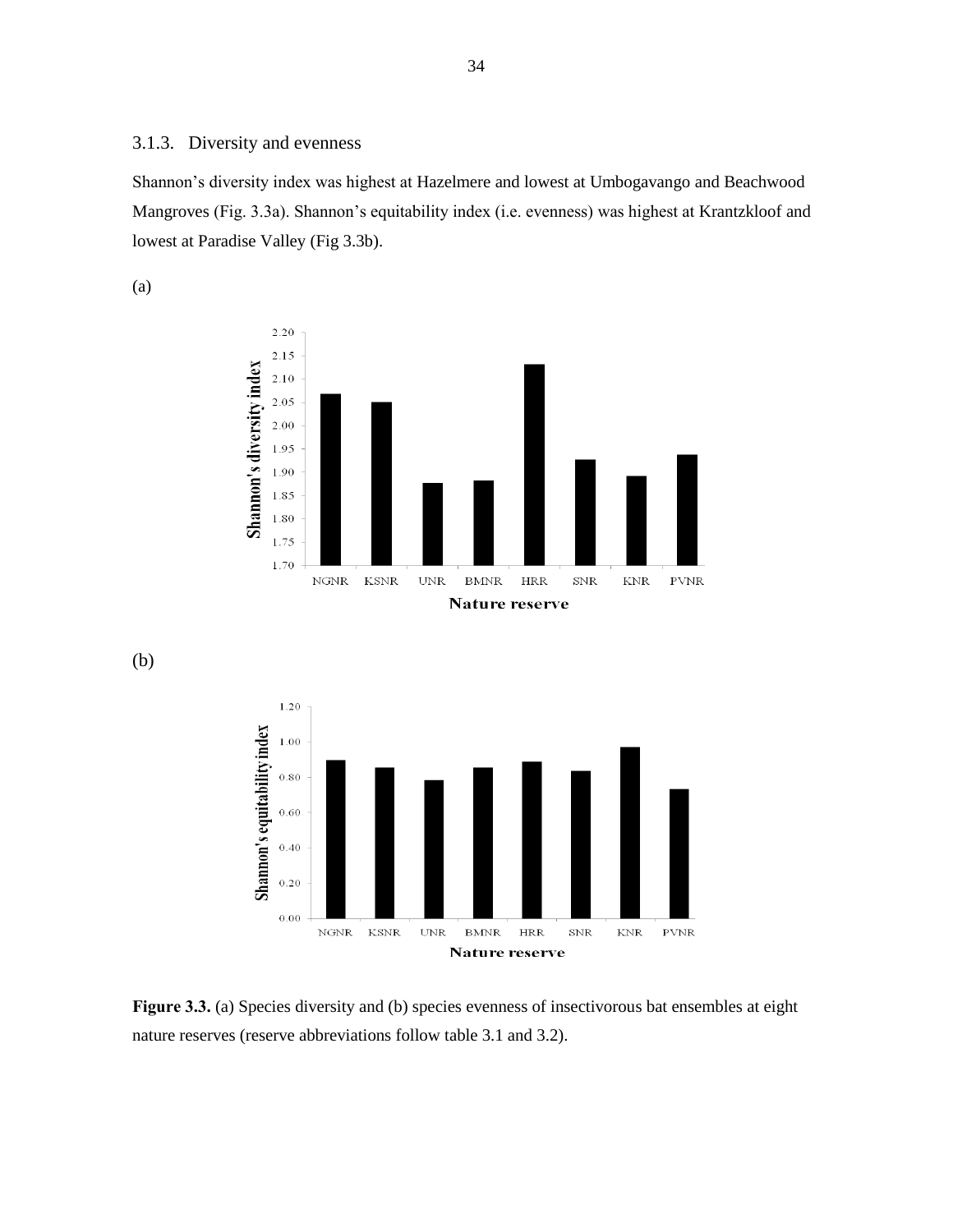### 3.1.3. Diversity and evenness

Shannon's diversity index was highest at Hazelmere and lowest at Umbogavango and Beachwood Mangroves (Fig. 3.3a). Shannon's equitability index (i.e. evenness) was highest at Krantzkloof and lowest at Paradise Valley (Fig 3.3b).

(a)

(b)

**Figure 3.3.** (a) Species diversity and (b) species evenness of insectivorous bat ensembles at eight nature reserves (reserve abbreviations follow table 3.1 and 3.2).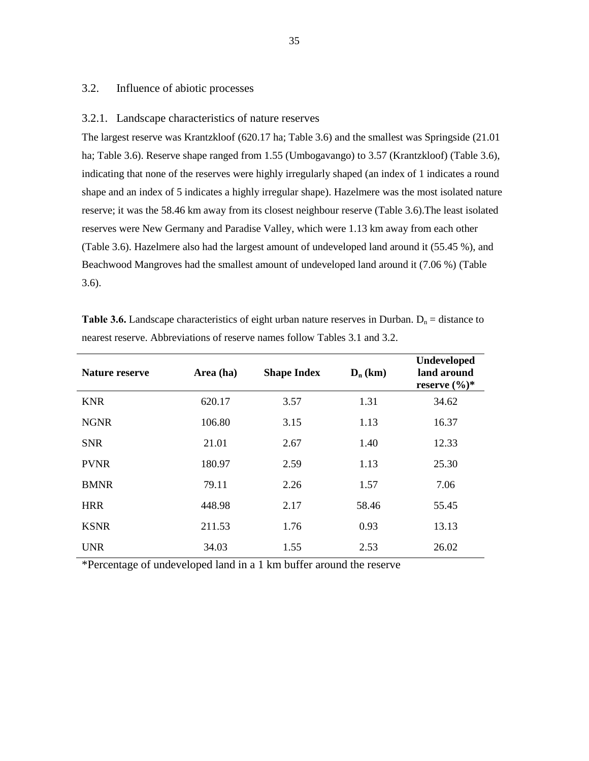## 3.2. Influence of abiotic processes

### 3.2.1. Landscape characteristics of nature reserves

The largest reserve was Krantzkloof (620.17 ha; Table 3.6) and the smallest was Springside (21.01 ha; Table 3.6). Reserve shape ranged from 1.55 (Umbogavango) to 3.57 (Krantzkloof) (Table 3.6), indicating that none of the reserves were highly irregularly shaped (an index of 1 indicates a round shape and an index of 5 indicates a highly irregular shape). Hazelmere was the most isolated nature reserve; it was the 58.46 km away from its closest neighbour reserve (Table 3.6).The least isolated reserves were New Germany and Paradise Valley, which were 1.13 km away from each other (Table 3.6). Hazelmere also had the largest amount of undeveloped land around it (55.45 %), and Beachwood Mangroves had the smallest amount of undeveloped land around it (7.06 %) (Table 3.6).

**Table 3.6.** Landscape characteristics of eight urban nature reserves in Durban. $D_n$ = distance to nearest reserve. Abbreviations of reserve names follow Tables 3.1 and 3.2.

| Nature reserve | Area (ha) | Shape Index | $D_n$ (km) | Undeveloped land around reserve (%)* |
|---|---|---|---|---|
| KNR | 620.17 | 3.57 | 1.31 | 34.62 |
| NGNR | 106.80 | 3.15 | 1.13 | 16.37 |
| SNR | 21.01 | 2.67 | 1.40 | 12.33 |
| PVNR | 180.97 | 2.59 | 1.13 | 25.30 |
| BMNR | 79.11 | 2.26 | 1.57 | 7.06 |
| HRR | 448.98 | 2.17 | 58.46 | 55.45 |
| KSNR | 211.53 | 1.76 | 0.93 | 13.13 |
| UNR | 34.03 | 1.55 | 2.53 | 26.02 |

*Percentage of undeveloped land in a 1 km buffer around the reserve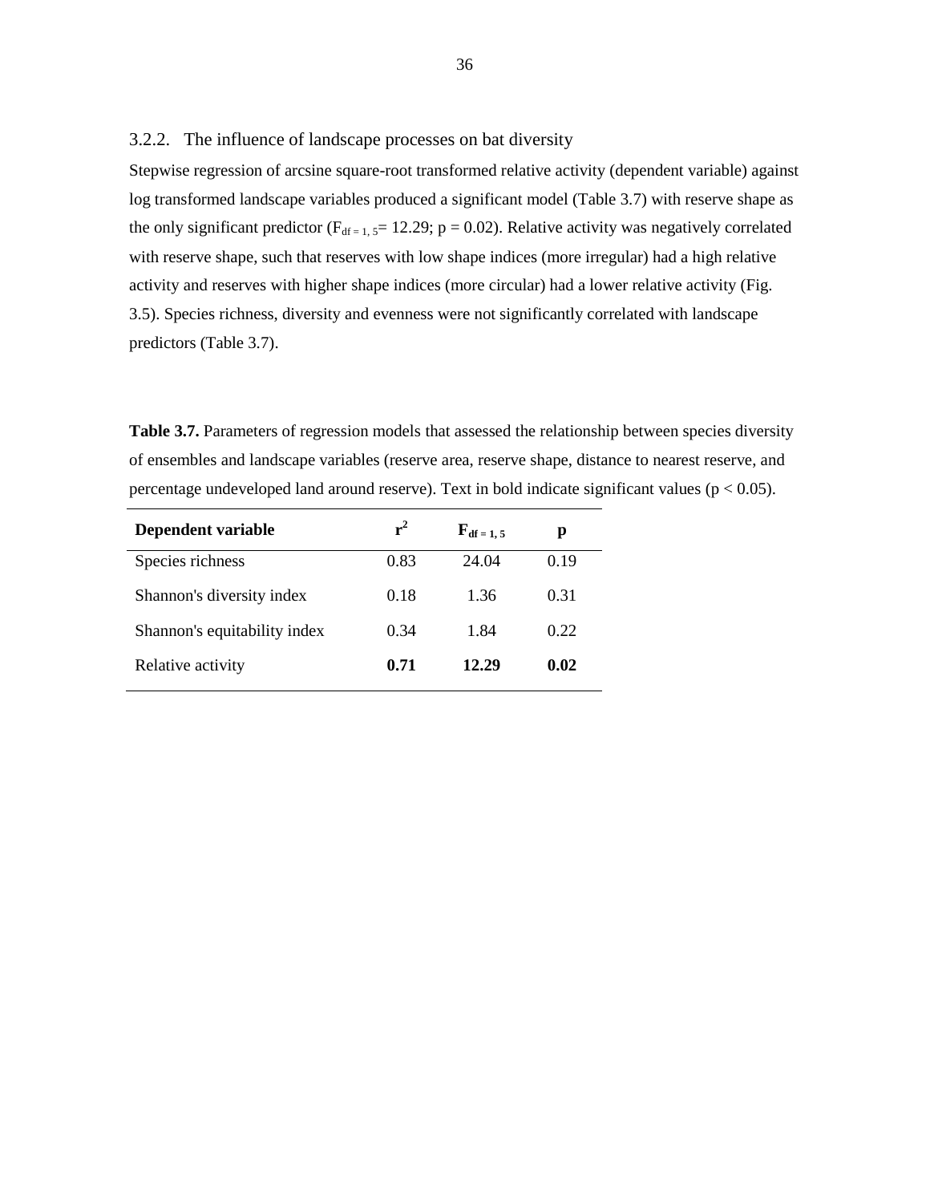### 3.2.2. The influence of landscape processes on bat diversity

Stepwise regression of arcsine square-root transformed relative activity (dependent variable) against log transformed landscape variables produced a significant model (Table 3.7) with reserve shape as the only significant predictor ($F_{df = 1, 5}$= 12.29; p = 0.02). Relative activity was negatively correlated with reserve shape, such that reserves with low shape indices (more irregular) had a high relative activity and reserves with higher shape indices (more circular) had a lower relative activity (Fig. 3.5). Species richness, diversity and evenness were not significantly correlated with landscape predictors (Table 3.7).

**Table 3.7.** Parameters of regression models that assessed the relationship between species diversity of ensembles and landscape variables (reserve area, reserve shape, distance to nearest reserve, and percentage undeveloped land around reserve). Text in bold indicate significant values ($p < 0.05$).

| Dependent variable | $r^2$ | $F_{df = 1, 5}$ | p |
|---|---|---|---|
| Species richness | 0.83 | 24.04 | 0.19 |
| Shannon's diversity index | 0.18 | 1.36 | 0.31 |
| Shannon's equitability index | 0.34 | 1.84 | 0.22 |
| Relative activity | **0.71** | **12.29** | **0.02** |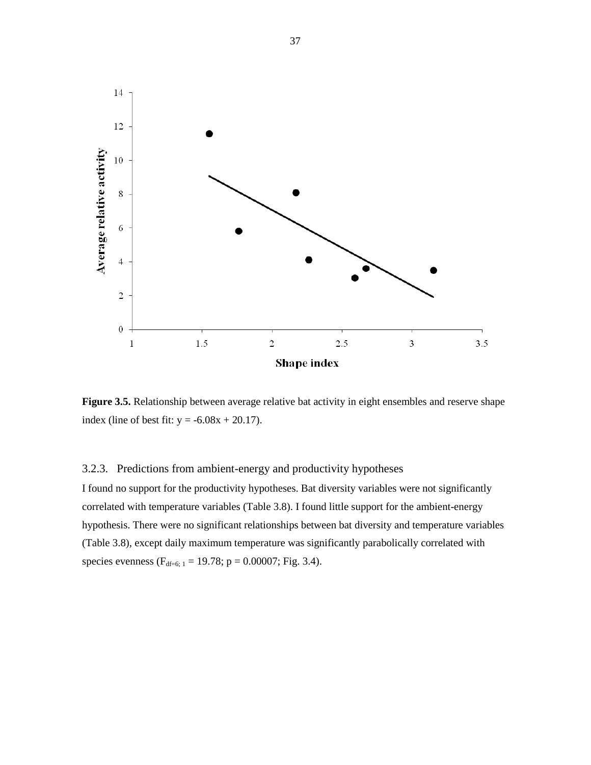**Figure 3.5.** Relationship between average relative bat activity in eight ensembles and reserve shape index (line of best fit: y = -6.08x + 20.17).

### 3.2.3. Predictions from ambient-energy and productivity hypotheses

I found no support for the productivity hypotheses. Bat diversity variables were not significantly correlated with temperature variables (Table 3.8). I found little support for the ambient-energy hypothesis. There were no significant relationships between bat diversity and temperature variables (Table 3.8), except daily maximum temperature was significantly parabolically correlated with species evenness ($F_{df=6; 1} = 19.78$; $p = 0.00007$; Fig. 3.4).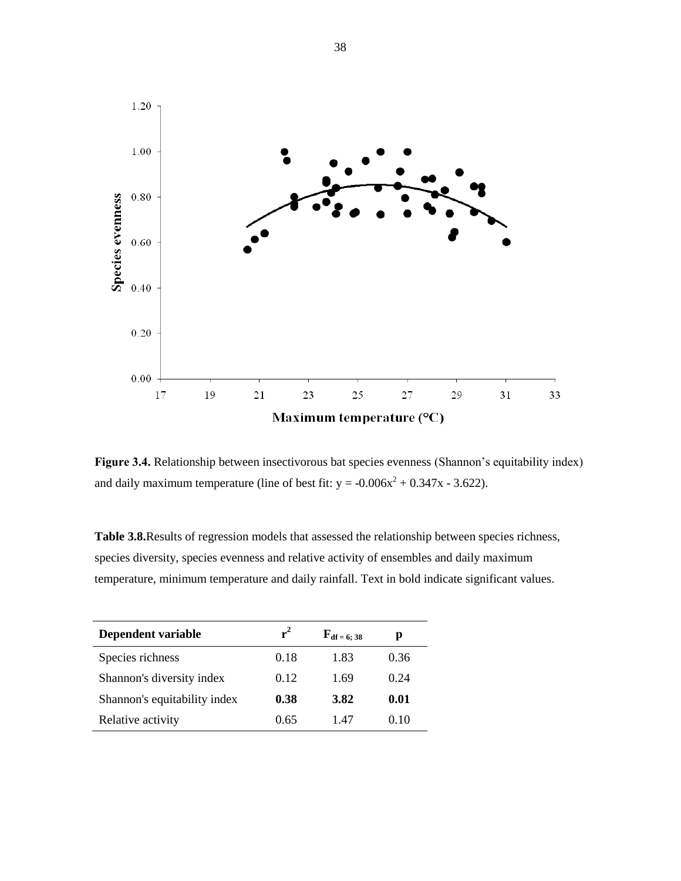**Figure 3.4.** Relationship between insectivorous bat species evenness (Shannon's equitability index) and daily maximum temperature (line of best fit: $y = -0.006x^2 + 0.347x - 3.622$).

**Table 3.8.**Results of regression models that assessed the relationship between species richness, species diversity, species evenness and relative activity of ensembles and daily maximum temperature, minimum temperature and daily rainfall. Text in bold indicate significant values.

| Dependent variable | $r^2$ | $F_{df = 6; 38}$ | p |
|---|---|---|---|
| Species richness | 0.18 | 1.83 | 0.36 |
| Shannon's diversity index | 0.12 | 1.69 | 0.24 |
| Shannon's equitability index | **0.38** | **3.82** | **0.01** |
| Relative activity | 0.65 | 1.47 | 0.10 |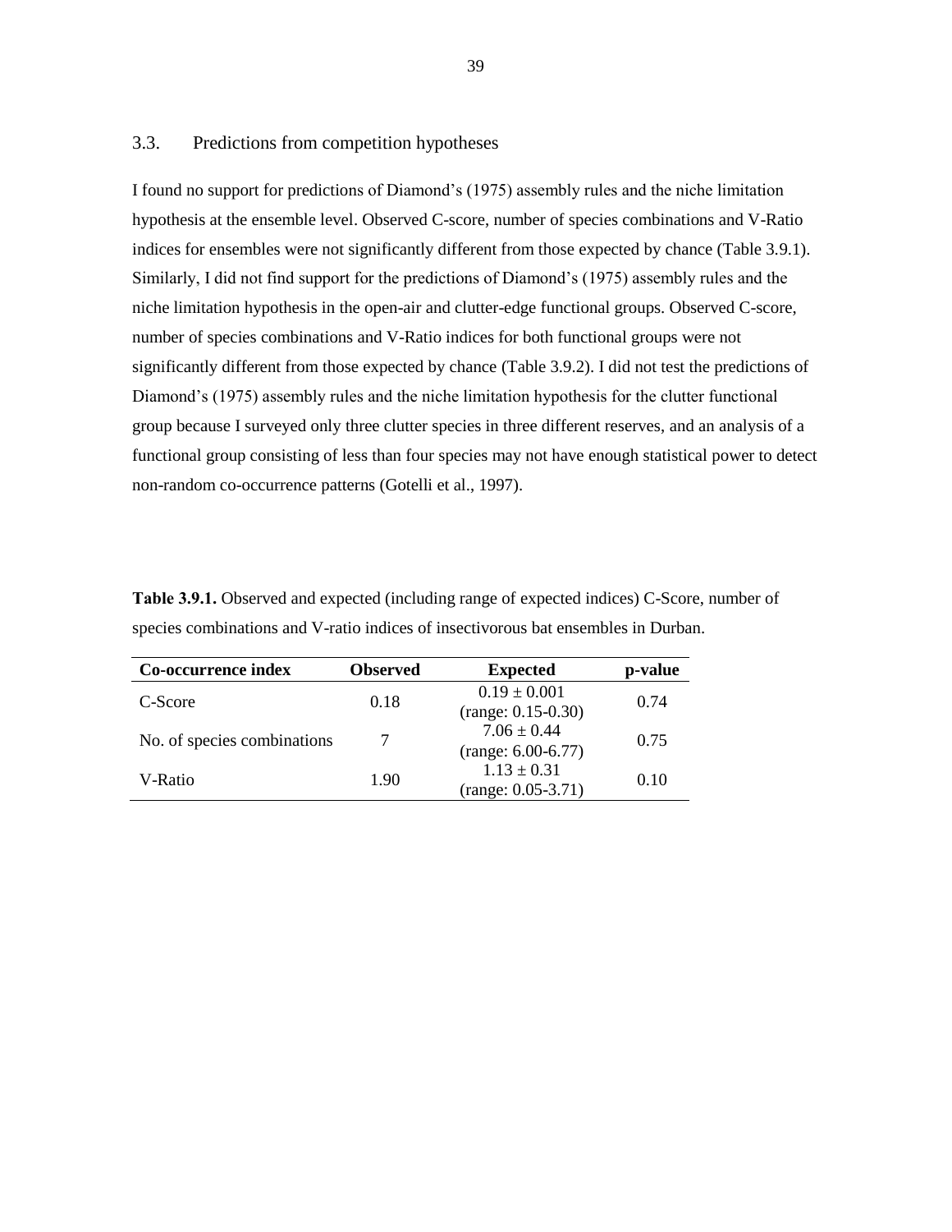## 3.3. Predictions from competition hypotheses

I found no support for predictions of Diamond's (1975) assembly rules and the niche limitation hypothesis at the ensemble level. Observed C-score, number of species combinations and V-Ratio indices for ensembles were not significantly different from those expected by chance (Table 3.9.1). Similarly, I did not find support for the predictions of Diamond's (1975) assembly rules and the niche limitation hypothesis in the open-air and clutter-edge functional groups. Observed C-score, number of species combinations and V-Ratio indices for both functional groups were not significantly different from those expected by chance (Table 3.9.2). I did not test the predictions of Diamond's (1975) assembly rules and the niche limitation hypothesis for the clutter functional group because I surveyed only three clutter species in three different reserves, and an analysis of a functional group consisting of less than four species may not have enough statistical power to detect non-random co-occurrence patterns (Gotelli et al., 1997).

**Table 3.9.1.** Observed and expected (including range of expected indices) C-Score, number of species combinations and V-ratio indices of insectivorous bat ensembles in Durban.

| Co-occurrence index | Observed | Expected | p-value |
|---|---|---|---|
| C-Score | 0.18 | 0.19 ± 0.001 (range: 0.15-0.30) | 0.74 |
| No. of species combinations | 7 | 7.06 ± 0.44 (range: 6.00-6.77) | 0.75 |
| V-Ratio | 1.90 | 1.13 ± 0.31 (range: 0.05-3.71) | 0.10 |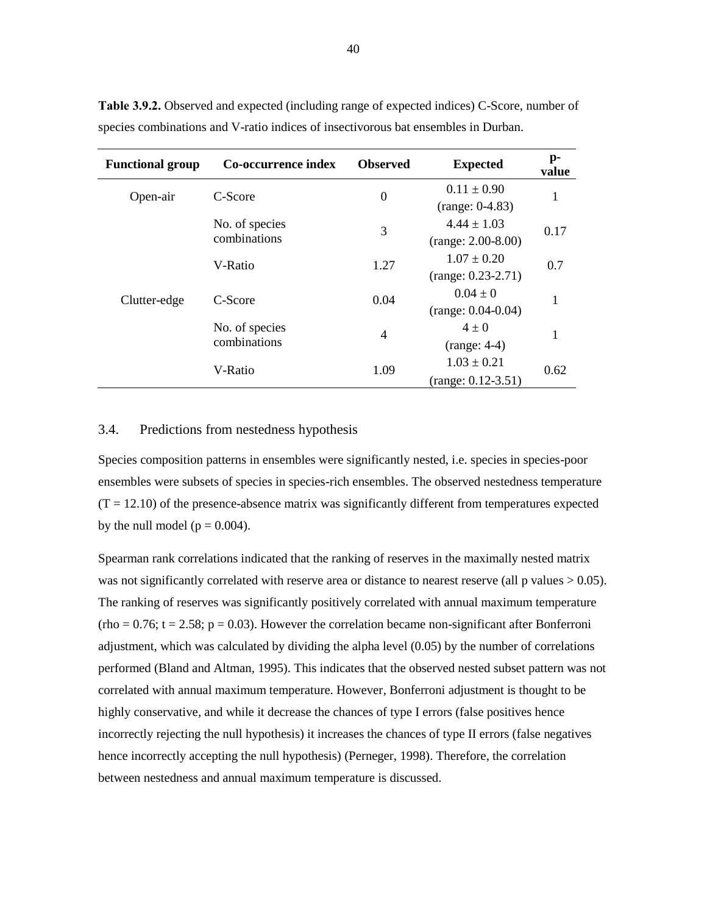**Table 3.9.2.** Observed and expected (including range of expected indices) C-Score, number of species combinations and V-ratio indices of insectivorous bat ensembles in Durban.

| Functional group | Co-occurrence index | Observed | Expected | p-value |
|---|---|---|---|---|
| Open-air | C-Score | 0 | $0.11 \pm 0.90$ (range: 0-4.83) | 1 |
| | No. of species combinations | 3 | $4.44 \pm 1.03$ (range: 2.00-8.00) | 0.17 |
| | V-Ratio | 1.27 | $1.07 \pm 0.20$ (range: 0.23-2.71) | 0.7 |
| Clutter-edge | C-Score | 0.04 | $0.04 \pm 0$ (range: 0.04-0.04) | 1 |
| | No. of species combinations | 4 | $4 \pm 0$ (range: 4-4) | 1 |
| | V-Ratio | 1.09 | $1.03 \pm 0.21$ (range: 0.12-3.51) | 0.62 |

## 3.4. Predictions from nestedness hypothesis

Species composition patterns in ensembles were significantly nested, i.e. species in species-poor ensembles were subsets of species in species-rich ensembles. The observed nestedness temperature ($T = 12.10$) of the presence-absence matrix was significantly different from temperatures expected by the null model ($p = 0.004$).

Spearman rank correlations indicated that the ranking of reserves in the maximally nested matrix was not significantly correlated with reserve area or distance to nearest reserve (all p values $> 0.05$). The ranking of reserves was significantly positively correlated with annual maximum temperature ($rho = 0.76$; $t = 2.58$; $p = 0.03$). However the correlation became non-significant after Bonferroni adjustment, which was calculated by dividing the alpha level (0.05) by the number of correlations performed (Bland and Altman, 1995). This indicates that the observed nested subset pattern was not correlated with annual maximum temperature. However, Bonferroni adjustment is thought to be highly conservative, and while it decrease the chances of type I errors (false positives hence incorrectly rejecting the null hypothesis) it increases the chances of type II errors (false negatives hence incorrectly accepting the null hypothesis) (Perneger, 1998). Therefore, the correlation between nestedness and annual maximum temperature is discussed.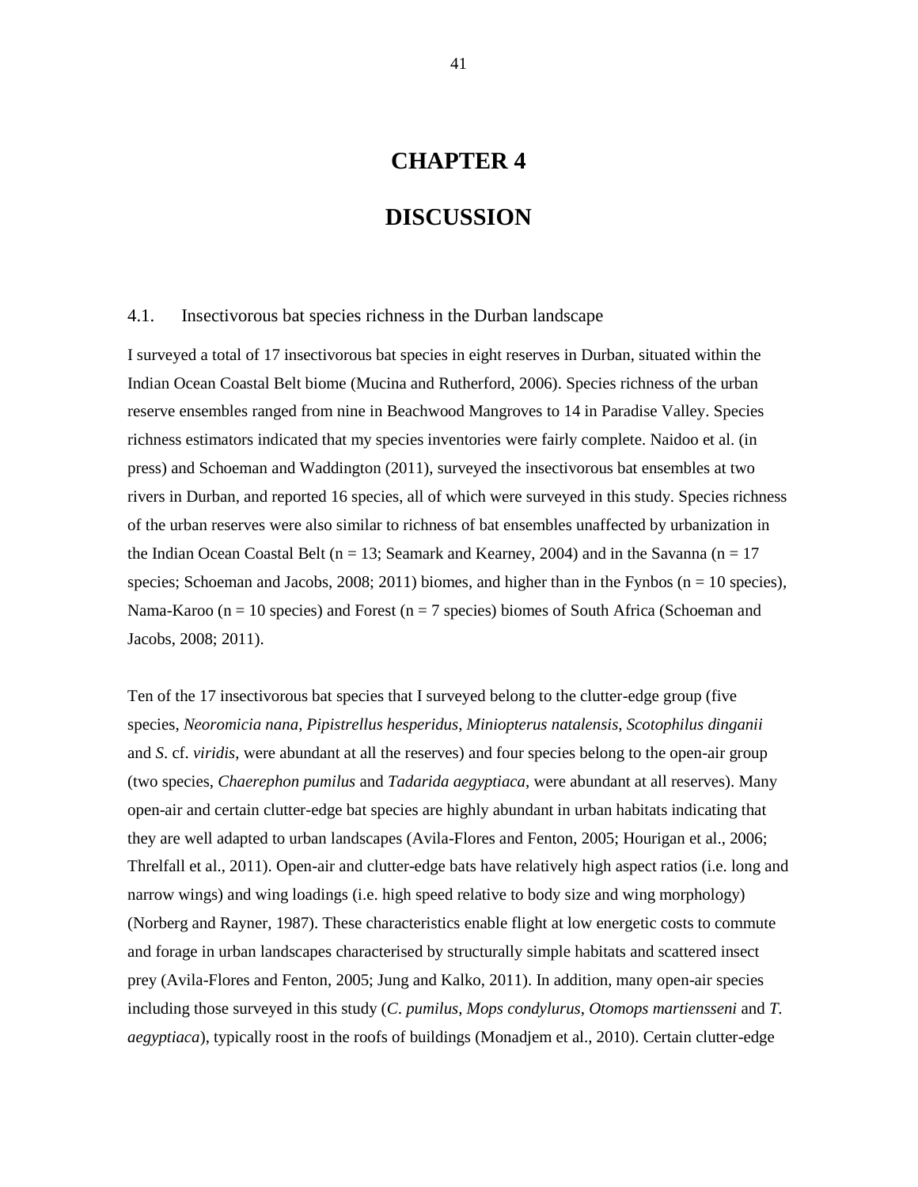# CHAPTER 4

# DISCUSSION

## 4.1. Insectivorous bat species richness in the Durban landscape

I surveyed a total of 17 insectivorous bat species in eight reserves in Durban, situated within the Indian Ocean Coastal Belt biome (Mucina and Rutherford, 2006). Species richness of the urban reserve ensembles ranged from nine in Beachwood Mangroves to 14 in Paradise Valley. Species richness estimators indicated that my species inventories were fairly complete. Naidoo et al. (in press) and Schoeman and Waddington (2011), surveyed the insectivorous bat ensembles at two rivers in Durban, and reported 16 species, all of which were surveyed in this study. Species richness of the urban reserves were also similar to richness of bat ensembles unaffected by urbanization in the Indian Ocean Coastal Belt (n = 13; Seamark and Kearney, 2004) and in the Savanna (n = 17 species; Schoeman and Jacobs, 2008; 2011) biomes, and higher than in the Fynbos (n = 10 species), Nama-Karoo (n = 10 species) and Forest (n = 7 species) biomes of South Africa (Schoeman and Jacobs, 2008; 2011).

Ten of the 17 insectivorous bat species that I surveyed belong to the clutter-edge group (five species, *Neoromicia nana*, *Pipistrellus hesperidus*, *Miniopterus natalensis*, *Scotophilus dinganii* and *S*. cf. *viridis*, were abundant at all the reserves) and four species belong to the open-air group (two species, *Chaerephon pumilus* and *Tadarida aegyptiaca*, were abundant at all reserves). Many open-air and certain clutter-edge bat species are highly abundant in urban habitats indicating that they are well adapted to urban landscapes (Avila-Flores and Fenton, 2005; Hourigan et al., 2006; Threlfall et al., 2011). Open-air and clutter-edge bats have relatively high aspect ratios (i.e. long and narrow wings) and wing loadings (i.e. high speed relative to body size and wing morphology) (Norberg and Rayner, 1987). These characteristics enable flight at low energetic costs to commute and forage in urban landscapes characterised by structurally simple habitats and scattered insect prey (Avila-Flores and Fenton, 2005; Jung and Kalko, 2011). In addition, many open-air species including those surveyed in this study (*C. pumilus*, *Mops condylurus*, *Otomops martiensseni* and *T. aegyptiaca*), typically roost in the roofs of buildings (Monadjem et al., 2010). Certain clutter-edge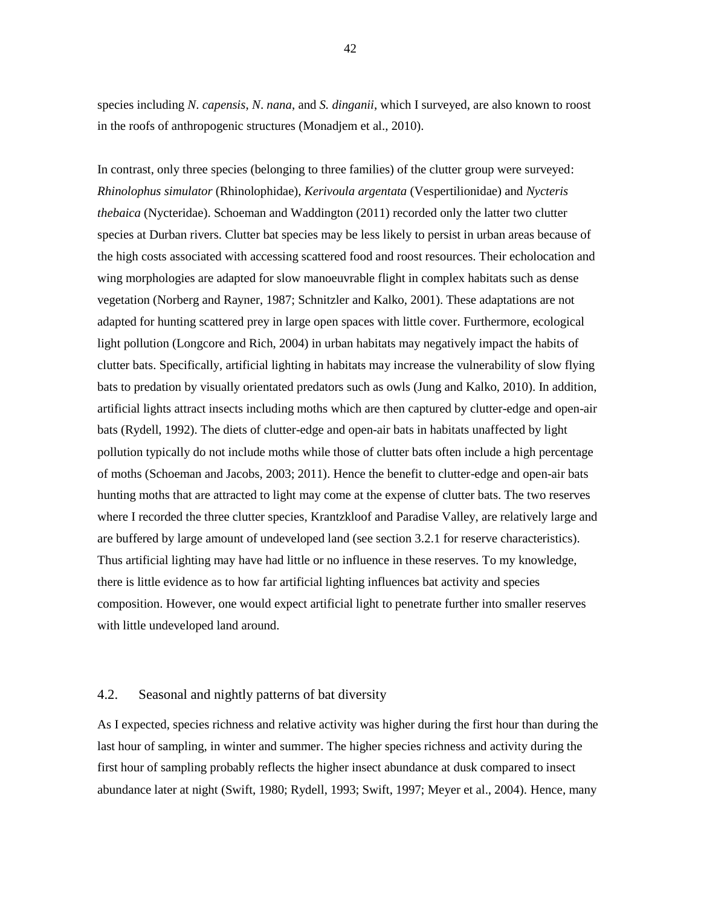species including *N. capensis*, *N. nana*, and *S. dinganii*, which I surveyed, are also known to roost in the roofs of anthropogenic structures (Monadjem et al., 2010).

In contrast, only three species (belonging to three families) of the clutter group were surveyed: *Rhinolophus simulator* (Rhinolophidae), *Kerivoula argentata* (Vespertilionidae) and *Nycteris thebaica* (Nycteridae). Schoeman and Waddington (2011) recorded only the latter two clutter species at Durban rivers. Clutter bat species may be less likely to persist in urban areas because of the high costs associated with accessing scattered food and roost resources. Their echolocation and wing morphologies are adapted for slow manoeuvrable flight in complex habitats such as dense vegetation (Norberg and Rayner, 1987; Schnitzler and Kalko, 2001). These adaptations are not adapted for hunting scattered prey in large open spaces with little cover. Furthermore, ecological light pollution (Longcore and Rich, 2004) in urban habitats may negatively impact the habits of clutter bats. Specifically, artificial lighting in habitats may increase the vulnerability of slow flying bats to predation by visually orientated predators such as owls (Jung and Kalko, 2010). In addition, artificial lights attract insects including moths which are then captured by clutter-edge and open-air bats (Rydell, 1992). The diets of clutter-edge and open-air bats in habitats unaffected by light pollution typically do not include moths while those of clutter bats often include a high percentage of moths (Schoeman and Jacobs, 2003; 2011). Hence the benefit to clutter-edge and open-air bats hunting moths that are attracted to light may come at the expense of clutter bats. The two reserves where I recorded the three clutter species, Krantzkloof and Paradise Valley, are relatively large and are buffered by large amount of undeveloped land (see section 3.2.1 for reserve characteristics). Thus artificial lighting may have had little or no influence in these reserves. To my knowledge, there is little evidence as to how far artificial lighting influences bat activity and species composition. However, one would expect artificial light to penetrate further into smaller reserves with little undeveloped land around.

## 4.2. Seasonal and nightly patterns of bat diversity

As I expected, species richness and relative activity was higher during the first hour than during the last hour of sampling, in winter and summer. The higher species richness and activity during the first hour of sampling probably reflects the higher insect abundance at dusk compared to insect abundance later at night (Swift, 1980; Rydell, 1993; Swift, 1997; Meyer et al., 2004). Hence, many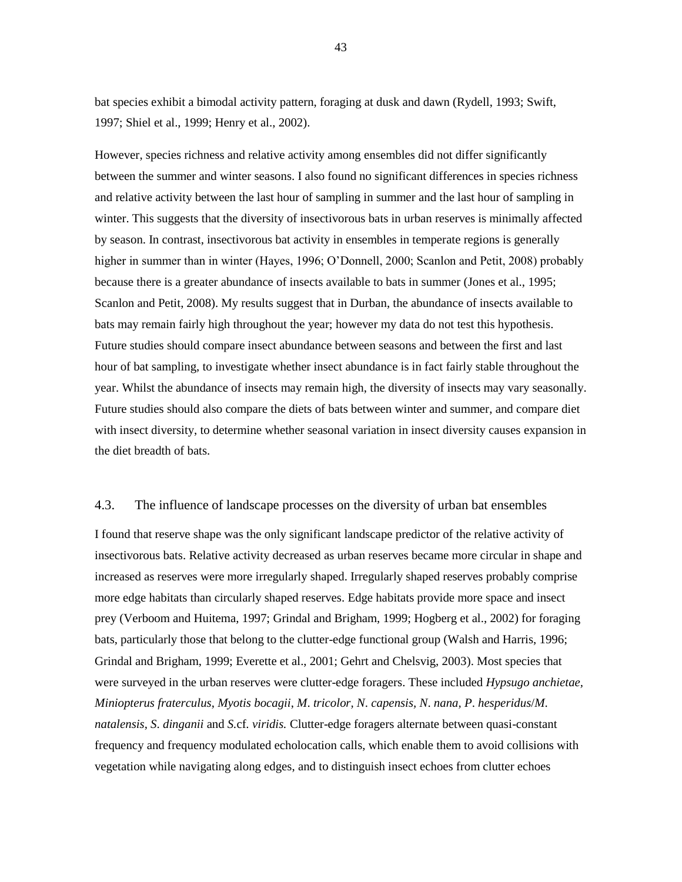bat species exhibit a bimodal activity pattern, foraging at dusk and dawn (Rydell, 1993; Swift, 1997; Shiel et al., 1999; Henry et al., 2002).

However, species richness and relative activity among ensembles did not differ significantly between the summer and winter seasons. I also found no significant differences in species richness and relative activity between the last hour of sampling in summer and the last hour of sampling in winter. This suggests that the diversity of insectivorous bats in urban reserves is minimally affected by season. In contrast, insectivorous bat activity in ensembles in temperate regions is generally higher in summer than in winter (Hayes, 1996; O'Donnell, 2000; Scanlon and Petit, 2008) probably because there is a greater abundance of insects available to bats in summer (Jones et al., 1995; Scanlon and Petit, 2008). My results suggest that in Durban, the abundance of insects available to bats may remain fairly high throughout the year; however my data do not test this hypothesis. Future studies should compare insect abundance between seasons and between the first and last hour of bat sampling, to investigate whether insect abundance is in fact fairly stable throughout the year. Whilst the abundance of insects may remain high, the diversity of insects may vary seasonally. Future studies should also compare the diets of bats between winter and summer, and compare diet with insect diversity, to determine whether seasonal variation in insect diversity causes expansion in the diet breadth of bats.

## 4.3. The influence of landscape processes on the diversity of urban bat ensembles

I found that reserve shape was the only significant landscape predictor of the relative activity of insectivorous bats. Relative activity decreased as urban reserves became more circular in shape and increased as reserves were more irregularly shaped. Irregularly shaped reserves probably comprise more edge habitats than circularly shaped reserves. Edge habitats provide more space and insect prey (Verboom and Huitema, 1997; Grindal and Brigham, 1999; Hogberg et al., 2002) for foraging bats, particularly those that belong to the clutter-edge functional group (Walsh and Harris, 1996; Grindal and Brigham, 1999; Everette et al., 2001; Gehrt and Chelsvig, 2003). Most species that were surveyed in the urban reserves were clutter-edge foragers. These included *Hypsugo anchietae, Miniopterus fraterculus*, *Myotis bocagii*, *M. tricolor, N. capensis, N. nana*, *P. hesperidus*/*M. natalensis*, *S. dinganii* and *S.*cf. *viridis.* Clutter-edge foragers alternate between quasi-constant frequency and frequency modulated echolocation calls, which enable them to avoid collisions with vegetation while navigating along edges, and to distinguish insect echoes from clutter echoes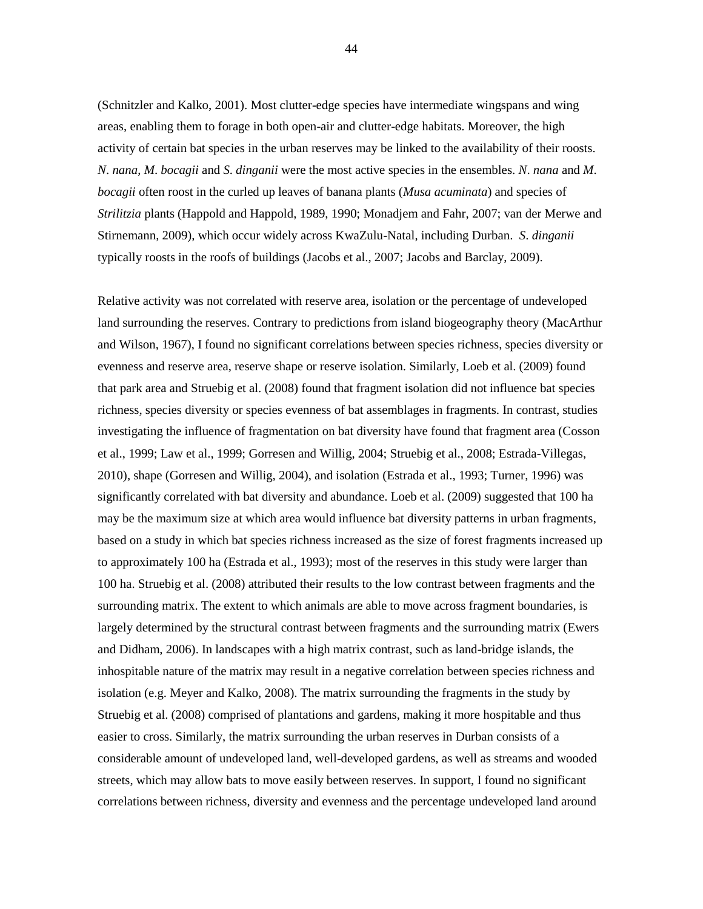(Schnitzler and Kalko, 2001). Most clutter-edge species have intermediate wingspans and wing areas, enabling them to forage in both open-air and clutter-edge habitats. Moreover, the high activity of certain bat species in the urban reserves may be linked to the availability of their roosts. *N. nana*, *M. bocagii* and *S. dinganii* were the most active species in the ensembles. *N. nana* and *M. bocagii* often roost in the curled up leaves of banana plants (*Musa acuminata*) and species of *Strilitzia* plants (Happold and Happold, 1989, 1990; Monadjem and Fahr, 2007; van der Merwe and Stirnemann, 2009), which occur widely across KwaZulu-Natal, including Durban. *S. dinganii* typically roosts in the roofs of buildings (Jacobs et al., 2007; Jacobs and Barclay, 2009).

Relative activity was not correlated with reserve area, isolation or the percentage of undeveloped land surrounding the reserves. Contrary to predictions from island biogeography theory (MacArthur and Wilson, 1967), I found no significant correlations between species richness, species diversity or evenness and reserve area, reserve shape or reserve isolation. Similarly, Loeb et al. (2009) found that park area and Struebig et al. (2008) found that fragment isolation did not influence bat species richness, species diversity or species evenness of bat assemblages in fragments. In contrast, studies investigating the influence of fragmentation on bat diversity have found that fragment area (Cosson et al., 1999; Law et al., 1999; Gorresen and Willig, 2004; Struebig et al., 2008; Estrada-Villegas, 2010), shape (Gorresen and Willig, 2004), and isolation (Estrada et al., 1993; Turner, 1996) was significantly correlated with bat diversity and abundance. Loeb et al. (2009) suggested that 100 ha may be the maximum size at which area would influence bat diversity patterns in urban fragments, based on a study in which bat species richness increased as the size of forest fragments increased up to approximately 100 ha (Estrada et al., 1993); most of the reserves in this study were larger than 100 ha. Struebig et al. (2008) attributed their results to the low contrast between fragments and the surrounding matrix. The extent to which animals are able to move across fragment boundaries, is largely determined by the structural contrast between fragments and the surrounding matrix (Ewers and Didham, 2006). In landscapes with a high matrix contrast, such as land-bridge islands, the inhospitable nature of the matrix may result in a negative correlation between species richness and isolation (e.g. Meyer and Kalko, 2008). The matrix surrounding the fragments in the study by Struebig et al. (2008) comprised of plantations and gardens, making it more hospitable and thus easier to cross. Similarly, the matrix surrounding the urban reserves in Durban consists of a considerable amount of undeveloped land, well-developed gardens, as well as streams and wooded streets, which may allow bats to move easily between reserves. In support, I found no significant correlations between richness, diversity and evenness and the percentage undeveloped land around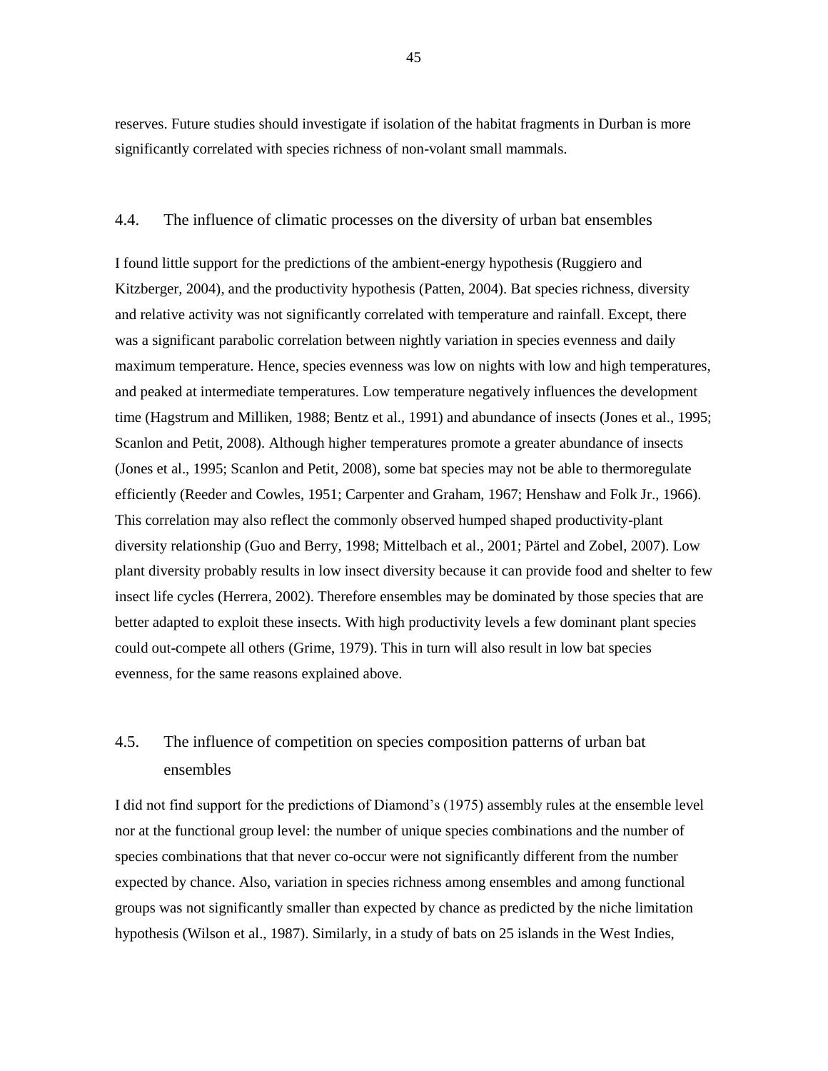reserves. Future studies should investigate if isolation of the habitat fragments in Durban is more significantly correlated with species richness of non-volant small mammals.

## 4.4. The influence of climatic processes on the diversity of urban bat ensembles

I found little support for the predictions of the ambient-energy hypothesis (Ruggiero and Kitzberger, 2004), and the productivity hypothesis (Patten, 2004). Bat species richness, diversity and relative activity was not significantly correlated with temperature and rainfall. Except, there was a significant parabolic correlation between nightly variation in species evenness and daily maximum temperature. Hence, species evenness was low on nights with low and high temperatures, and peaked at intermediate temperatures. Low temperature negatively influences the development time (Hagstrum and Milliken, 1988; Bentz et al., 1991) and abundance of insects (Jones et al., 1995; Scanlon and Petit, 2008). Although higher temperatures promote a greater abundance of insects (Jones et al., 1995; Scanlon and Petit, 2008), some bat species may not be able to thermoregulate efficiently (Reeder and Cowles, 1951; Carpenter and Graham, 1967; Henshaw and Folk Jr., 1966). This correlation may also reflect the commonly observed humped shaped productivity-plant diversity relationship (Guo and Berry, 1998; Mittelbach et al., 2001; Pärtel and Zobel, 2007). Low plant diversity probably results in low insect diversity because it can provide food and shelter to few insect life cycles (Herrera, 2002). Therefore ensembles may be dominated by those species that are better adapted to exploit these insects. With high productivity levels a few dominant plant species could out-compete all others (Grime, 1979). This in turn will also result in low bat species evenness, for the same reasons explained above.

## 4.5. The influence of competition on species composition patterns of urban bat ensembles

I did not find support for the predictions of Diamond's (1975) assembly rules at the ensemble level nor at the functional group level: the number of unique species combinations and the number of species combinations that that never co-occur were not significantly different from the number expected by chance. Also, variation in species richness among ensembles and among functional groups was not significantly smaller than expected by chance as predicted by the niche limitation hypothesis (Wilson et al., 1987). Similarly, in a study of bats on 25 islands in the West Indies,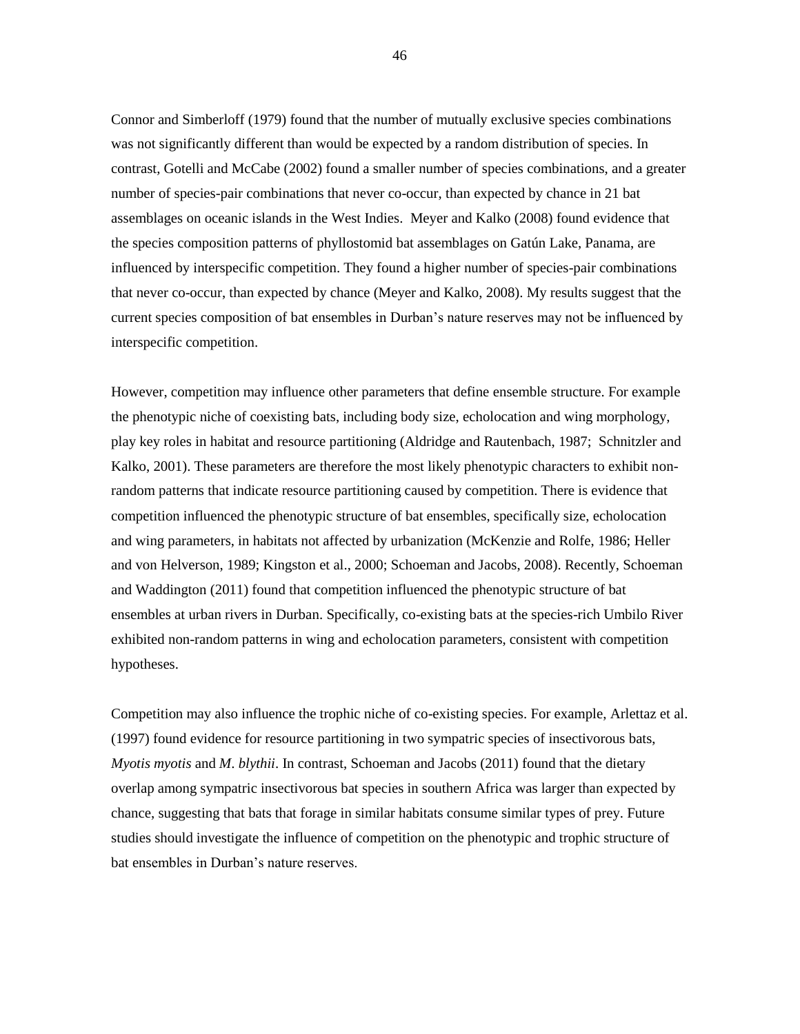Connor and Simberloff (1979) found that the number of mutually exclusive species combinations was not significantly different than would be expected by a random distribution of species. In contrast, Gotelli and McCabe (2002) found a smaller number of species combinations, and a greater number of species-pair combinations that never co-occur, than expected by chance in 21 bat assemblages on oceanic islands in the West Indies. Meyer and Kalko (2008) found evidence that the species composition patterns of phyllostomid bat assemblages on Gatún Lake, Panama, are influenced by interspecific competition. They found a higher number of species-pair combinations that never co-occur, than expected by chance (Meyer and Kalko, 2008). My results suggest that the current species composition of bat ensembles in Durban's nature reserves may not be influenced by interspecific competition.

However, competition may influence other parameters that define ensemble structure. For example the phenotypic niche of coexisting bats, including body size, echolocation and wing morphology, play key roles in habitat and resource partitioning (Aldridge and Rautenbach, 1987; Schnitzler and Kalko, 2001). These parameters are therefore the most likely phenotypic characters to exhibit non-random patterns that indicate resource partitioning caused by competition. There is evidence that competition influenced the phenotypic structure of bat ensembles, specifically size, echolocation and wing parameters, in habitats not affected by urbanization (McKenzie and Rolfe, 1986; Heller and von Helverson, 1989; Kingston et al., 2000; Schoeman and Jacobs, 2008). Recently, Schoeman and Waddington (2011) found that competition influenced the phenotypic structure of bat ensembles at urban rivers in Durban. Specifically, co-existing bats at the species-rich Umbilo River exhibited non-random patterns in wing and echolocation parameters, consistent with competition hypotheses.

Competition may also influence the trophic niche of co-existing species. For example, Arlettaz et al. (1997) found evidence for resource partitioning in two sympatric species of insectivorous bats, *Myotis myotis* and *M. blythii*. In contrast, Schoeman and Jacobs (2011) found that the dietary overlap among sympatric insectivorous bat species in southern Africa was larger than expected by chance, suggesting that bats that forage in similar habitats consume similar types of prey. Future studies should investigate the influence of competition on the phenotypic and trophic structure of bat ensembles in Durban's nature reserves.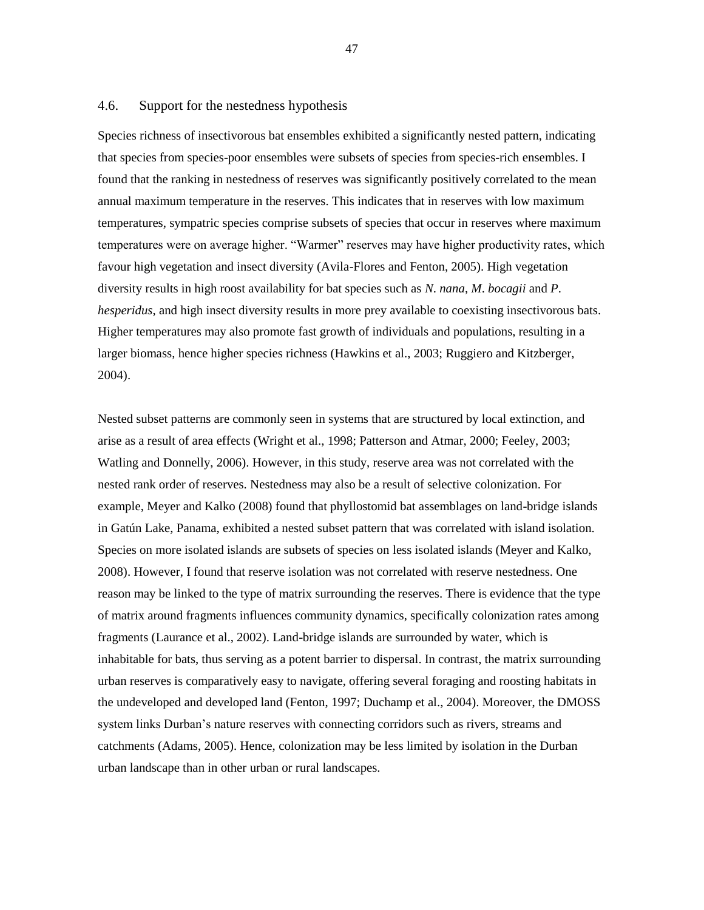## 4.6. Support for the nestedness hypothesis

Species richness of insectivorous bat ensembles exhibited a significantly nested pattern, indicating that species from species-poor ensembles were subsets of species from species-rich ensembles. I found that the ranking in nestedness of reserves was significantly positively correlated to the mean annual maximum temperature in the reserves. This indicates that in reserves with low maximum temperatures, sympatric species comprise subsets of species that occur in reserves where maximum temperatures were on average higher. "Warmer" reserves may have higher productivity rates, which favour high vegetation and insect diversity (Avila-Flores and Fenton, 2005). High vegetation diversity results in high roost availability for bat species such as *N. nana*, *M. bocagii* and *P. hesperidus*, and high insect diversity results in more prey available to coexisting insectivorous bats. Higher temperatures may also promote fast growth of individuals and populations, resulting in a larger biomass, hence higher species richness (Hawkins et al., 2003; Ruggiero and Kitzberger, 2004).

Nested subset patterns are commonly seen in systems that are structured by local extinction, and arise as a result of area effects (Wright et al., 1998; Patterson and Atmar, 2000; Feeley, 2003; Watling and Donnelly, 2006). However, in this study, reserve area was not correlated with the nested rank order of reserves. Nestedness may also be a result of selective colonization. For example, Meyer and Kalko (2008) found that phyllostomid bat assemblages on land-bridge islands in Gatún Lake, Panama, exhibited a nested subset pattern that was correlated with island isolation. Species on more isolated islands are subsets of species on less isolated islands (Meyer and Kalko, 2008). However, I found that reserve isolation was not correlated with reserve nestedness. One reason may be linked to the type of matrix surrounding the reserves. There is evidence that the type of matrix around fragments influences community dynamics, specifically colonization rates among fragments (Laurance et al., 2002). Land-bridge islands are surrounded by water, which is inhabitable for bats, thus serving as a potent barrier to dispersal. In contrast, the matrix surrounding urban reserves is comparatively easy to navigate, offering several foraging and roosting habitats in the undeveloped and developed land (Fenton, 1997; Duchamp et al., 2004). Moreover, the DMOSS system links Durban's nature reserves with connecting corridors such as rivers, streams and catchments (Adams, 2005). Hence, colonization may be less limited by isolation in the Durban urban landscape than in other urban or rural landscapes.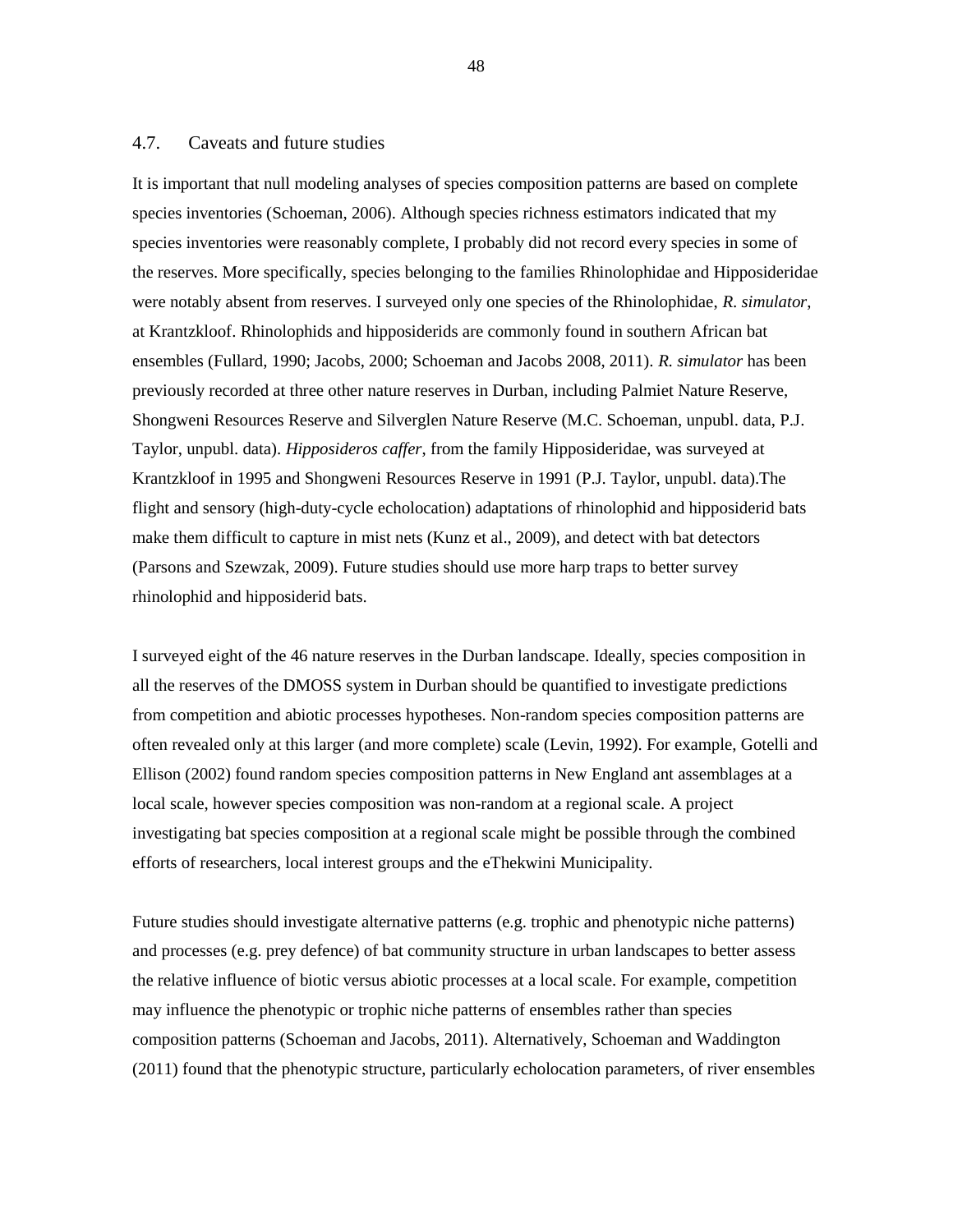## 4.7. Caveats and future studies

It is important that null modeling analyses of species composition patterns are based on complete species inventories (Schoeman, 2006). Although species richness estimators indicated that my species inventories were reasonably complete, I probably did not record every species in some of the reserves. More specifically, species belonging to the families Rhinolophidae and Hipposideridae were notably absent from reserves. I surveyed only one species of the Rhinolophidae, *R. simulator*, at Krantzkloof. Rhinolophids and hipposiderids are commonly found in southern African bat ensembles (Fullard, 1990; Jacobs, 2000; Schoeman and Jacobs 2008, 2011). *R. simulator* has been previously recorded at three other nature reserves in Durban, including Palmiet Nature Reserve, Shongweni Resources Reserve and Silverglen Nature Reserve (M.C. Schoeman, unpubl. data, P.J. Taylor, unpubl. data). *Hipposideros caffer*, from the family Hipposideridae, was surveyed at Krantzkloof in 1995 and Shongweni Resources Reserve in 1991 (P.J. Taylor, unpubl. data).The flight and sensory (high-duty-cycle echolocation) adaptations of rhinolophid and hipposiderid bats make them difficult to capture in mist nets (Kunz et al., 2009), and detect with bat detectors (Parsons and Szewzak, 2009). Future studies should use more harp traps to better survey rhinolophid and hipposiderid bats.

I surveyed eight of the 46 nature reserves in the Durban landscape. Ideally, species composition in all the reserves of the DMOSS system in Durban should be quantified to investigate predictions from competition and abiotic processes hypotheses. Non-random species composition patterns are often revealed only at this larger (and more complete) scale (Levin, 1992). For example, Gotelli and Ellison (2002) found random species composition patterns in New England ant assemblages at a local scale, however species composition was non-random at a regional scale. A project investigating bat species composition at a regional scale might be possible through the combined efforts of researchers, local interest groups and the eThekwini Municipality.

Future studies should investigate alternative patterns (e.g. trophic and phenotypic niche patterns) and processes (e.g. prey defence) of bat community structure in urban landscapes to better assess the relative influence of biotic versus abiotic processes at a local scale. For example, competition may influence the phenotypic or trophic niche patterns of ensembles rather than species composition patterns (Schoeman and Jacobs, 2011). Alternatively, Schoeman and Waddington (2011) found that the phenotypic structure, particularly echolocation parameters, of river ensembles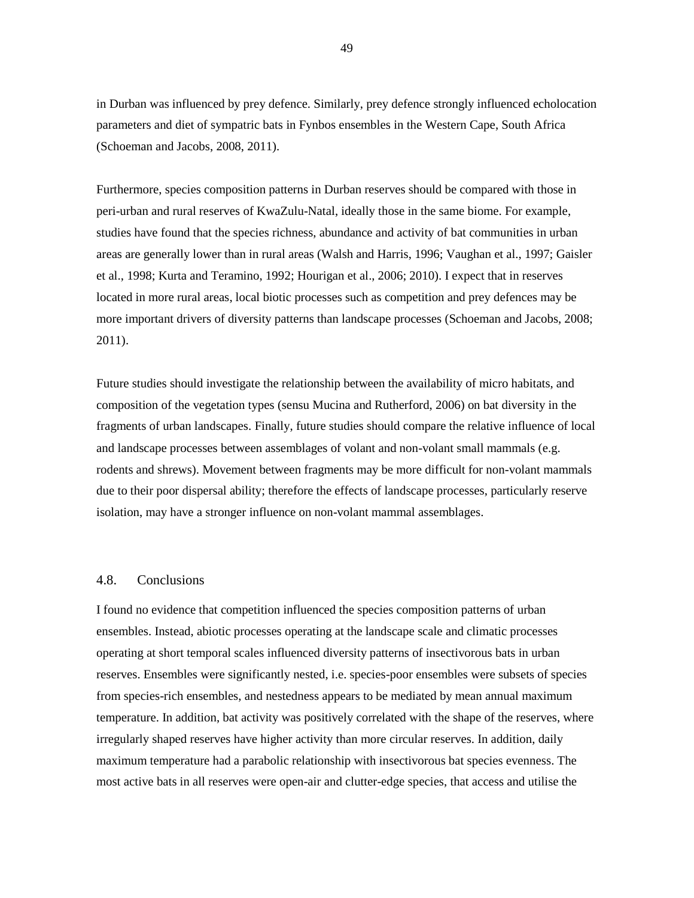in Durban was influenced by prey defence. Similarly, prey defence strongly influenced echolocation parameters and diet of sympatric bats in Fynbos ensembles in the Western Cape, South Africa (Schoeman and Jacobs, 2008, 2011).

Furthermore, species composition patterns in Durban reserves should be compared with those in peri-urban and rural reserves of KwaZulu-Natal, ideally those in the same biome. For example, studies have found that the species richness, abundance and activity of bat communities in urban areas are generally lower than in rural areas (Walsh and Harris, 1996; Vaughan et al., 1997; Gaisler et al., 1998; Kurta and Teramino, 1992; Hourigan et al., 2006; 2010). I expect that in reserves located in more rural areas, local biotic processes such as competition and prey defences may be more important drivers of diversity patterns than landscape processes (Schoeman and Jacobs, 2008; 2011).

Future studies should investigate the relationship between the availability of micro habitats, and composition of the vegetation types (sensu Mucina and Rutherford, 2006) on bat diversity in the fragments of urban landscapes. Finally, future studies should compare the relative influence of local and landscape processes between assemblages of volant and non-volant small mammals (e.g. rodents and shrews). Movement between fragments may be more difficult for non-volant mammals due to their poor dispersal ability; therefore the effects of landscape processes, particularly reserve isolation, may have a stronger influence on non-volant mammal assemblages.

## 4.8. Conclusions

I found no evidence that competition influenced the species composition patterns of urban ensembles. Instead, abiotic processes operating at the landscape scale and climatic processes operating at short temporal scales influenced diversity patterns of insectivorous bats in urban reserves. Ensembles were significantly nested, i.e. species-poor ensembles were subsets of species from species-rich ensembles, and nestedness appears to be mediated by mean annual maximum temperature. In addition, bat activity was positively correlated with the shape of the reserves, where irregularly shaped reserves have higher activity than more circular reserves. In addition, daily maximum temperature had a parabolic relationship with insectivorous bat species evenness. The most active bats in all reserves were open-air and clutter-edge species, that access and utilise the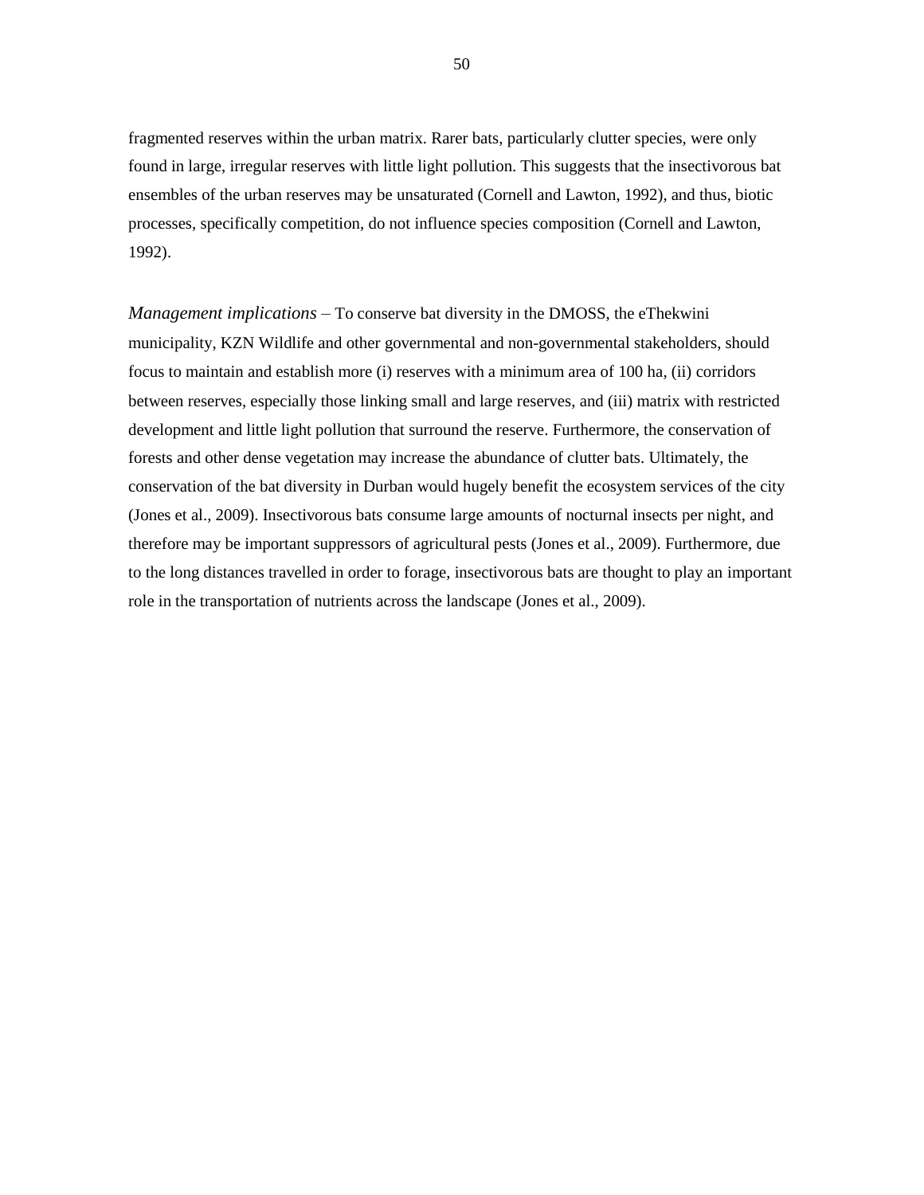fragmented reserves within the urban matrix. Rarer bats, particularly clutter species, were only found in large, irregular reserves with little light pollution. This suggests that the insectivorous bat ensembles of the urban reserves may be unsaturated (Cornell and Lawton, 1992), and thus, biotic processes, specifically competition, do not influence species composition (Cornell and Lawton, 1992).

*Management implications* – To conserve bat diversity in the DMOSS, the eThekwini municipality, KZN Wildlife and other governmental and non-governmental stakeholders, should focus to maintain and establish more (i) reserves with a minimum area of 100 ha, (ii) corridors between reserves, especially those linking small and large reserves, and (iii) matrix with restricted development and little light pollution that surround the reserve. Furthermore, the conservation of forests and other dense vegetation may increase the abundance of clutter bats. Ultimately, the conservation of the bat diversity in Durban would hugely benefit the ecosystem services of the city (Jones et al., 2009). Insectivorous bats consume large amounts of nocturnal insects per night, and therefore may be important suppressors of agricultural pests (Jones et al., 2009). Furthermore, due to the long distances travelled in order to forage, insectivorous bats are thought to play an important role in the transportation of nutrients across the landscape (Jones et al., 2009).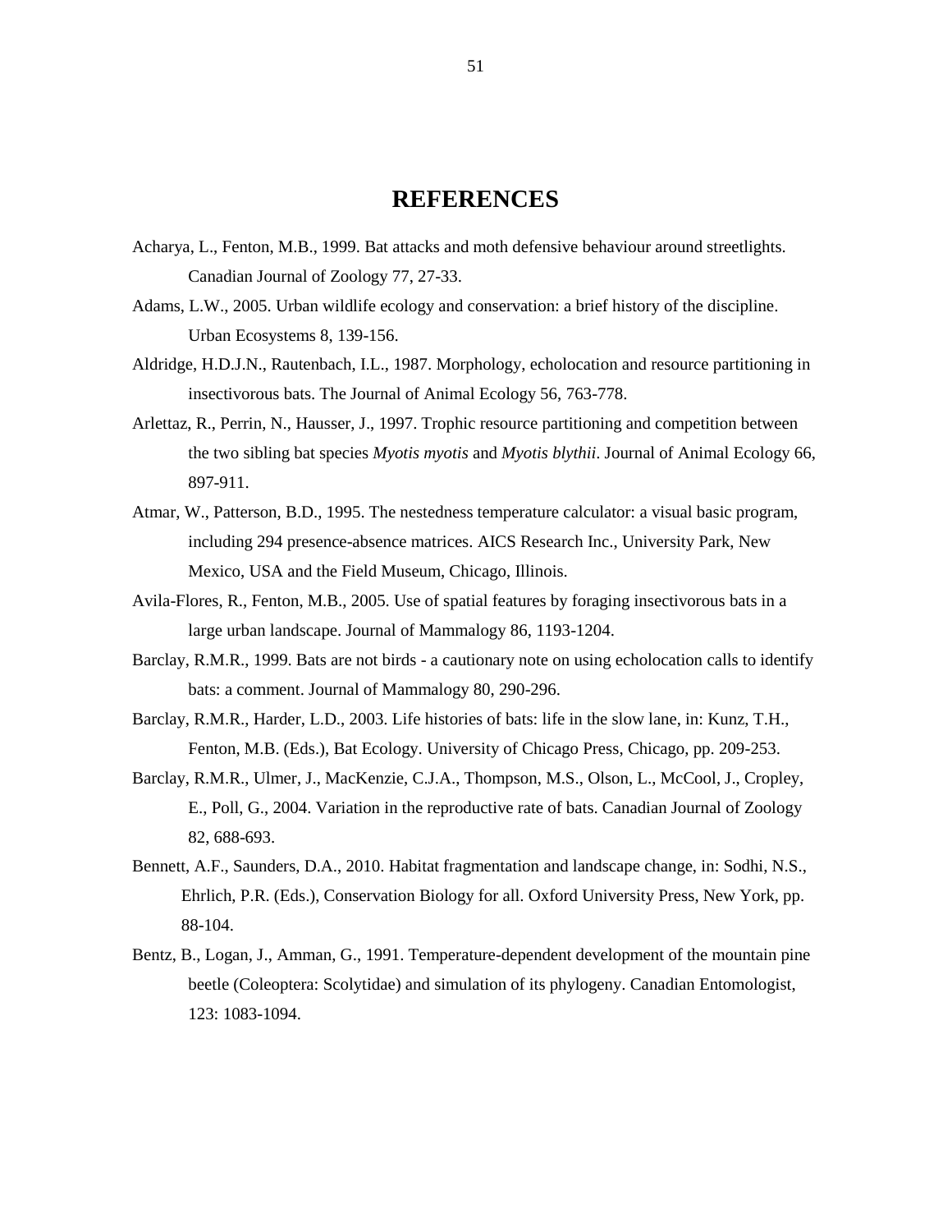# REFERENCES

Acharya, L., Fenton, M.B., 1999. Bat attacks and moth defensive behaviour around streetlights. Canadian Journal of Zoology 77, 27-33.

Adams, L.W., 2005. Urban wildlife ecology and conservation: a brief history of the discipline. Urban Ecosystems 8, 139-156.

Aldridge, H.D.J.N., Rautenbach, I.L., 1987. Morphology, echolocation and resource partitioning in insectivorous bats. The Journal of Animal Ecology 56, 763-778.

Arlettaz, R., Perrin, N., Hausser, J., 1997. Trophic resource partitioning and competition between the two sibling bat species *Myotis myotis* and *Myotis blythii*. Journal of Animal Ecology 66, 897-911.

Atmar, W., Patterson, B.D., 1995. The nestedness temperature calculator: a visual basic program, including 294 presence-absence matrices. AICS Research Inc., University Park, New Mexico, USA and the Field Museum, Chicago, Illinois.

Avila-Flores, R., Fenton, M.B., 2005. Use of spatial features by foraging insectivorous bats in a large urban landscape. Journal of Mammalogy 86, 1193-1204.

Barclay, R.M.R., 1999. Bats are not birds - a cautionary note on using echolocation calls to identify bats: a comment. Journal of Mammalogy 80, 290-296.

Barclay, R.M.R., Harder, L.D., 2003. Life histories of bats: life in the slow lane, in: Kunz, T.H., Fenton, M.B. (Eds.), Bat Ecology. University of Chicago Press, Chicago, pp. 209-253.

Barclay, R.M.R., Ulmer, J., MacKenzie, C.J.A., Thompson, M.S., Olson, L., McCool, J., Cropley, E., Poll, G., 2004. Variation in the reproductive rate of bats. Canadian Journal of Zoology 82, 688-693.

Bennett, A.F., Saunders, D.A., 2010. Habitat fragmentation and landscape change, in: Sodhi, N.S., Ehrlich, P.R. (Eds.), Conservation Biology for all. Oxford University Press, New York, pp. 88-104.

Bentz, B., Logan, J., Amman, G., 1991. Temperature-dependent development of the mountain pine beetle (Coleoptera: Scolytidae) and simulation of its phylogeny. Canadian Entomologist, 123: 1083-1094.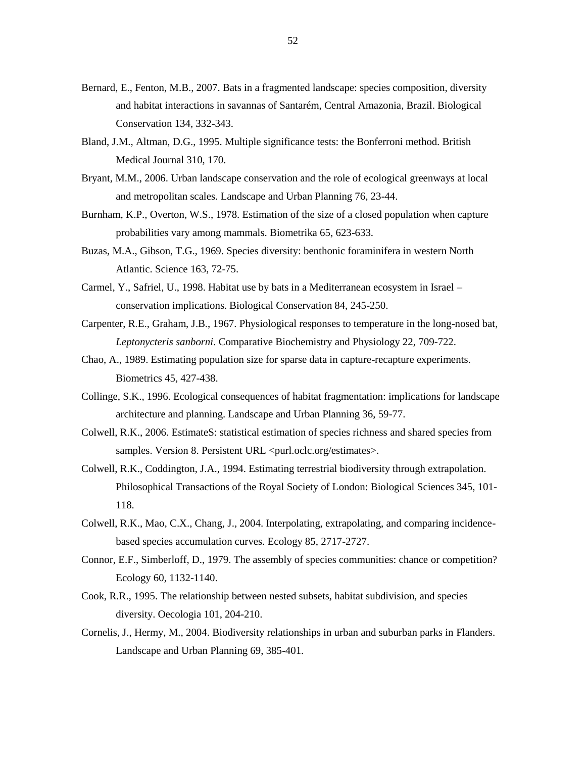Bernard, E., Fenton, M.B., 2007. Bats in a fragmented landscape: species composition, diversity and habitat interactions in savannas of Santarém, Central Amazonia, Brazil. Biological Conservation 134, 332-343.

Bland, J.M., Altman, D.G., 1995. Multiple significance tests: the Bonferroni method. British Medical Journal 310, 170.

Bryant, M.M., 2006. Urban landscape conservation and the role of ecological greenways at local and metropolitan scales. Landscape and Urban Planning 76, 23-44.

Burnham, K.P., Overton, W.S., 1978. Estimation of the size of a closed population when capture probabilities vary among mammals. Biometrika 65, 623-633.

Buzas, M.A., Gibson, T.G., 1969. Species diversity: benthonic foraminifera in western North Atlantic. Science 163, 72-75.

Carmel, Y., Safriel, U., 1998. Habitat use by bats in a Mediterranean ecosystem in Israel – conservation implications. Biological Conservation 84, 245-250.

Carpenter, R.E., Graham, J.B., 1967. Physiological responses to temperature in the long-nosed bat, *Leptonycteris sanborni*. Comparative Biochemistry and Physiology 22, 709-722.

Chao, A., 1989. Estimating population size for sparse data in capture-recapture experiments. Biometrics 45, 427-438.

Collinge, S.K., 1996. Ecological consequences of habitat fragmentation: implications for landscape architecture and planning. Landscape and Urban Planning 36, 59-77.

Colwell, R.K., 2006. EstimateS: statistical estimation of species richness and shared species from samples. Version 8. Persistent URL <purl.oclc.org/estimates>.

Colwell, R.K., Coddington, J.A., 1994. Estimating terrestrial biodiversity through extrapolation. Philosophical Transactions of the Royal Society of London: Biological Sciences 345, 101-118.

Colwell, R.K., Mao, C.X., Chang, J., 2004. Interpolating, extrapolating, and comparing incidence-based species accumulation curves. Ecology 85, 2717-2727.

Connor, E.F., Simberloff, D., 1979. The assembly of species communities: chance or competition? Ecology 60, 1132-1140.

Cook, R.R., 1995. The relationship between nested subsets, habitat subdivision, and species diversity. Oecologia 101, 204-210.

Cornelis, J., Hermy, M., 2004. Biodiversity relationships in urban and suburban parks in Flanders. Landscape and Urban Planning 69, 385-401.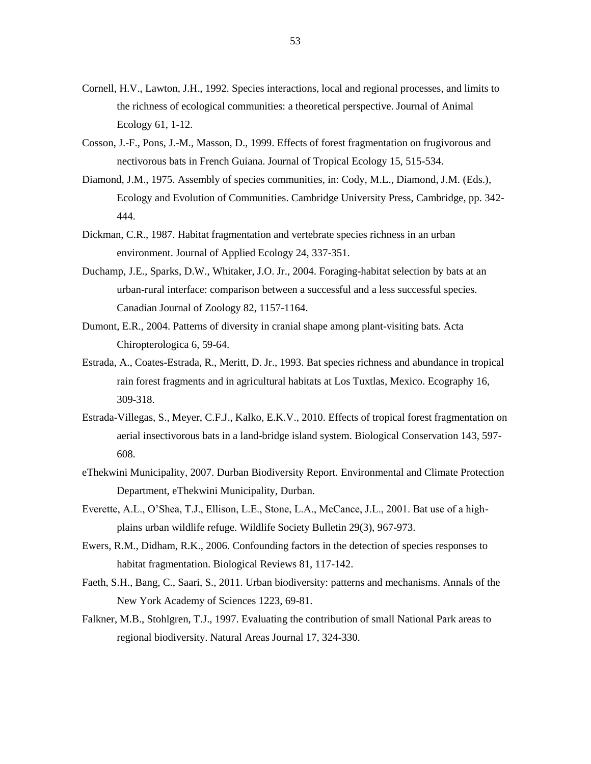Cornell, H.V., Lawton, J.H., 1992. Species interactions, local and regional processes, and limits to the richness of ecological communities: a theoretical perspective. Journal of Animal Ecology 61, 1-12.

Cosson, J.-F., Pons, J.-M., Masson, D., 1999. Effects of forest fragmentation on frugivorous and nectivorous bats in French Guiana. Journal of Tropical Ecology 15, 515-534.

Diamond, J.M., 1975. Assembly of species communities, in: Cody, M.L., Diamond, J.M. (Eds.), Ecology and Evolution of Communities. Cambridge University Press, Cambridge, pp. 342-444.

Dickman, C.R., 1987. Habitat fragmentation and vertebrate species richness in an urban environment. Journal of Applied Ecology 24, 337-351.

Duchamp, J.E., Sparks, D.W., Whitaker, J.O. Jr., 2004. Foraging-habitat selection by bats at an urban-rural interface: comparison between a successful and a less successful species. Canadian Journal of Zoology 82, 1157-1164.

Dumont, E.R., 2004. Patterns of diversity in cranial shape among plant-visiting bats. Acta Chiropterologica 6, 59-64.

Estrada, A., Coates-Estrada, R., Meritt, D. Jr., 1993. Bat species richness and abundance in tropical rain forest fragments and in agricultural habitats at Los Tuxtlas, Mexico. Ecography 16, 309-318.

Estrada-Villegas, S., Meyer, C.F.J., Kalko, E.K.V., 2010. Effects of tropical forest fragmentation on aerial insectivorous bats in a land-bridge island system. Biological Conservation 143, 597-608.

eThekwini Municipality, 2007. Durban Biodiversity Report. Environmental and Climate Protection Department, eThekwini Municipality, Durban.

Everette, A.L., O'Shea, T.J., Ellison, L.E., Stone, L.A., McCance, J.L., 2001. Bat use of a high-plains urban wildlife refuge. Wildlife Society Bulletin 29(3), 967-973.

Ewers, R.M., Didham, R.K., 2006. Confounding factors in the detection of species responses to habitat fragmentation. Biological Reviews 81, 117-142.

Faeth, S.H., Bang, C., Saari, S., 2011. Urban biodiversity: patterns and mechanisms. Annals of the New York Academy of Sciences 1223, 69-81.

Falkner, M.B., Stohlgren, T.J., 1997. Evaluating the contribution of small National Park areas to regional biodiversity. Natural Areas Journal 17, 324-330.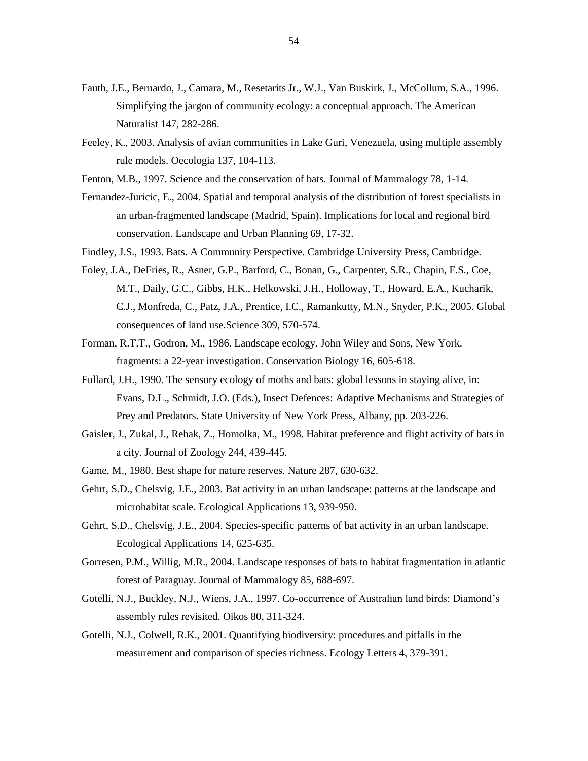Fauth, J.E., Bernardo, J., Camara, M., Resetarits Jr., W.J., Van Buskirk, J., McCollum, S.A., 1996. Simplifying the jargon of community ecology: a conceptual approach. The American Naturalist 147, 282-286.

Feeley, K., 2003. Analysis of avian communities in Lake Guri, Venezuela, using multiple assembly rule models. Oecologia 137, 104-113.

Fenton, M.B., 1997. Science and the conservation of bats. Journal of Mammalogy 78, 1-14.

Fernandez-Juricic, E., 2004. Spatial and temporal analysis of the distribution of forest specialists in an urban-fragmented landscape (Madrid, Spain). Implications for local and regional bird conservation. Landscape and Urban Planning 69, 17-32.

Findley, J.S., 1993. Bats. A Community Perspective. Cambridge University Press, Cambridge.

Foley, J.A., DeFries, R., Asner, G.P., Barford, C., Bonan, G., Carpenter, S.R., Chapin, F.S., Coe, M.T., Daily, G.C., Gibbs, H.K., Helkowski, J.H., Holloway, T., Howard, E.A., Kucharik, C.J., Monfreda, C., Patz, J.A., Prentice, I.C., Ramankutty, M.N., Snyder, P.K., 2005. Global consequences of land use.Science 309, 570-574.

Forman, R.T.T., Godron, M., 1986. Landscape ecology. John Wiley and Sons, New York. fragments: a 22-year investigation. Conservation Biology 16, 605-618.

Fullard, J.H., 1990. The sensory ecology of moths and bats: global lessons in staying alive, in: Evans, D.L., Schmidt, J.O. (Eds.), Insect Defences: Adaptive Mechanisms and Strategies of Prey and Predators. State University of New York Press, Albany, pp. 203-226.

Gaisler, J., Zukal, J., Rehak, Z., Homolka, M., 1998. Habitat preference and flight activity of bats in a city. Journal of Zoology 244, 439-445.

Game, M., 1980. Best shape for nature reserves. Nature 287, 630-632.

Gehrt, S.D., Chelsvig, J.E., 2003. Bat activity in an urban landscape: patterns at the landscape and microhabitat scale. Ecological Applications 13, 939-950.

Gehrt, S.D., Chelsvig, J.E., 2004. Species-specific patterns of bat activity in an urban landscape. Ecological Applications 14, 625-635.

Gorresen, P.M., Willig, M.R., 2004. Landscape responses of bats to habitat fragmentation in atlantic forest of Paraguay. Journal of Mammalogy 85, 688-697.

Gotelli, N.J., Buckley, N.J., Wiens, J.A., 1997. Co-occurrence of Australian land birds: Diamond's assembly rules revisited. Oikos 80, 311-324.

Gotelli, N.J., Colwell, R.K., 2001. Quantifying biodiversity: procedures and pitfalls in the measurement and comparison of species richness. Ecology Letters 4, 379-391.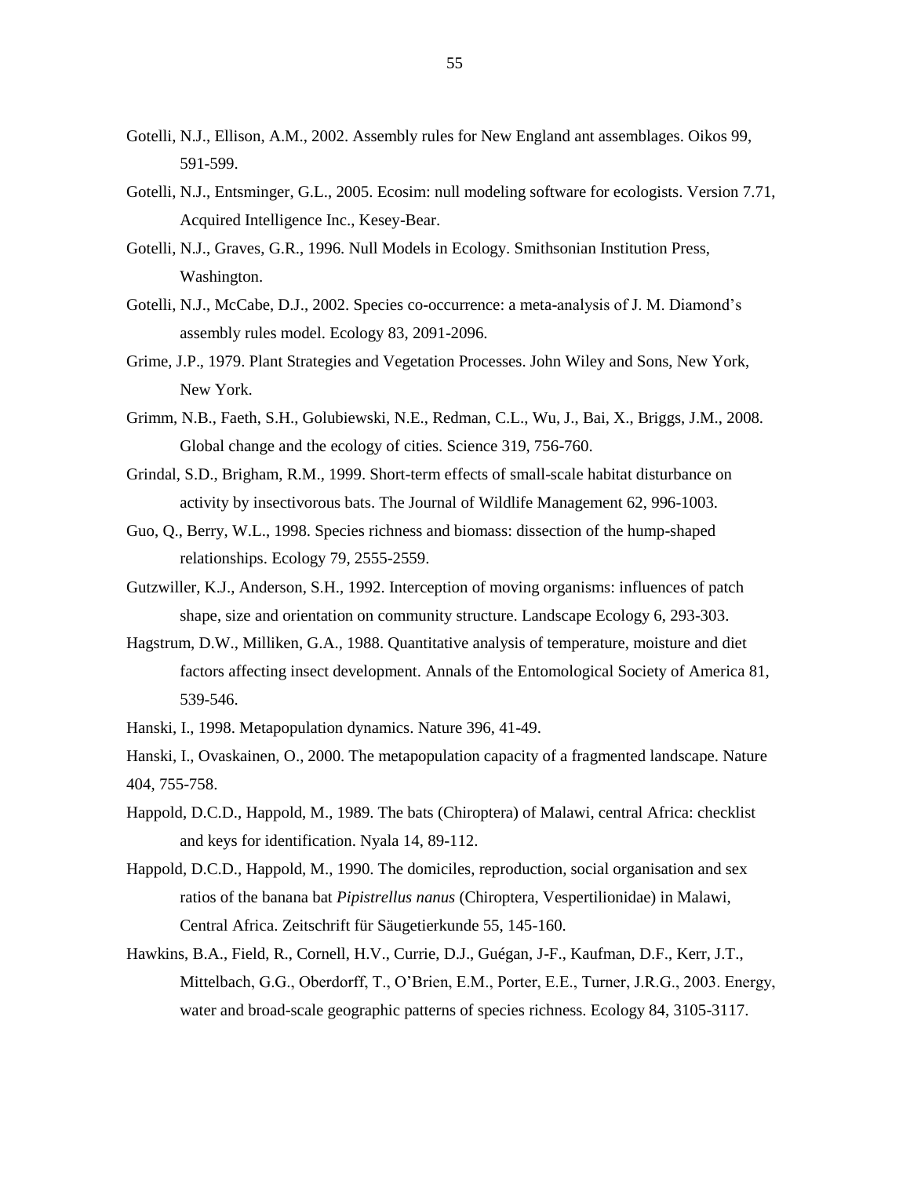Gotelli, N.J., Ellison, A.M., 2002. Assembly rules for New England ant assemblages. Oikos 99, 591-599.

Gotelli, N.J., Entsminger, G.L., 2005. Ecosim: null modeling software for ecologists. Version 7.71, Acquired Intelligence Inc., Kesey-Bear.

Gotelli, N.J., Graves, G.R., 1996. Null Models in Ecology. Smithsonian Institution Press, Washington.

Gotelli, N.J., McCabe, D.J., 2002. Species co-occurrence: a meta-analysis of J. M. Diamond's assembly rules model. Ecology 83, 2091-2096.

Grime, J.P., 1979. Plant Strategies and Vegetation Processes. John Wiley and Sons, New York, New York.

Grimm, N.B., Faeth, S.H., Golubiewski, N.E., Redman, C.L., Wu, J., Bai, X., Briggs, J.M., 2008. Global change and the ecology of cities. Science 319, 756-760.

Grindal, S.D., Brigham, R.M., 1999. Short-term effects of small-scale habitat disturbance on activity by insectivorous bats. The Journal of Wildlife Management 62, 996-1003.

Guo, Q., Berry, W.L., 1998. Species richness and biomass: dissection of the hump-shaped relationships. Ecology 79, 2555-2559.

Gutzwiller, K.J., Anderson, S.H., 1992. Interception of moving organisms: influences of patch shape, size and orientation on community structure. Landscape Ecology 6, 293-303.

Hagstrum, D.W., Milliken, G.A., 1988. Quantitative analysis of temperature, moisture and diet factors affecting insect development. Annals of the Entomological Society of America 81, 539-546.

Hanski, I., 1998. Metapopulation dynamics. Nature 396, 41-49.

Hanski, I., Ovaskainen, O., 2000. The metapopulation capacity of a fragmented landscape. Nature 404, 755-758.

Happold, D.C.D., Happold, M., 1989. The bats (Chiroptera) of Malawi, central Africa: checklist and keys for identification. Nyala 14, 89-112.

Happold, D.C.D., Happold, M., 1990. The domiciles, reproduction, social organisation and sex ratios of the banana bat *Pipistrellus nanus* (Chiroptera, Vespertilionidae) in Malawi, Central Africa. Zeitschrift für Säugetierkunde 55, 145-160.

Hawkins, B.A., Field, R., Cornell, H.V., Currie, D.J., Guégan, J-F., Kaufman, D.F., Kerr, J.T., Mittelbach, G.G., Oberdorff, T., O'Brien, E.M., Porter, E.E., Turner, J.R.G., 2003. Energy, water and broad-scale geographic patterns of species richness. Ecology 84, 3105-3117.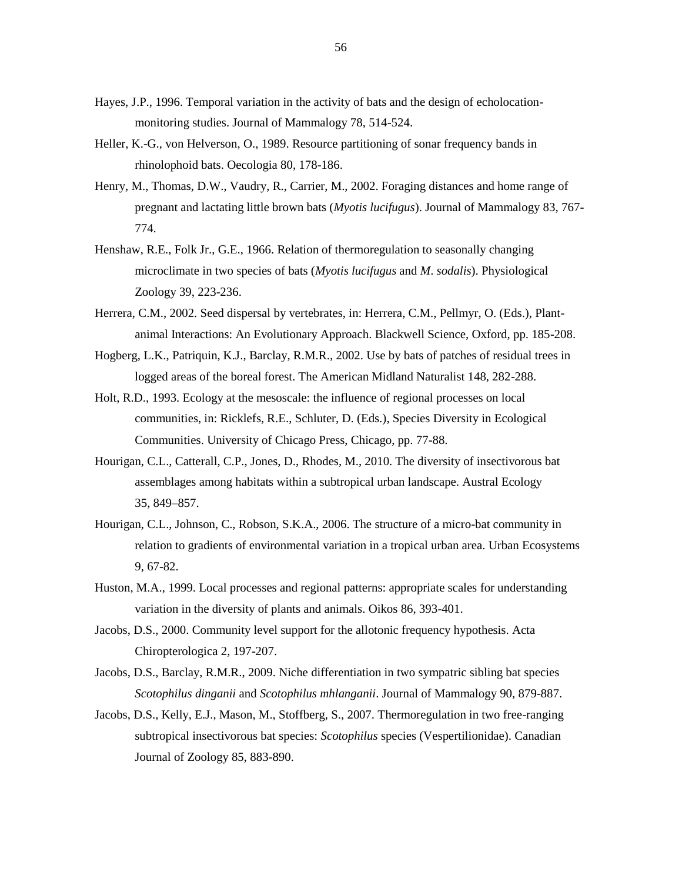Hayes, J.P., 1996. Temporal variation in the activity of bats and the design of echolocation-monitoring studies. Journal of Mammalogy 78, 514-524.

Heller, K.-G., von Helverson, O., 1989. Resource partitioning of sonar frequency bands in rhinolophoid bats. Oecologia 80, 178-186.

Henry, M., Thomas, D.W., Vaudry, R., Carrier, M., 2002. Foraging distances and home range of pregnant and lactating little brown bats (*Myotis lucifugus*). Journal of Mammalogy 83, 767-774.

Henshaw, R.E., Folk Jr., G.E., 1966. Relation of thermoregulation to seasonally changing microclimate in two species of bats (*Myotis lucifugus* and *M. sodalis*). Physiological Zoology 39, 223-236.

Herrera, C.M., 2002. Seed dispersal by vertebrates, in: Herrera, C.M., Pellmyr, O. (Eds.), Plant-animal Interactions: An Evolutionary Approach. Blackwell Science, Oxford, pp. 185-208.

Hogberg, L.K., Patriquin, K.J., Barclay, R.M.R., 2002. Use by bats of patches of residual trees in logged areas of the boreal forest. The American Midland Naturalist 148, 282-288.

Holt, R.D., 1993. Ecology at the mesoscale: the influence of regional processes on local communities, in: Ricklefs, R.E., Schluter, D. (Eds.), Species Diversity in Ecological Communities. University of Chicago Press, Chicago, pp. 77-88.

Hourigan, C.L., Catterall, C.P., Jones, D., Rhodes, M., 2010. The diversity of insectivorous bat assemblages among habitats within a subtropical urban landscape. Austral Ecology 35, 849–857.

Hourigan, C.L., Johnson, C., Robson, S.K.A., 2006. The structure of a micro-bat community in relation to gradients of environmental variation in a tropical urban area. Urban Ecosystems 9, 67-82.

Huston, M.A., 1999. Local processes and regional patterns: appropriate scales for understanding variation in the diversity of plants and animals. Oikos 86, 393-401.

Jacobs, D.S., 2000. Community level support for the allotonic frequency hypothesis. Acta Chiropterologica 2, 197-207.

Jacobs, D.S., Barclay, R.M.R., 2009. Niche differentiation in two sympatric sibling bat species *Scotophilus dinganii* and *Scotophilus mhlanganii*. Journal of Mammalogy 90, 879-887.

Jacobs, D.S., Kelly, E.J., Mason, M., Stoffberg, S., 2007. Thermoregulation in two free-ranging subtropical insectivorous bat species: *Scotophilus* species (Vespertilionidae). Canadian Journal of Zoology 85, 883-890.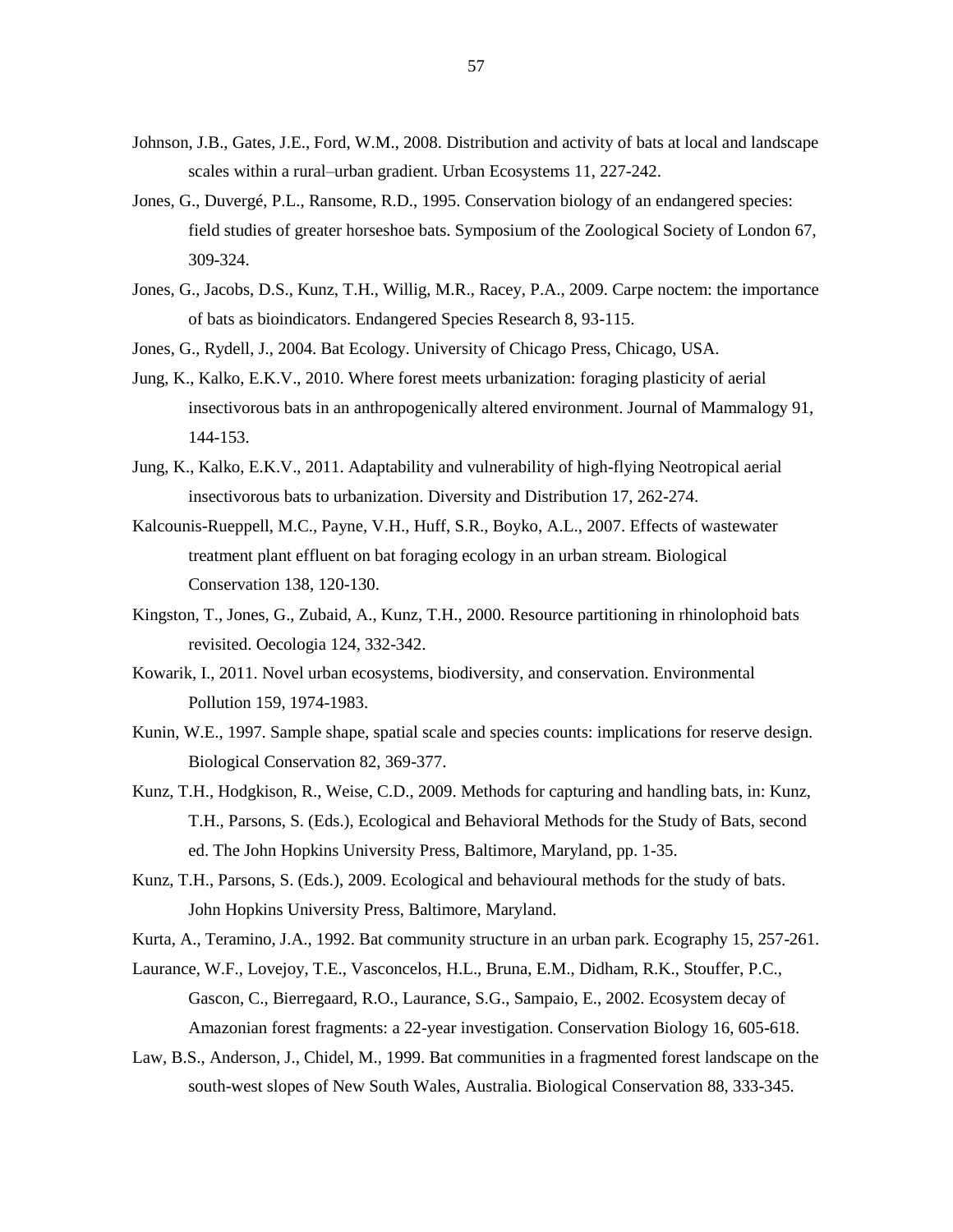Johnson, J.B., Gates, J.E., Ford, W.M., 2008. Distribution and activity of bats at local and landscape scales within a rural–urban gradient. Urban Ecosystems 11, 227-242.

Jones, G., Duvergé, P.L., Ransome, R.D., 1995. Conservation biology of an endangered species: field studies of greater horseshoe bats. Symposium of the Zoological Society of London 67, 309-324.

Jones, G., Jacobs, D.S., Kunz, T.H., Willig, M.R., Racey, P.A., 2009. Carpe noctem: the importance of bats as bioindicators. Endangered Species Research 8, 93-115.

Jones, G., Rydell, J., 2004. Bat Ecology. University of Chicago Press, Chicago, USA.

Jung, K., Kalko, E.K.V., 2010. Where forest meets urbanization: foraging plasticity of aerial insectivorous bats in an anthropogenically altered environment. Journal of Mammalogy 91, 144-153.

Jung, K., Kalko, E.K.V., 2011. Adaptability and vulnerability of high-flying Neotropical aerial insectivorous bats to urbanization. Diversity and Distribution 17, 262-274.

Kalcounis-Rueppell, M.C., Payne, V.H., Huff, S.R., Boyko, A.L., 2007. Effects of wastewater treatment plant effluent on bat foraging ecology in an urban stream. Biological Conservation 138, 120-130.

Kingston, T., Jones, G., Zubaid, A., Kunz, T.H., 2000. Resource partitioning in rhinolophoid bats revisited. Oecologia 124, 332-342.

Kowarik, I., 2011. Novel urban ecosystems, biodiversity, and conservation. Environmental Pollution 159, 1974-1983.

Kunin, W.E., 1997. Sample shape, spatial scale and species counts: implications for reserve design. Biological Conservation 82, 369-377.

Kunz, T.H., Hodgkison, R., Weise, C.D., 2009. Methods for capturing and handling bats, in: Kunz, T.H., Parsons, S. (Eds.), Ecological and Behavioral Methods for the Study of Bats, second ed. The John Hopkins University Press, Baltimore, Maryland, pp. 1-35.

Kunz, T.H., Parsons, S. (Eds.), 2009. Ecological and behavioural methods for the study of bats. John Hopkins University Press, Baltimore, Maryland.

Kurta, A., Teramino, J.A., 1992. Bat community structure in an urban park. Ecography 15, 257-261.

Laurance, W.F., Lovejoy, T.E., Vasconcelos, H.L., Bruna, E.M., Didham, R.K., Stouffer, P.C., Gascon, C., Bierregaard, R.O., Laurance, S.G., Sampaio, E., 2002. Ecosystem decay of Amazonian forest fragments: a 22-year investigation. Conservation Biology 16, 605-618.

Law, B.S., Anderson, J., Chidel, M., 1999. Bat communities in a fragmented forest landscape on the south-west slopes of New South Wales, Australia. Biological Conservation 88, 333-345.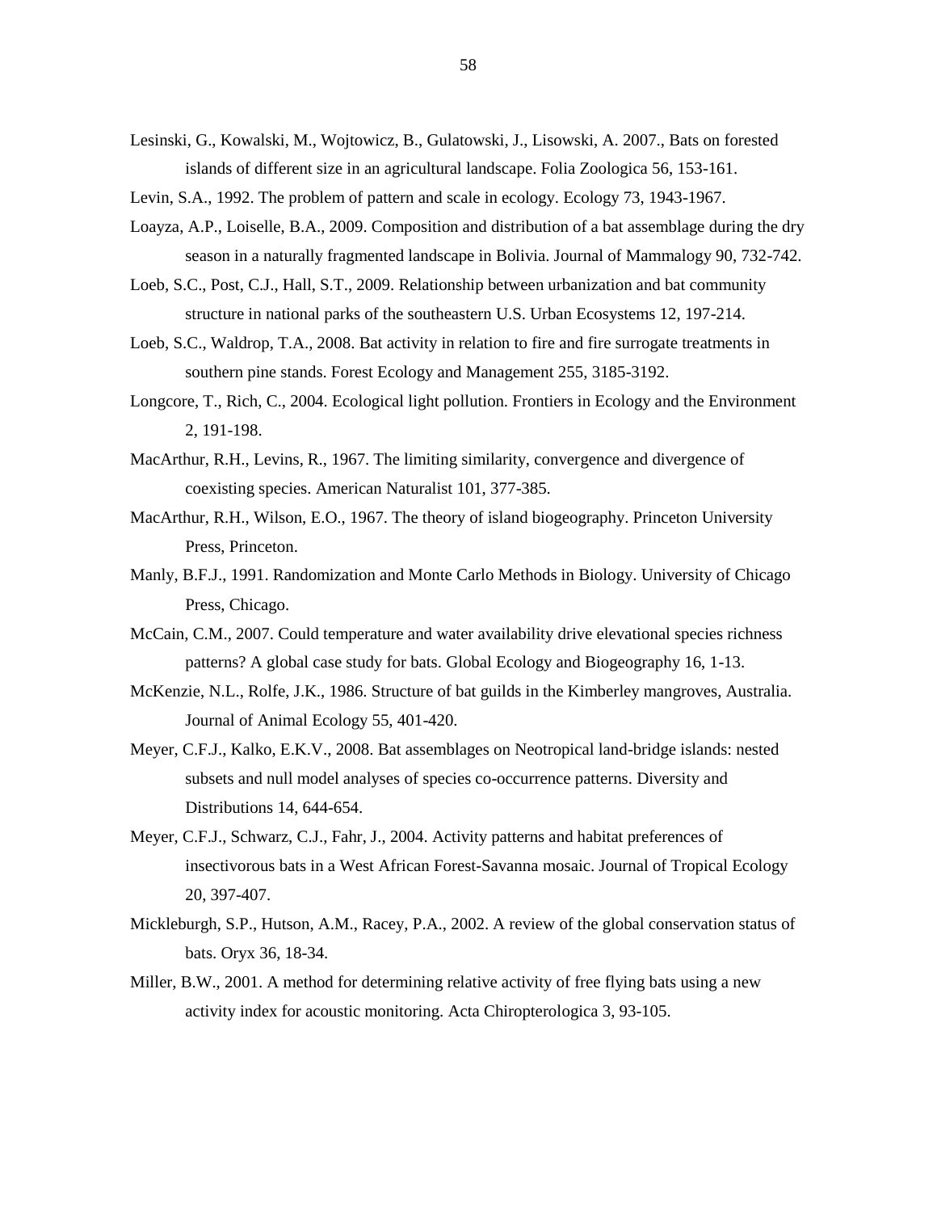Lesinski, G., Kowalski, M., Wojtowicz, B., Gulatowski, J., Lisowski, A. 2007., Bats on forested islands of different size in an agricultural landscape. Folia Zoologica 56, 153-161.

Levin, S.A., 1992. The problem of pattern and scale in ecology. Ecology 73, 1943-1967.

Loayza, A.P., Loiselle, B.A., 2009. Composition and distribution of a bat assemblage during the dry season in a naturally fragmented landscape in Bolivia. Journal of Mammalogy 90, 732-742.

Loeb, S.C., Post, C.J., Hall, S.T., 2009. Relationship between urbanization and bat community structure in national parks of the southeastern U.S. Urban Ecosystems 12, 197-214.

Loeb, S.C., Waldrop, T.A., 2008. Bat activity in relation to fire and fire surrogate treatments in southern pine stands. Forest Ecology and Management 255, 3185-3192.

Longcore, T., Rich, C., 2004. Ecological light pollution. Frontiers in Ecology and the Environment 2, 191-198.

MacArthur, R.H., Levins, R., 1967. The limiting similarity, convergence and divergence of coexisting species. American Naturalist 101, 377-385.

MacArthur, R.H., Wilson, E.O., 1967. The theory of island biogeography. Princeton University Press, Princeton.

Manly, B.F.J., 1991. Randomization and Monte Carlo Methods in Biology. University of Chicago Press, Chicago.

McCain, C.M., 2007. Could temperature and water availability drive elevational species richness patterns? A global case study for bats. Global Ecology and Biogeography 16, 1-13.

McKenzie, N.L., Rolfe, J.K., 1986. Structure of bat guilds in the Kimberley mangroves, Australia. Journal of Animal Ecology 55, 401-420.

Meyer, C.F.J., Kalko, E.K.V., 2008. Bat assemblages on Neotropical land-bridge islands: nested subsets and null model analyses of species co-occurrence patterns. Diversity and Distributions 14, 644-654.

Meyer, C.F.J., Schwarz, C.J., Fahr, J., 2004. Activity patterns and habitat preferences of insectivorous bats in a West African Forest-Savanna mosaic. Journal of Tropical Ecology 20, 397-407.

Mickleburgh, S.P., Hutson, A.M., Racey, P.A., 2002. A review of the global conservation status of bats. Oryx 36, 18-34.

Miller, B.W., 2001. A method for determining relative activity of free flying bats using a new activity index for acoustic monitoring. Acta Chiropterologica 3, 93-105.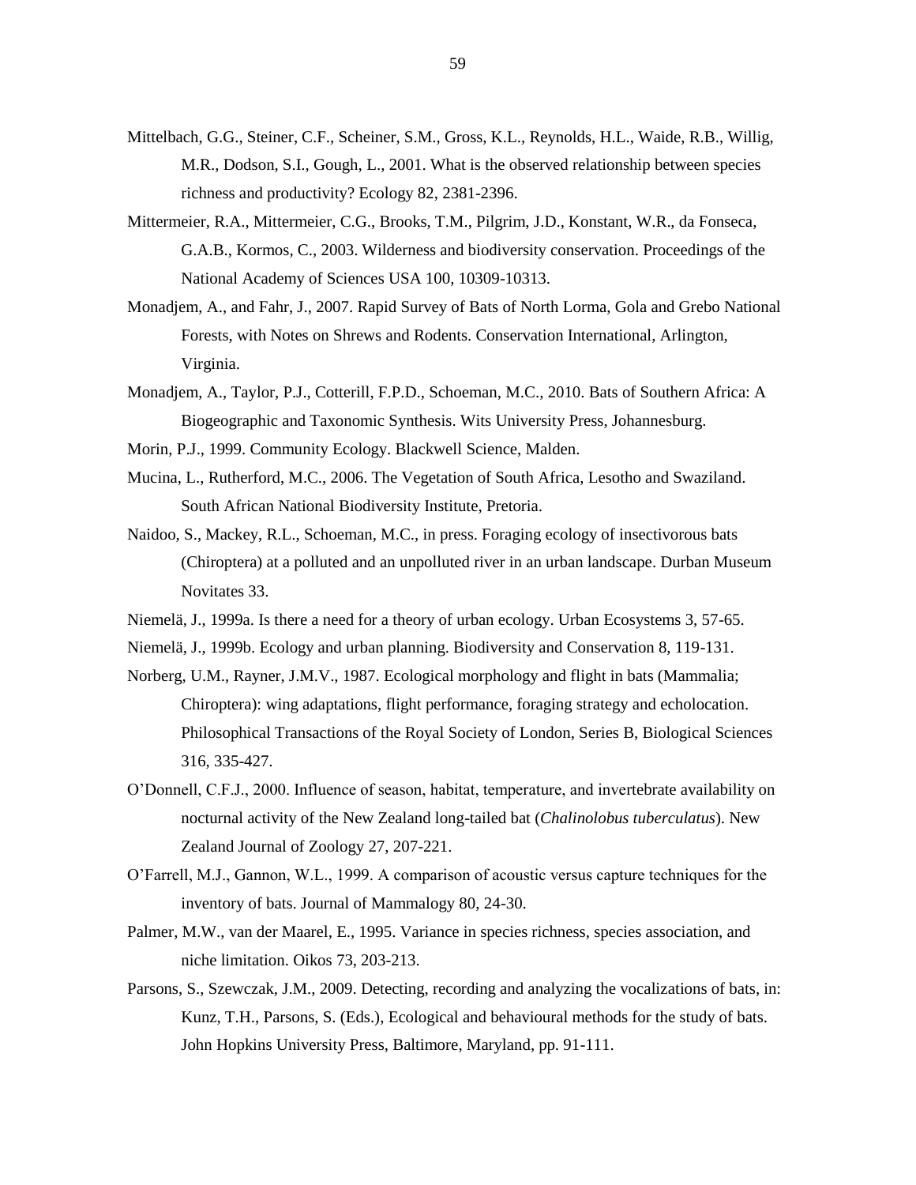Mittelbach, G.G., Steiner, C.F., Scheiner, S.M., Gross, K.L., Reynolds, H.L., Waide, R.B., Willig, M.R., Dodson, S.I., Gough, L., 2001. What is the observed relationship between species richness and productivity? Ecology 82, 2381-2396.

Mittermeier, R.A., Mittermeier, C.G., Brooks, T.M., Pilgrim, J.D., Konstant, W.R., da Fonseca, G.A.B., Kormos, C., 2003. Wilderness and biodiversity conservation. Proceedings of the National Academy of Sciences USA 100, 10309-10313.

Monadjem, A., and Fahr, J., 2007. Rapid Survey of Bats of North Lorma, Gola and Grebo National Forests, with Notes on Shrews and Rodents. Conservation International, Arlington, Virginia.

Monadjem, A., Taylor, P.J., Cotterill, F.P.D., Schoeman, M.C., 2010. Bats of Southern Africa: A Biogeographic and Taxonomic Synthesis. Wits University Press, Johannesburg.

Morin, P.J., 1999. Community Ecology. Blackwell Science, Malden.

Mucina, L., Rutherford, M.C., 2006. The Vegetation of South Africa, Lesotho and Swaziland. South African National Biodiversity Institute, Pretoria.

Naidoo, S., Mackey, R.L., Schoeman, M.C., in press. Foraging ecology of insectivorous bats (Chiroptera) at a polluted and an unpolluted river in an urban landscape. Durban Museum Novitates 33.

Niemelä, J., 1999a. Is there a need for a theory of urban ecology. Urban Ecosystems 3, 57-65.

Niemelä, J., 1999b. Ecology and urban planning. Biodiversity and Conservation 8, 119-131.

Norberg, U.M., Rayner, J.M.V., 1987. Ecological morphology and flight in bats (Mammalia; Chiroptera): wing adaptations, flight performance, foraging strategy and echolocation. Philosophical Transactions of the Royal Society of London, Series B, Biological Sciences 316, 335-427.

O'Donnell, C.F.J., 2000. Influence of season, habitat, temperature, and invertebrate availability on nocturnal activity of the New Zealand long-tailed bat (*Chalinolobus tuberculatus*). New Zealand Journal of Zoology 27, 207-221.

O'Farrell, M.J., Gannon, W.L., 1999. A comparison of acoustic versus capture techniques for the inventory of bats. Journal of Mammalogy 80, 24-30.

Palmer, M.W., van der Maarel, E., 1995. Variance in species richness, species association, and niche limitation. Oikos 73, 203-213.

Parsons, S., Szewczak, J.M., 2009. Detecting, recording and analyzing the vocalizations of bats, in: Kunz, T.H., Parsons, S. (Eds.), Ecological and behavioural methods for the study of bats. John Hopkins University Press, Baltimore, Maryland, pp. 91-111.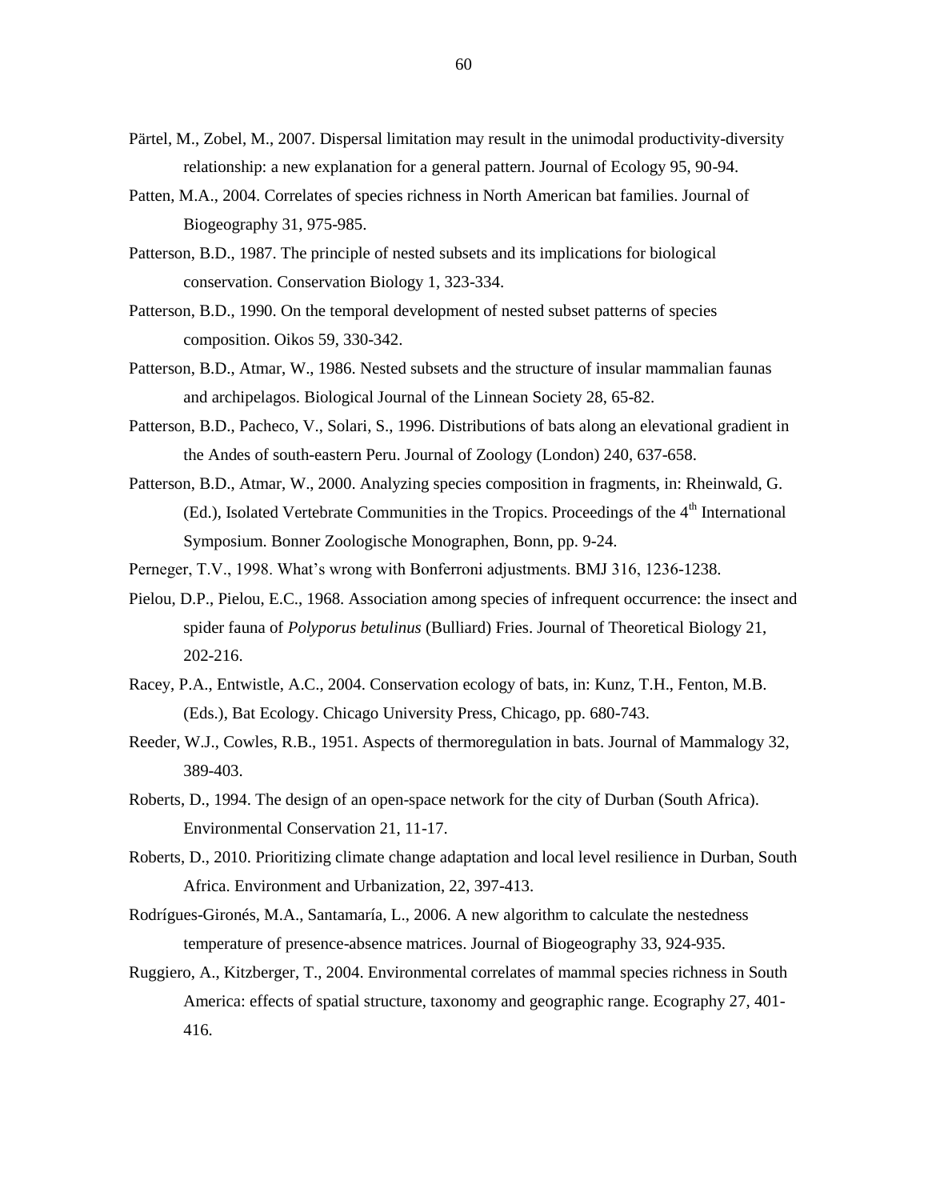Pärtel, M., Zobel, M., 2007. Dispersal limitation may result in the unimodal productivity-diversity relationship: a new explanation for a general pattern. Journal of Ecology 95, 90-94.

Patten, M.A., 2004. Correlates of species richness in North American bat families. Journal of Biogeography 31, 975-985.

Patterson, B.D., 1987. The principle of nested subsets and its implications for biological conservation. Conservation Biology 1, 323-334.

Patterson, B.D., 1990. On the temporal development of nested subset patterns of species composition. Oikos 59, 330-342.

Patterson, B.D., Atmar, W., 1986. Nested subsets and the structure of insular mammalian faunas and archipelagos. Biological Journal of the Linnean Society 28, 65-82.

Patterson, B.D., Pacheco, V., Solari, S., 1996. Distributions of bats along an elevational gradient in the Andes of south-eastern Peru. Journal of Zoology (London) 240, 637-658.

Patterson, B.D., Atmar, W., 2000. Analyzing species composition in fragments, in: Rheinwald, G. (Ed.), Isolated Vertebrate Communities in the Tropics. Proceedings of the 4th International Symposium. Bonner Zoologische Monographen, Bonn, pp. 9-24.

Perneger, T.V., 1998. What's wrong with Bonferroni adjustments. BMJ 316, 1236-1238.

Pielou, D.P., Pielou, E.C., 1968. Association among species of infrequent occurrence: the insect and spider fauna of *Polyporus betulinus* (Bulliard) Fries. Journal of Theoretical Biology 21, 202-216.

Racey, P.A., Entwistle, A.C., 2004. Conservation ecology of bats, in: Kunz, T.H., Fenton, M.B. (Eds.), Bat Ecology. Chicago University Press, Chicago, pp. 680-743.

Reeder, W.J., Cowles, R.B., 1951. Aspects of thermoregulation in bats. Journal of Mammalogy 32, 389-403.

Roberts, D., 1994. The design of an open-space network for the city of Durban (South Africa). Environmental Conservation 21, 11-17.

Roberts, D., 2010. Prioritizing climate change adaptation and local level resilience in Durban, South Africa. Environment and Urbanization, 22, 397-413.

Rodrígues-Gironés, M.A., Santamaría, L., 2006. A new algorithm to calculate the nestedness temperature of presence-absence matrices. Journal of Biogeography 33, 924-935.

Ruggiero, A., Kitzberger, T., 2004. Environmental correlates of mammal species richness in South America: effects of spatial structure, taxonomy and geographic range. Ecography 27, 401-416.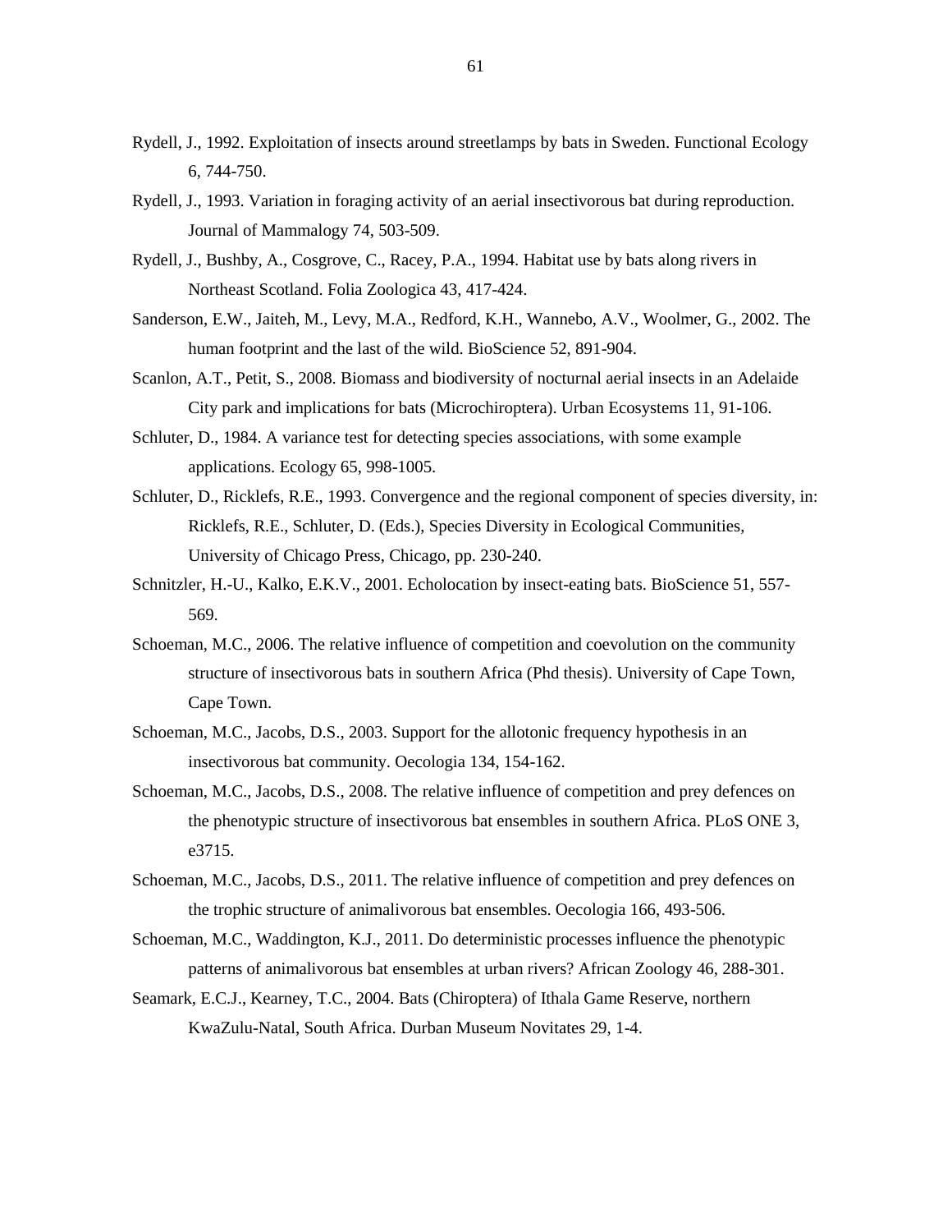Rydell, J., 1992. Exploitation of insects around streetlamps by bats in Sweden. Functional Ecology 6, 744-750.

Rydell, J., 1993. Variation in foraging activity of an aerial insectivorous bat during reproduction. Journal of Mammalogy 74, 503-509.

Rydell, J., Bushby, A., Cosgrove, C., Racey, P.A., 1994. Habitat use by bats along rivers in Northeast Scotland. Folia Zoologica 43, 417-424.

Sanderson, E.W., Jaiteh, M., Levy, M.A., Redford, K.H., Wannebo, A.V., Woolmer, G., 2002. The human footprint and the last of the wild. BioScience 52, 891-904.

Scanlon, A.T., Petit, S., 2008. Biomass and biodiversity of nocturnal aerial insects in an Adelaide City park and implications for bats (Microchiroptera). Urban Ecosystems 11, 91-106.

Schluter, D., 1984. A variance test for detecting species associations, with some example applications. Ecology 65, 998-1005.

Schluter, D., Ricklefs, R.E., 1993. Convergence and the regional component of species diversity, in: Ricklefs, R.E., Schluter, D. (Eds.), Species Diversity in Ecological Communities, University of Chicago Press, Chicago, pp. 230-240.

Schnitzler, H.-U., Kalko, E.K.V., 2001. Echolocation by insect-eating bats. BioScience 51, 557-569.

Schoeman, M.C., 2006. The relative influence of competition and coevolution on the community structure of insectivorous bats in southern Africa (Phd thesis). University of Cape Town, Cape Town.

Schoeman, M.C., Jacobs, D.S., 2003. Support for the allotonic frequency hypothesis in an insectivorous bat community. Oecologia 134, 154-162.

Schoeman, M.C., Jacobs, D.S., 2008. The relative influence of competition and prey defences on the phenotypic structure of insectivorous bat ensembles in southern Africa. PLoS ONE 3, e3715.

Schoeman, M.C., Jacobs, D.S., 2011. The relative influence of competition and prey defences on the trophic structure of animalivorous bat ensembles. Oecologia 166, 493-506.

Schoeman, M.C., Waddington, K.J., 2011. Do deterministic processes influence the phenotypic patterns of animalivorous bat ensembles at urban rivers? African Zoology 46, 288-301.

Seamark, E.C.J., Kearney, T.C., 2004. Bats (Chiroptera) of Ithala Game Reserve, northern KwaZulu-Natal, South Africa. Durban Museum Novitates 29, 1-4.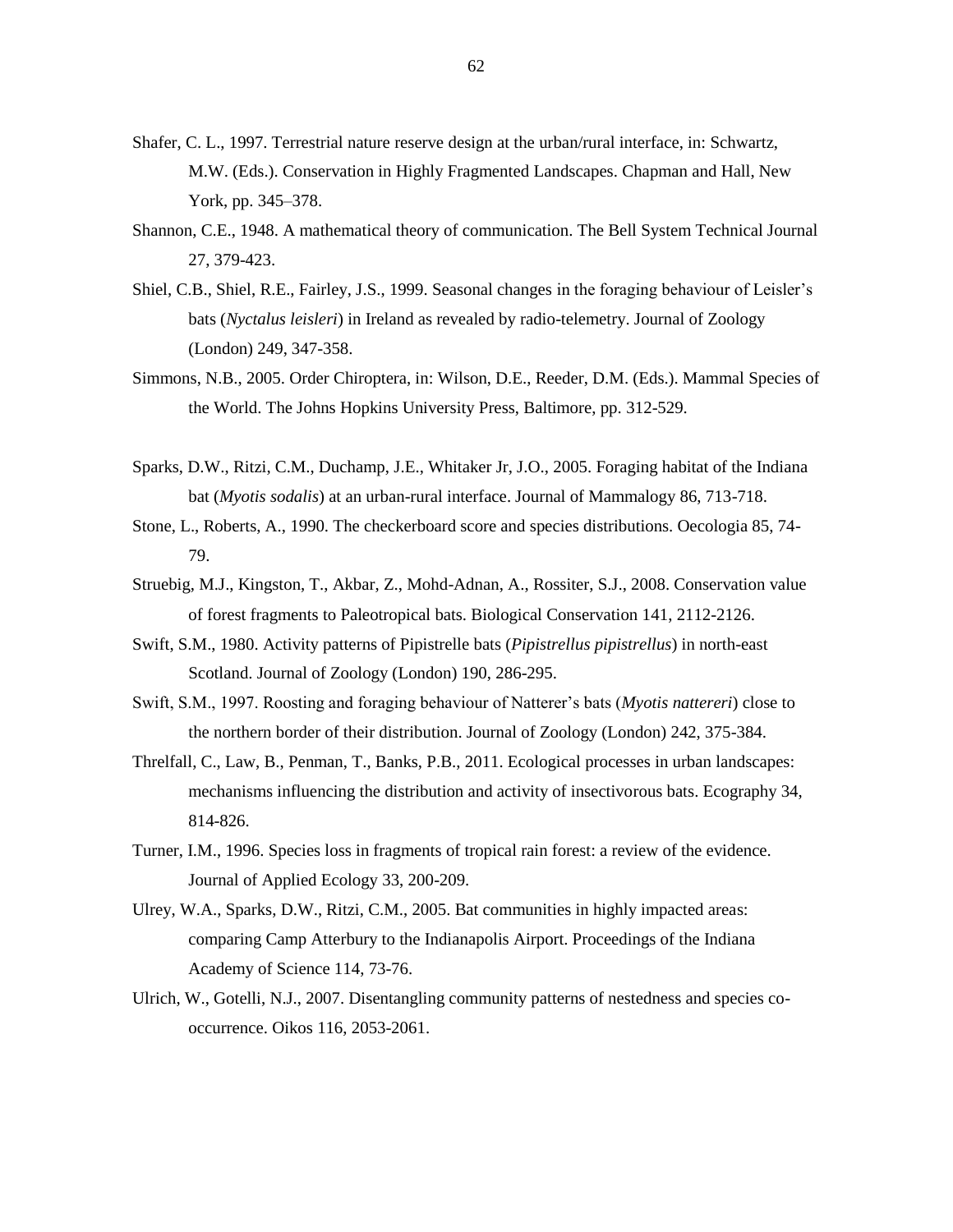Shafer, C. L., 1997. Terrestrial nature reserve design at the urban/rural interface, in: Schwartz, M.W. (Eds.). Conservation in Highly Fragmented Landscapes. Chapman and Hall, New York, pp. 345–378.

Shannon, C.E., 1948. A mathematical theory of communication. The Bell System Technical Journal 27, 379-423.

Shiel, C.B., Shiel, R.E., Fairley, J.S., 1999. Seasonal changes in the foraging behaviour of Leisler's bats (*Nyctalus leisleri*) in Ireland as revealed by radio-telemetry. Journal of Zoology (London) 249, 347-358.

Simmons, N.B., 2005. Order Chiroptera, in: Wilson, D.E., Reeder, D.M. (Eds.). Mammal Species of the World. The Johns Hopkins University Press, Baltimore, pp. 312-529.

Sparks, D.W., Ritzi, C.M., Duchamp, J.E., Whitaker Jr, J.O., 2005. Foraging habitat of the Indiana bat (*Myotis sodalis*) at an urban-rural interface. Journal of Mammalogy 86, 713-718.

Stone, L., Roberts, A., 1990. The checkerboard score and species distributions. Oecologia 85, 74-79.

Struebig, M.J., Kingston, T., Akbar, Z., Mohd-Adnan, A., Rossiter, S.J., 2008. Conservation value of forest fragments to Paleotropical bats. Biological Conservation 141, 2112-2126.

Swift, S.M., 1980. Activity patterns of Pipistrelle bats (*Pipistrellus pipistrellus*) in north-east Scotland. Journal of Zoology (London) 190, 286-295.

Swift, S.M., 1997. Roosting and foraging behaviour of Natterer's bats (*Myotis nattereri*) close to the northern border of their distribution. Journal of Zoology (London) 242, 375-384.

Threlfall, C., Law, B., Penman, T., Banks, P.B., 2011. Ecological processes in urban landscapes: mechanisms influencing the distribution and activity of insectivorous bats. Ecography 34, 814-826.

Turner, I.M., 1996. Species loss in fragments of tropical rain forest: a review of the evidence. Journal of Applied Ecology 33, 200-209.

Ulrey, W.A., Sparks, D.W., Ritzi, C.M., 2005. Bat communities in highly impacted areas: comparing Camp Atterbury to the Indianapolis Airport. Proceedings of the Indiana Academy of Science 114, 73-76.

Ulrich, W., Gotelli, N.J., 2007. Disentangling community patterns of nestedness and species co-occurrence. Oikos 116, 2053-2061.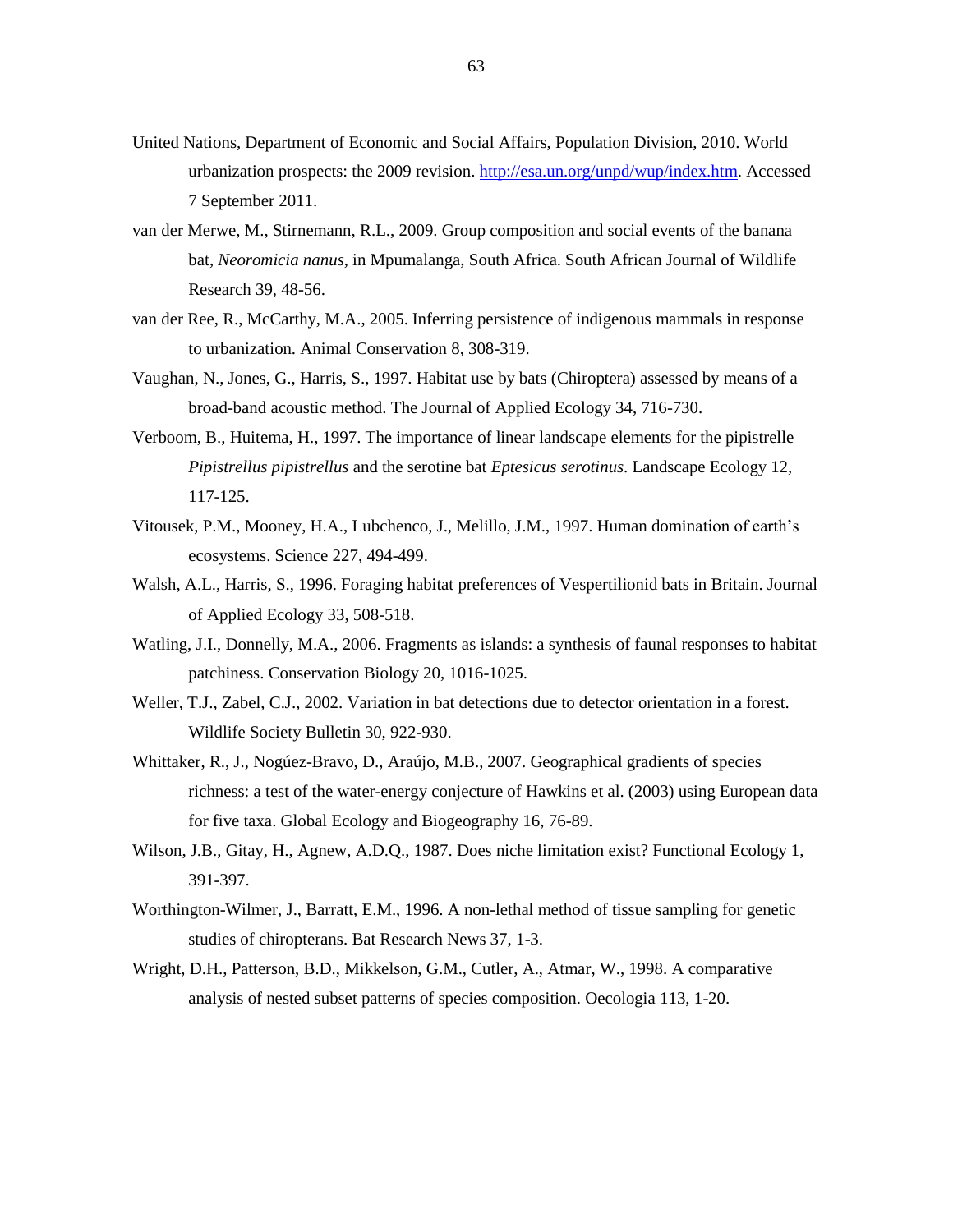United Nations, Department of Economic and Social Affairs, Population Division, 2010. World urbanization prospects: the 2009 revision. http://esa.un.org/unpd/wup/index.htm. Accessed 7 September 2011.

van der Merwe, M., Stirnemann, R.L., 2009. Group composition and social events of the banana bat, *Neoromicia nanus*, in Mpumalanga, South Africa. South African Journal of Wildlife Research 39, 48-56.

van der Ree, R., McCarthy, M.A., 2005. Inferring persistence of indigenous mammals in response to urbanization. Animal Conservation 8, 308-319.

Vaughan, N., Jones, G., Harris, S., 1997. Habitat use by bats (Chiroptera) assessed by means of a broad-band acoustic method. The Journal of Applied Ecology 34, 716-730.

Verboom, B., Huitema, H., 1997. The importance of linear landscape elements for the pipistrelle *Pipistrellus pipistrellus* and the serotine bat *Eptesicus serotinus*. Landscape Ecology 12, 117-125.

Vitousek, P.M., Mooney, H.A., Lubchenco, J., Melillo, J.M., 1997. Human domination of earth's ecosystems. Science 227, 494-499.

Walsh, A.L., Harris, S., 1996. Foraging habitat preferences of Vespertilionid bats in Britain. Journal of Applied Ecology 33, 508-518.

Watling, J.I., Donnelly, M.A., 2006. Fragments as islands: a synthesis of faunal responses to habitat patchiness. Conservation Biology 20, 1016-1025.

Weller, T.J., Zabel, C.J., 2002. Variation in bat detections due to detector orientation in a forest. Wildlife Society Bulletin 30, 922-930.

Whittaker, R., J., Nogúez-Bravo, D., Araújo, M.B., 2007. Geographical gradients of species richness: a test of the water-energy conjecture of Hawkins et al. (2003) using European data for five taxa. Global Ecology and Biogeography 16, 76-89.

Wilson, J.B., Gitay, H., Agnew, A.D.Q., 1987. Does niche limitation exist? Functional Ecology 1, 391-397.

Worthington-Wilmer, J., Barratt, E.M., 1996. A non-lethal method of tissue sampling for genetic studies of chiropterans. Bat Research News 37, 1-3.

Wright, D.H., Patterson, B.D., Mikkelson, G.M., Cutler, A., Atmar, W., 1998. A comparative analysis of nested subset patterns of species composition. Oecologia 113, 1-20.